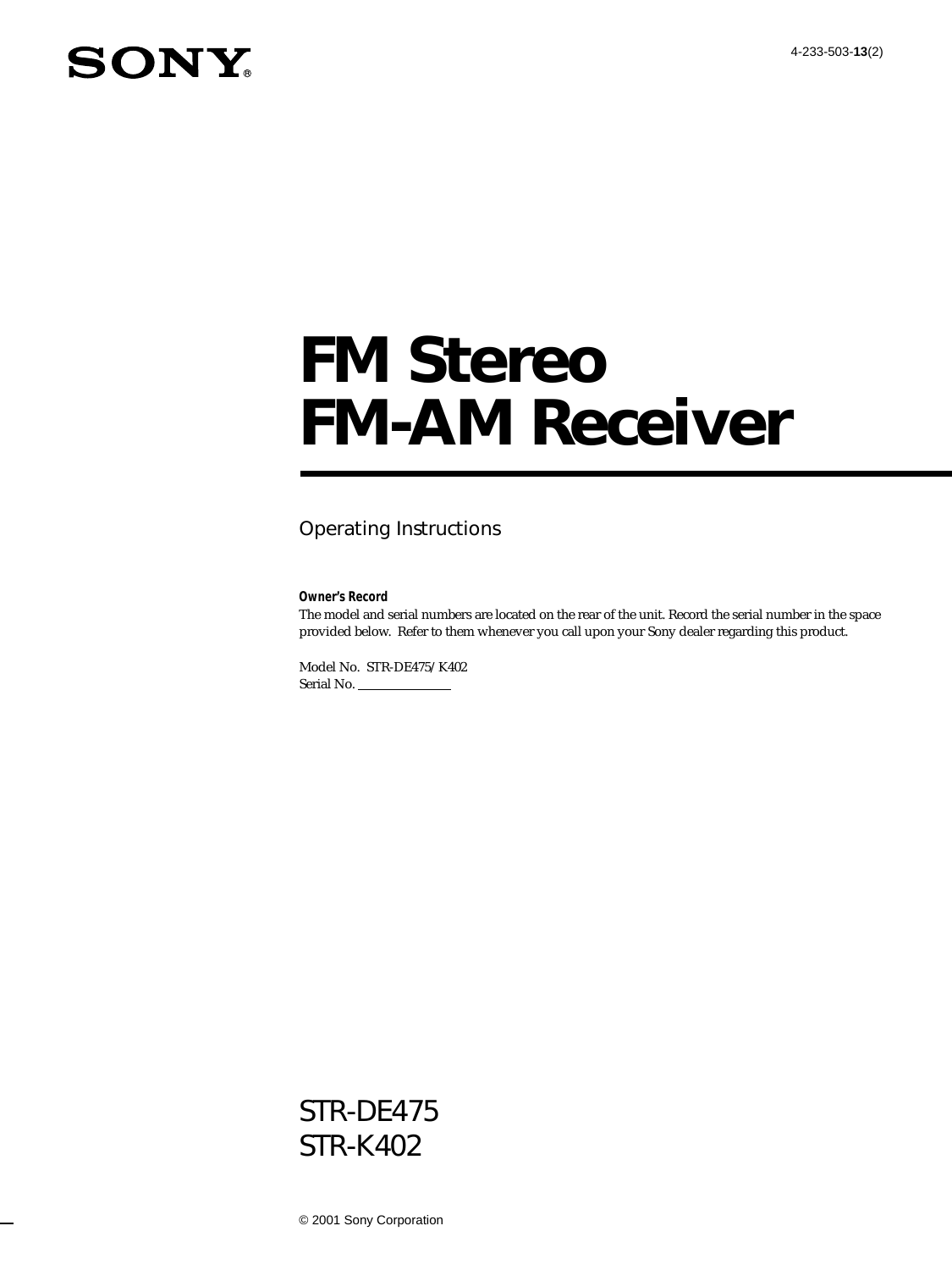SONY®

4-233-503-**13**(2)

# FM Stereo FM-AM Receiver

Operating Instructions

***Owner's Record***

The model and serial numbers are located on the rear of the unit. Record the serial number in the space provided below. Refer to them whenever you call upon your Sony dealer regarding this product.

Model No. STR-DE475/K402

Serial No. ______________

STR-DE475

STR-K402

© 2001 Sony Corporation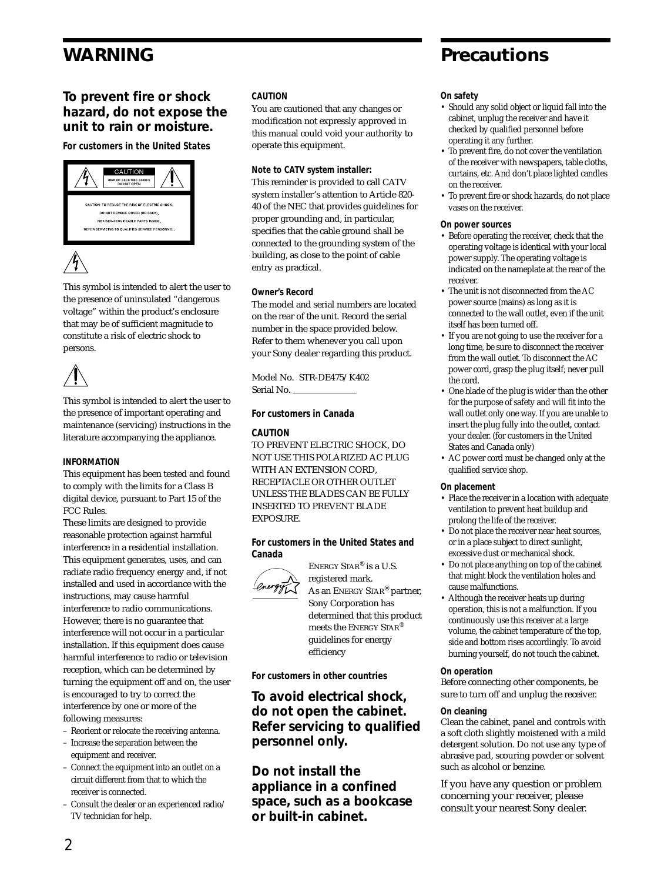# WARNING

## To prevent fire or shock hazard, do not expose the unit to rain or moisture.

**For customers in the United States**

CAUTION
RISK OF ELECTRIC SHOCK
DO NOT OPEN

CAUTION: TO REDUCE THE RISK OF ELECTRIC SHOCK,
DO NOT REMOVE COVER (OR BACK).
NO USER-SERVICEABLE PARTS INSIDE.
REFER SERVICING TO QUALIFIED SERVICE PERSONNEL.

This symbol is intended to alert the user to the presence of uninsulated "dangerous voltage" within the product's enclosure that may be of sufficient magnitude to constitute a risk of electric shock to persons.

This symbol is intended to alert the user to the presence of important operating and maintenance (servicing) instructions in the literature accompanying the appliance.

**INFORMATION**

This equipment has been tested and found to comply with the limits for a Class B digital device, pursuant to Part 15 of the FCC Rules.

These limits are designed to provide reasonable protection against harmful interference in a residential installation. This equipment generates, uses, and can radiate radio frequency energy and, if not installed and used in accordance with the instructions, may cause harmful interference to radio communications. However, there is no guarantee that interference will not occur in a particular installation. If this equipment does cause harmful interference to radio or television reception, which can be determined by turning the equipment off and on, the user is encouraged to try to correct the interference by one or more of the following measures:

- Reorient or relocate the receiving antenna.
- Increase the separation between the equipment and receiver.
- Connect the equipment into an outlet on a circuit different from that to which the receiver is connected.
- Consult the dealer or an experienced radio/TV technician for help.

**CAUTION**

You are cautioned that any changes or modification not expressly approved in this manual could void your authority to operate this equipment.

**Note to CATV system installer:**

This reminder is provided to call CATV system installer's attention to Article 820-40 of the NEC that provides guidelines for proper grounding and, in particular, specifies that the cable ground shall be connected to the grounding system of the building, as close to the point of cable entry as practical.

**Owner's Record**

The model and serial numbers are located on the rear of the unit. Record the serial number in the space provided below. Refer to them whenever you call upon your Sony dealer regarding this product.

Model No. STR-DE475/K402
Serial No. ____________

**For customers in Canada**

**CAUTION**

TO PREVENT ELECTRIC SHOCK, DO NOT USE THIS POLARIZED AC PLUG WITH AN EXTENSION CORD, RECEPTACLE OR OTHER OUTLET UNLESS THE BLADES CAN BE FULLY INSERTED TO PREVENT BLADE EXPOSURE.

**For customers in the United States and Canada**

ENERGY STAR® is a U.S. registered mark.
As an ENERGY STAR® partner, Sony Corporation has determined that this product meets the ENERGY STAR® guidelines for energy efficiency

**For customers in other countries**

## To avoid electrical shock, do not open the cabinet. Refer servicing to qualified personnel only.

## Do not install the appliance in a confined space, such as a bookcase or built-in cabinet.

# Precautions

**On safety**

- Should any solid object or liquid fall into the cabinet, unplug the receiver and have it checked by qualified personnel before operating it any further.
- To prevent fire, do not cover the ventilation of the receiver with newspapers, table cloths, curtains, etc. And don't place lighted candles on the receiver.
- To prevent fire or shock hazards, do not place vases on the receiver.

**On power sources**

- Before operating the receiver, check that the operating voltage is identical with your local power supply. The operating voltage is indicated on the nameplate at the rear of the receiver.
- The unit is not disconnected from the AC power source (mains) as long as it is connected to the wall outlet, even if the unit itself has been turned off.
- If you are not going to use the receiver for a long time, be sure to disconnect the receiver from the wall outlet. To disconnect the AC power cord, grasp the plug itself; never pull the cord.
- One blade of the plug is wider than the other for the purpose of safety and will fit into the wall outlet only one way. If you are unable to insert the plug fully into the outlet, contact your dealer. (for customers in the United States and Canada only)
- AC power cord must be changed only at the qualified service shop.

**On placement**

- Place the receiver in a location with adequate ventilation to prevent heat buildup and prolong the life of the receiver.
- Do not place the receiver near heat sources, or in a place subject to direct sunlight, excessive dust or mechanical shock.
- Do not place anything on top of the cabinet that might block the ventilation holes and cause malfunctions.
- Although the receiver heats up during operation, this is not a malfunction. If you continuously use this receiver at a large volume, the cabinet temperature of the top, side and bottom rises accordingly. To avoid burning yourself, do not touch the cabinet.

**On operation**

Before connecting other components, be sure to turn off and unplug the receiver.

**On cleaning**

Clean the cabinet, panel and controls with a soft cloth slightly moistened with a mild detergent solution. Do not use any type of abrasive pad, scouring powder or solvent such as alcohol or benzine.

If you have any question or problem concerning your receiver, please consult your nearest Sony dealer.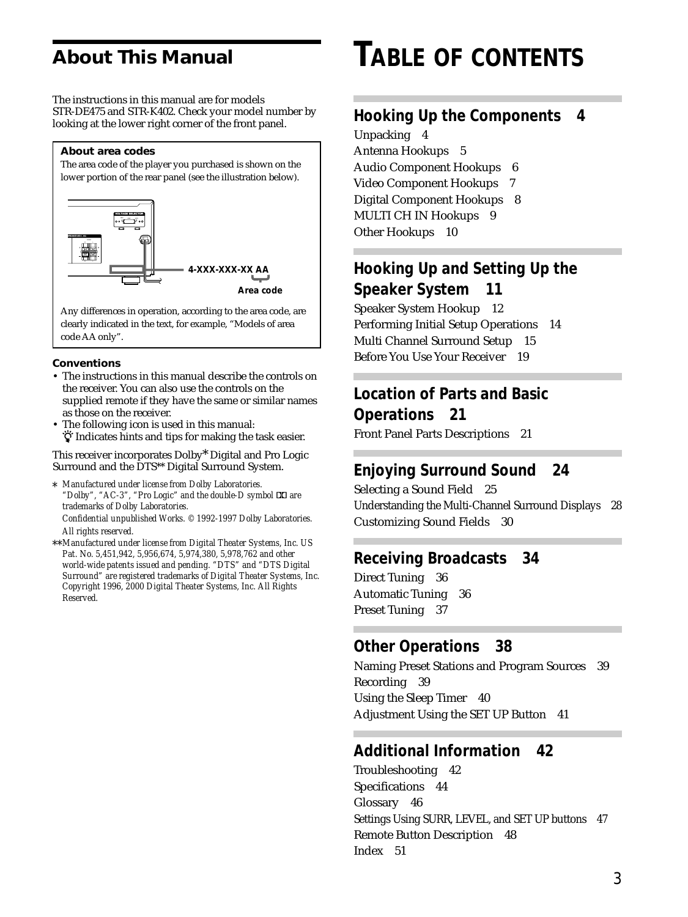## About This Manual

The instructions in this manual are for models STR-DE475 and STR-K402. Check your model number by looking at the lower right corner of the front panel.

**About area codes**

The area code of the player you purchased is shown on the lower portion of the rear panel (see the illustration below).

4-XXX-XXX-XX AA

Area code

Any differences in operation, according to the area code, are clearly indicated in the text, for example, "Models of area code AA only".

**Conventions**

- The instructions in this manual describe the controls on the receiver. You can also use the controls on the supplied remote if they have the same or similar names as those on the receiver.
- The following icon is used in this manual:
  Indicates hints and tips for making the task easier.

This receiver incorporates Dolby* Digital and Pro Logic Surround and the DTS** Digital Surround System.

*\* Manufactured under license from Dolby Laboratories. "Dolby", "AC-3", "Pro Logic" and the double-D symbol are trademarks of Dolby Laboratories.*
*Confidential unpublished Works. © 1992-1997 Dolby Laboratories. All rights reserved.*

*\*\*Manufactured under license from Digital Theater Systems, Inc. US Pat. No. 5,451,942, 5,956,674, 5,974,380, 5,978,762 and other world-wide patents issued and pending. "DTS" and "DTS Digital Surround" are registered trademarks of Digital Theater Systems, Inc. Copyright 1996, 2000 Digital Theater Systems, Inc. All Rights Reserved.*

# TABLE OF CONTENTS

## Hooking Up the Components 4

Unpacking 4
Antenna Hookups 5
Audio Component Hookups 6
Video Component Hookups 7
Digital Component Hookups 8
MULTI CH IN Hookups 9
Other Hookups 10

## Hooking Up and Setting Up the Speaker System 11

Speaker System Hookup 12
Performing Initial Setup Operations 14
Multi Channel Surround Setup 15
Before You Use Your Receiver 19

## Location of Parts and Basic Operations 21

Front Panel Parts Descriptions 21

## Enjoying Surround Sound 24

Selecting a Sound Field 25
Understanding the Multi-Channel Surround Displays 28
Customizing Sound Fields 30

## Receiving Broadcasts 34

Direct Tuning 36
Automatic Tuning 36
Preset Tuning 37

## Other Operations 38

Naming Preset Stations and Program Sources 39
Recording 39
Using the Sleep Timer 40
Adjustment Using the SET UP Button 41

## Additional Information 42

Troubleshooting 42
Specifications 44
Glossary 46
Settings Using SURR, LEVEL, and SET UP buttons 47
Remote Button Description 48
Index 51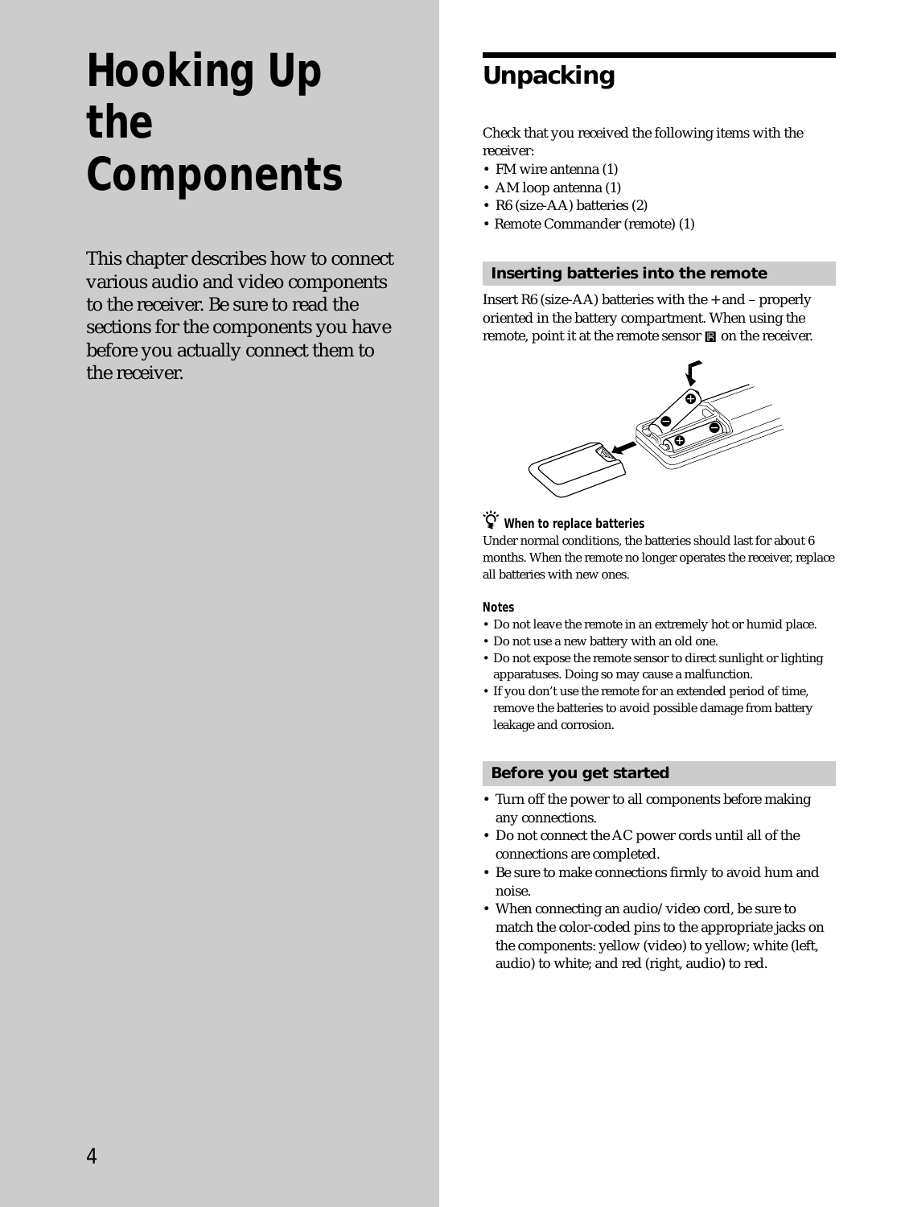# Hooking Up the Components

This chapter describes how to connect various audio and video components to the receiver. Be sure to read the sections for the components you have before you actually connect them to the receiver.

## Unpacking

Check that you received the following items with the receiver:

- FM wire antenna (1)
- AM loop antenna (1)
- R6 (size-AA) batteries (2)
- Remote Commander (remote) (1)

### Inserting batteries into the remote

Insert R6 (size-AA) batteries with the + and – properly oriented in the battery compartment. When using the remote, point it at the remote sensor on the receiver.

**When to replace batteries**

Under normal conditions, the batteries should last for about 6 months. When the remote no longer operates the receiver, replace all batteries with new ones.

**Notes**

- Do not leave the remote in an extremely hot or humid place.
- Do not use a new battery with an old one.
- Do not expose the remote sensor to direct sunlight or lighting apparatuses. Doing so may cause a malfunction.
- If you don't use the remote for an extended period of time, remove the batteries to avoid possible damage from battery leakage and corrosion.

### Before you get started

- Turn off the power to all components before making any connections.
- Do not connect the AC power cords until all of the connections are completed.
- Be sure to make connections firmly to avoid hum and noise.
- When connecting an audio/video cord, be sure to match the color-coded pins to the appropriate jacks on the components: yellow (video) to yellow; white (left, audio) to white; and red (right, audio) to red.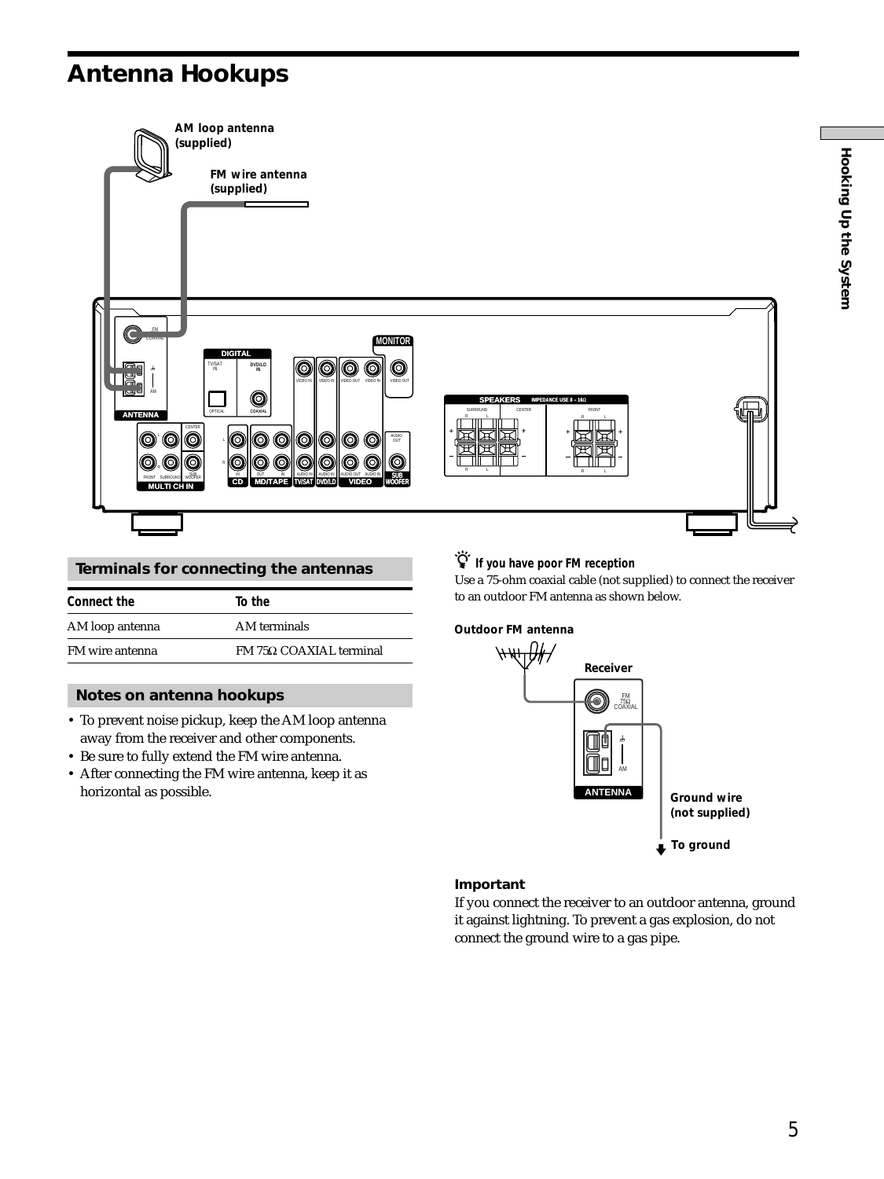# Antenna Hookups

## Terminals for connecting the antennas

| Connect the | To the |
|---|---|
| AM loop antenna | AM terminals |
| FM wire antenna | FM 75Ω COAXIAL terminal |

## Notes on antenna hookups

- To prevent noise pickup, keep the AM loop antenna away from the receiver and other components.
- Be sure to fully extend the FM wire antenna.
- After connecting the FM wire antenna, keep it as horizontal as possible.

### If you have poor FM reception

Use a 75-ohm coaxial cable (not supplied) to connect the receiver to an outdoor FM antenna as shown below.

**Important**

If you connect the receiver to an outdoor antenna, ground it against lightning. To prevent a gas explosion, do not connect the ground wire to a gas pipe.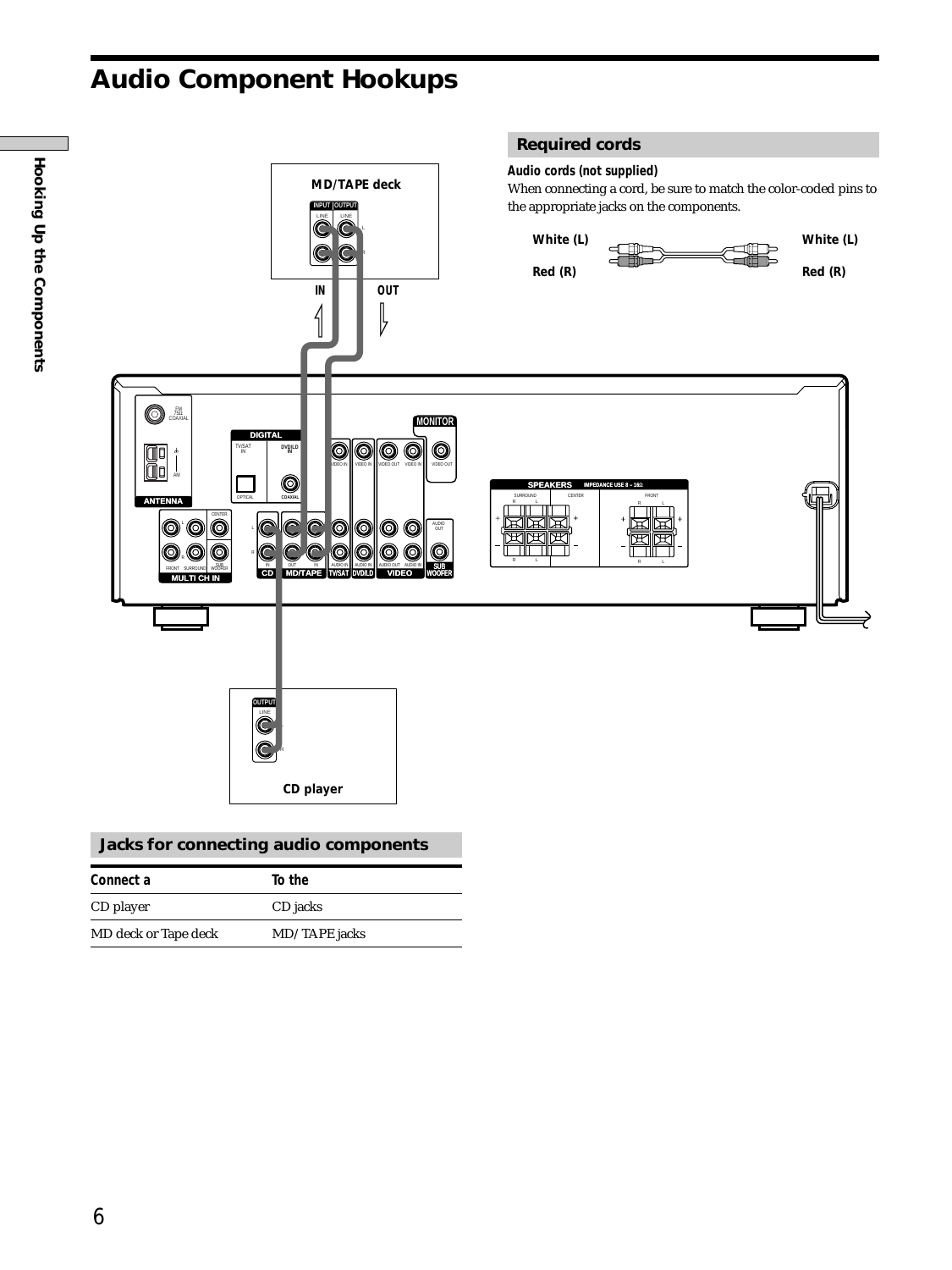# Audio Component Hookups

## Required cords

***Audio cords (not supplied)***

When connecting a cord, be sure to match the color-coded pins to the appropriate jacks on the components.

White (L) — White (L)

Red (R) — Red (R)

## Jacks for connecting audio components

| *Connect a* | *To the* |
| --- | --- |
| CD player | CD jacks |
| MD deck or Tape deck | MD/TAPE jacks |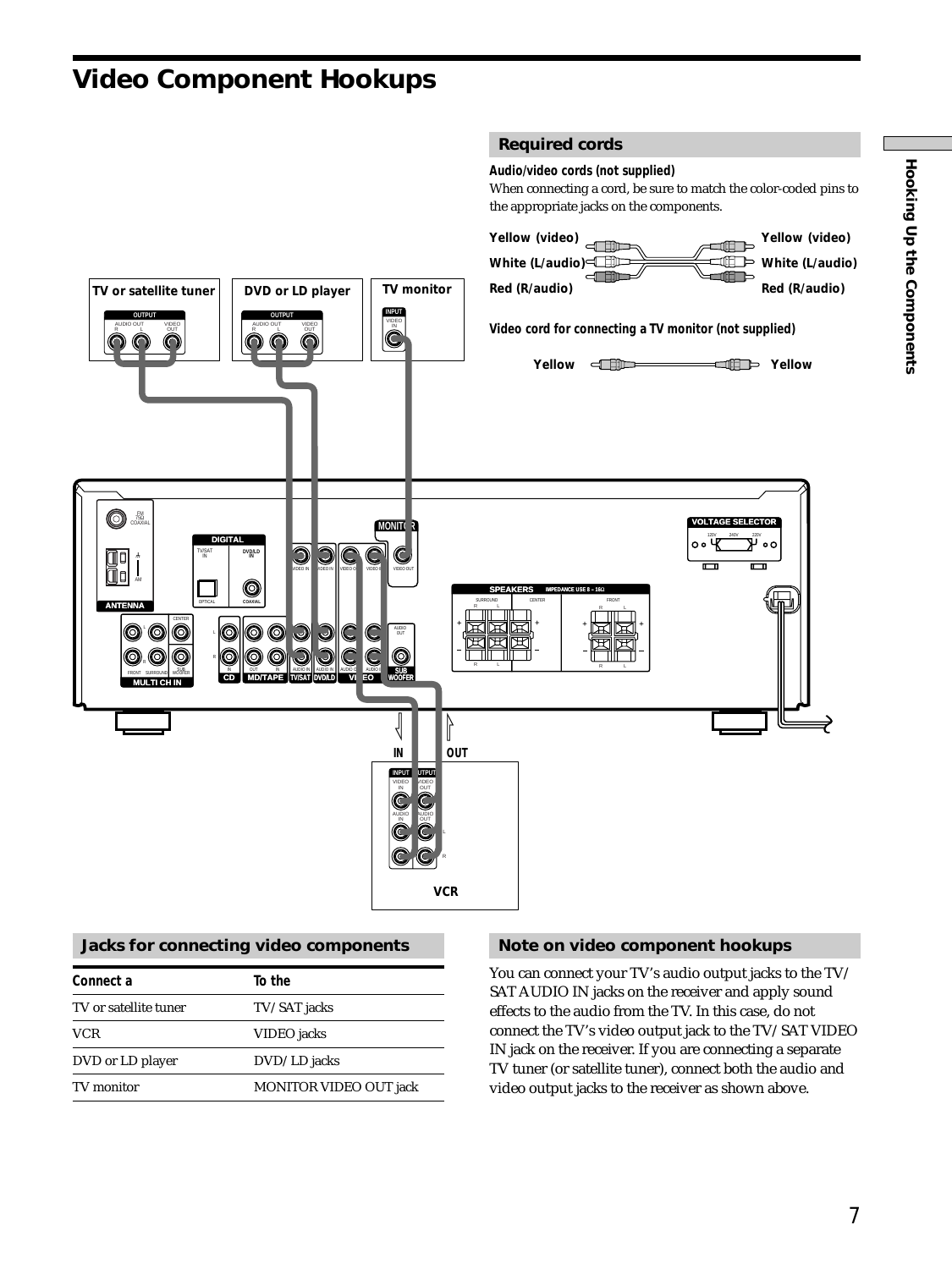# Video Component Hookups

## Required cords

**Audio/video cords (not supplied)**

When connecting a cord, be sure to match the color-coded pins to the appropriate jacks on the components.

Yellow (video) — Yellow (video)
White (L/audio) — White (L/audio)
Red (R/audio) — Red (R/audio)

**Video cord for connecting a TV monitor (not supplied)**

Yellow — Yellow

## Jacks for connecting video components

| Connect a | To the |
|---|---|
| TV or satellite tuner | TV/SAT jacks |
| VCR | VIDEO jacks |
| DVD or LD player | DVD/LD jacks |
| TV monitor | MONITOR VIDEO OUT jack |

## Note on video component hookups

You can connect your TV's audio output jacks to the TV/SAT AUDIO IN jacks on the receiver and apply sound effects to the audio from the TV. In this case, do not connect the TV's video output jack to the TV/SAT VIDEO IN jack on the receiver. If you are connecting a separate TV tuner (or satellite tuner), connect both the audio and video output jacks to the receiver as shown above.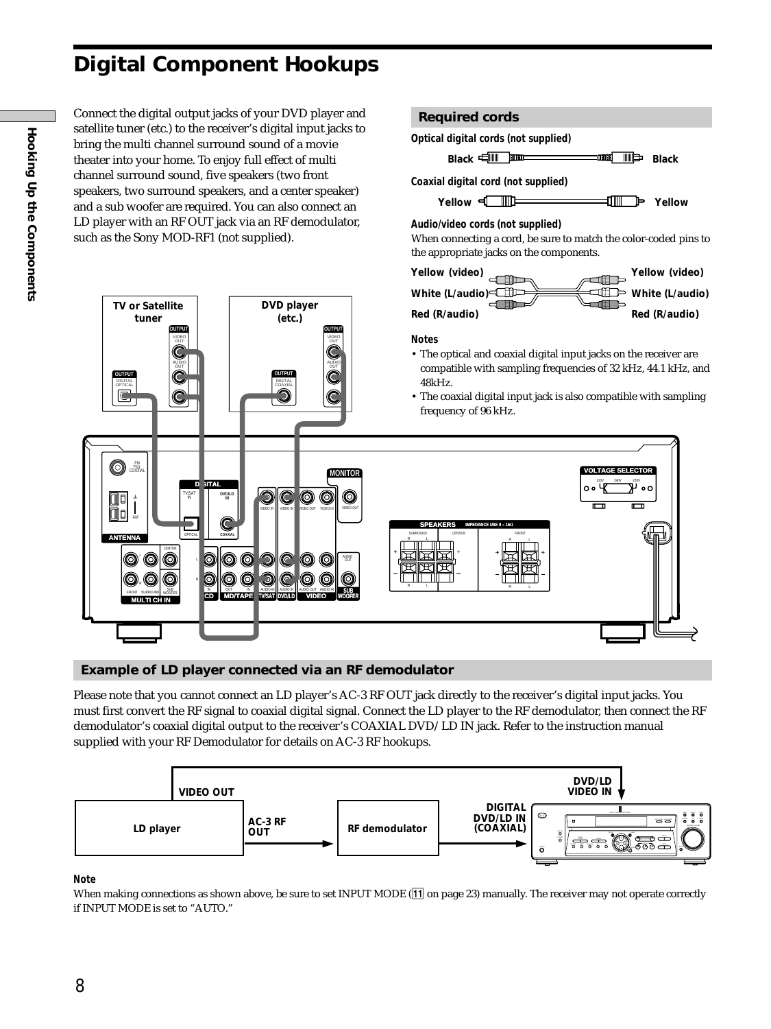# Digital Component Hookups

Connect the digital output jacks of your DVD player and satellite tuner (etc.) to the receiver's digital input jacks to bring the multi channel surround sound of a movie theater into your home. To enjoy full effect of multi channel surround sound, five speakers (two front speakers, two surround speakers, and a center speaker) and a sub woofer are required. You can also connect an LD player with an RF OUT jack via an RF demodulator, such as the Sony MOD-RF1 (not supplied).

## Required cords

**Optical digital cords (not supplied)**

Black — Black

**Coaxial digital cord (not supplied)**

Yellow — Yellow

**Audio/video cords (not supplied)**

When connecting a cord, be sure to match the color-coded pins to the appropriate jacks on the components.

Yellow (video) — Yellow (video)
White (L/audio) — White (L/audio)
Red (R/audio) — Red (R/audio)

**Notes**

- The optical and coaxial digital input jacks on the receiver are compatible with sampling frequencies of 32 kHz, 44.1 kHz, and 48kHz.
- The coaxial digital input jack is also compatible with sampling frequency of 96 kHz.

## Example of LD player connected via an RF demodulator

Please note that you cannot connect an LD player's AC-3 RF OUT jack directly to the receiver's digital input jacks. You must first convert the RF signal to coaxial digital signal. Connect the LD player to the RF demodulator, then connect the RF demodulator's coaxial digital output to the receiver's COAXIAL DVD/LD IN jack. Refer to the instruction manual supplied with your RF Demodulator for details on AC-3 RF hookups.

**Note**

When making connections as shown above, be sure to set INPUT MODE (11 on page 23) manually. The receiver may not operate correctly if INPUT MODE is set to "AUTO."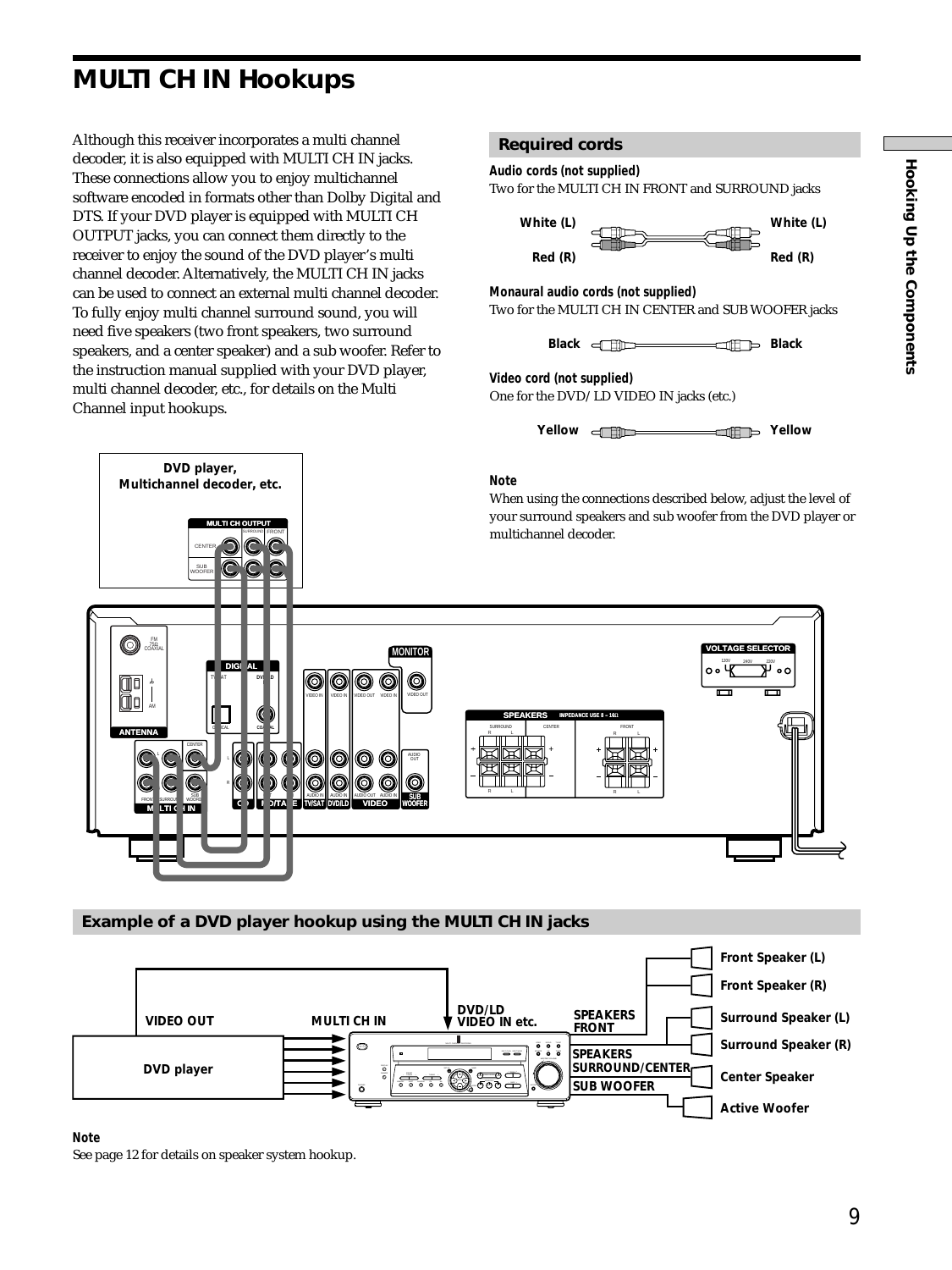# MULTI CH IN Hookups

Although this receiver incorporates a multi channel decoder, it is also equipped with MULTI CH IN jacks. These connections allow you to enjoy multichannel software encoded in formats other than Dolby Digital and DTS. If your DVD player is equipped with MULTI CH OUTPUT jacks, you can connect them directly to the receiver to enjoy the sound of the DVD player's multi channel decoder. Alternatively, the MULTI CH IN jacks can be used to connect an external multi channel decoder. To fully enjoy multi channel surround sound, you will need five speakers (two front speakers, two surround speakers, and a center speaker) and a sub woofer. Refer to the instruction manual supplied with your DVD player, multi channel decoder, etc., for details on the Multi Channel input hookups.

## Required cords

**Audio cords (not supplied)**
Two for the MULTI CH IN FRONT and SURROUND jacks

White (L) — White (L)
Red (R) — Red (R)

**Monaural audio cords (not supplied)**
Two for the MULTI CH IN CENTER and SUB WOOFER jacks

Black — Black

**Video cord (not supplied)**
One for the DVD/LD VIDEO IN jacks (etc.)

Yellow — Yellow

***Note***
When using the connections described below, adjust the level of your surround speakers and sub woofer from the DVD player or multichannel decoder.

DVD player, Multichannel decoder, etc.

## Example of a DVD player hookup using the MULTI CH IN jacks

***Note***
See page 12 for details on speaker system hookup.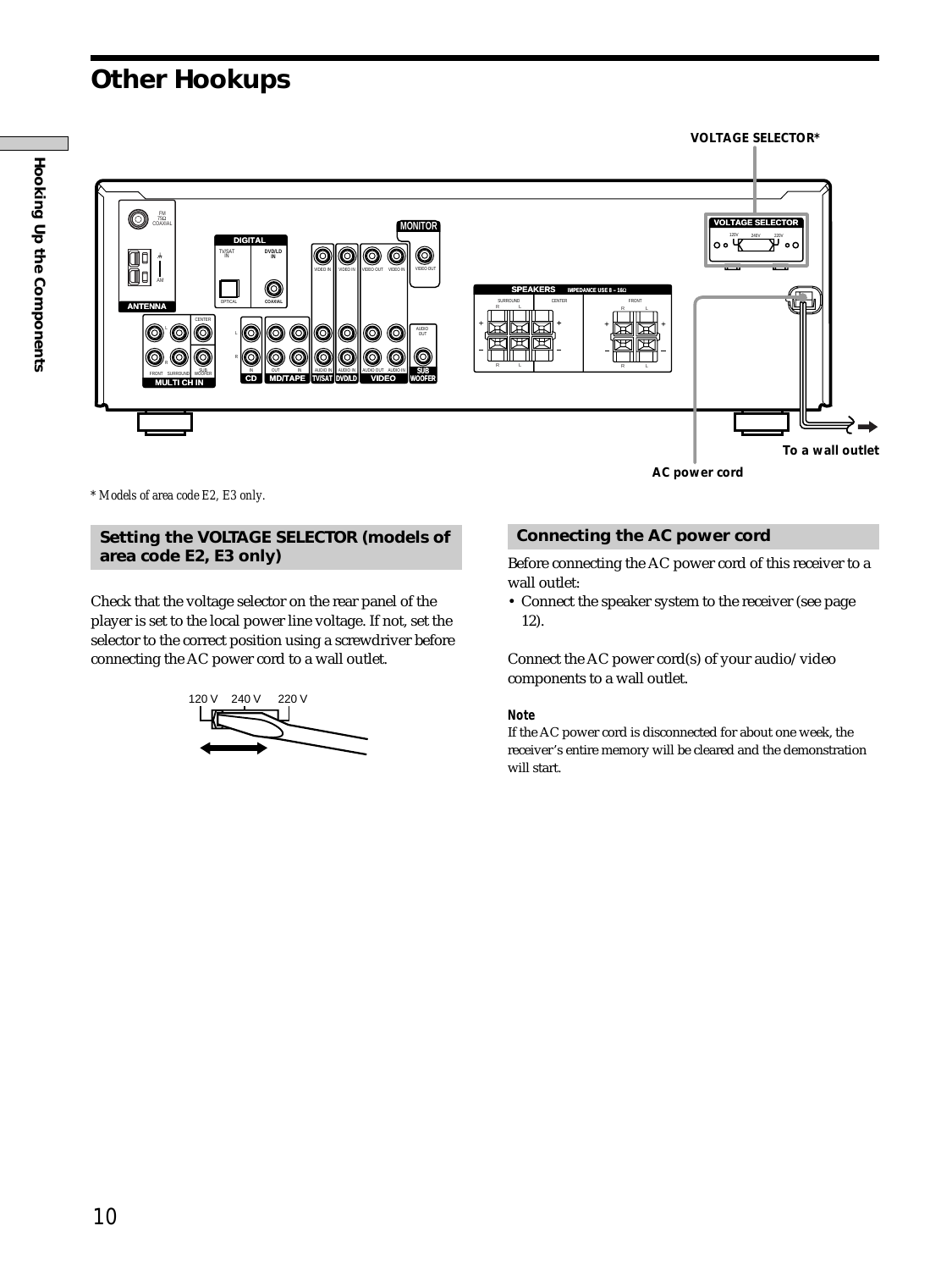# Other Hookups

VOLTAGE SELECTOR*

To a wall outlet

AC power cord

* Models of area code E2, E3 only.

## Setting the VOLTAGE SELECTOR (models of area code E2, E3 only)

Check that the voltage selector on the rear panel of the player is set to the local power line voltage. If not, set the selector to the correct position using a screwdriver before connecting the AC power cord to a wall outlet.

120 V 240 V 220 V

## Connecting the AC power cord

Before connecting the AC power cord of this receiver to a wall outlet:

- Connect the speaker system to the receiver (see page 12).

Connect the AC power cord(s) of your audio/video components to a wall outlet.

**Note**

If the AC power cord is disconnected for about one week, the receiver's entire memory will be cleared and the demonstration will start.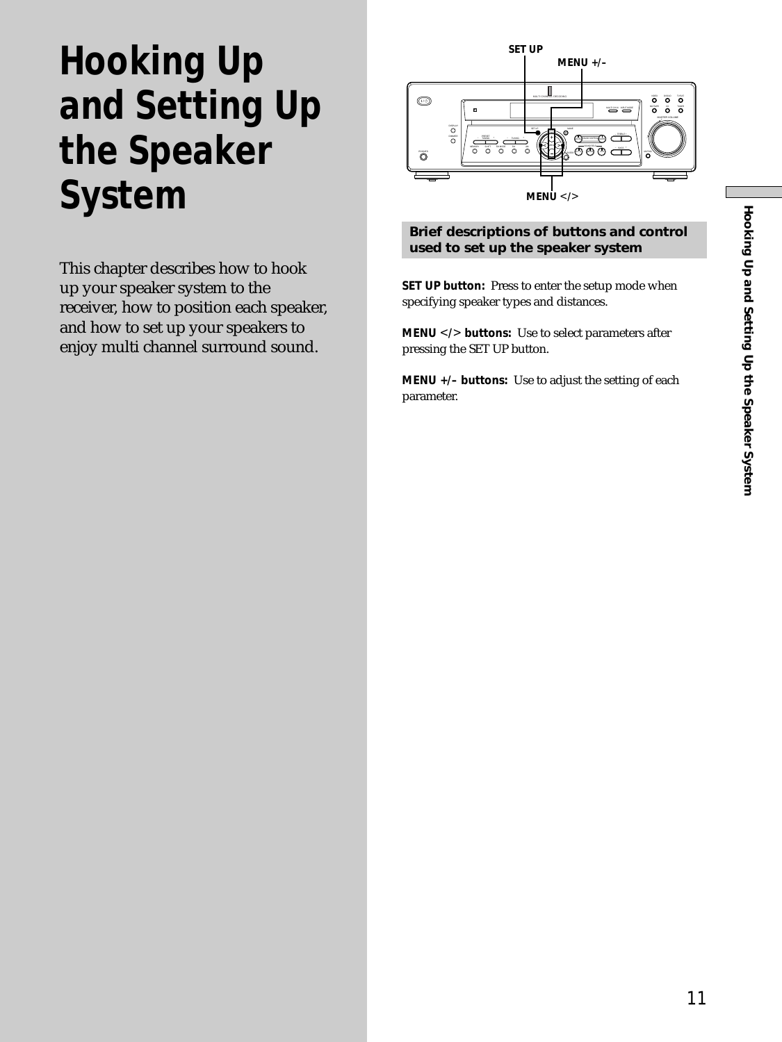# Hooking Up and Setting Up the Speaker System

This chapter describes how to hook up your speaker system to the receiver, how to position each speaker, and how to set up your speakers to enjoy multi channel surround sound.

SET UP

MENU +/–

MENU </>

## Brief descriptions of buttons and control used to set up the speaker system

**SET UP button:** Press to enter the setup mode when specifying speaker types and distances.

**MENU </> buttons:** Use to select parameters after pressing the SET UP button.

**MENU +/– buttons:** Use to adjust the setting of each parameter.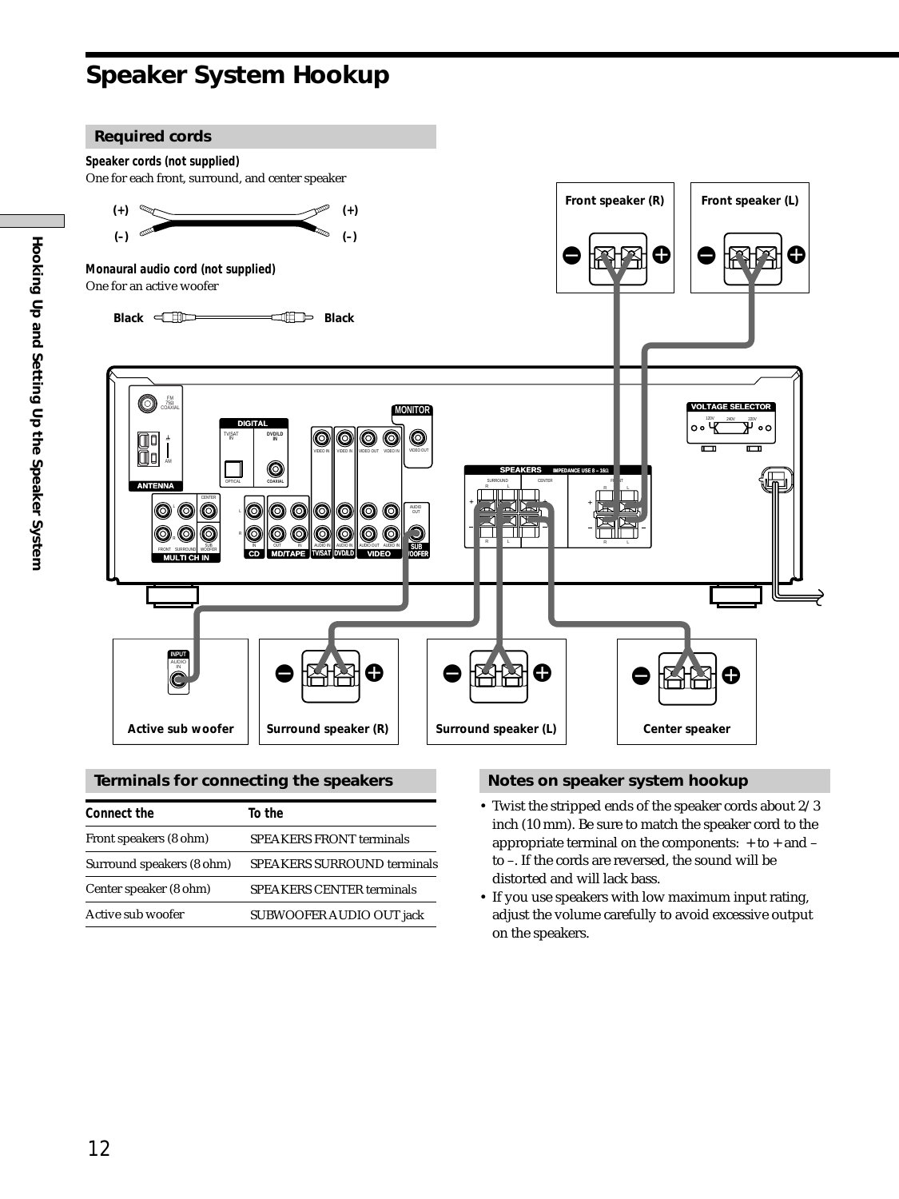# Speaker System Hookup

## Required cords

**Speaker cords (not supplied)**
One for each front, surround, and center speaker

**Monaural audio cord (not supplied)**
One for an active woofer

## Terminals for connecting the speakers

| Connect the | To the |
|---|---|
| Front speakers (8 ohm) | SPEAKERS FRONT terminals |
| Surround speakers (8 ohm) | SPEAKERS SURROUND terminals |
| Center speaker (8 ohm) | SPEAKERS CENTER terminals |
| Active sub woofer | SUBWOOFER AUDIO OUT jack |

## Notes on speaker system hookup

- Twist the stripped ends of the speaker cords about 2/3 inch (10 mm). Be sure to match the speaker cord to the appropriate terminal on the components: + to + and – to –. If the cords are reversed, the sound will be distorted and will lack bass.
- If you use speakers with low maximum input rating, adjust the volume carefully to avoid excessive output on the speakers.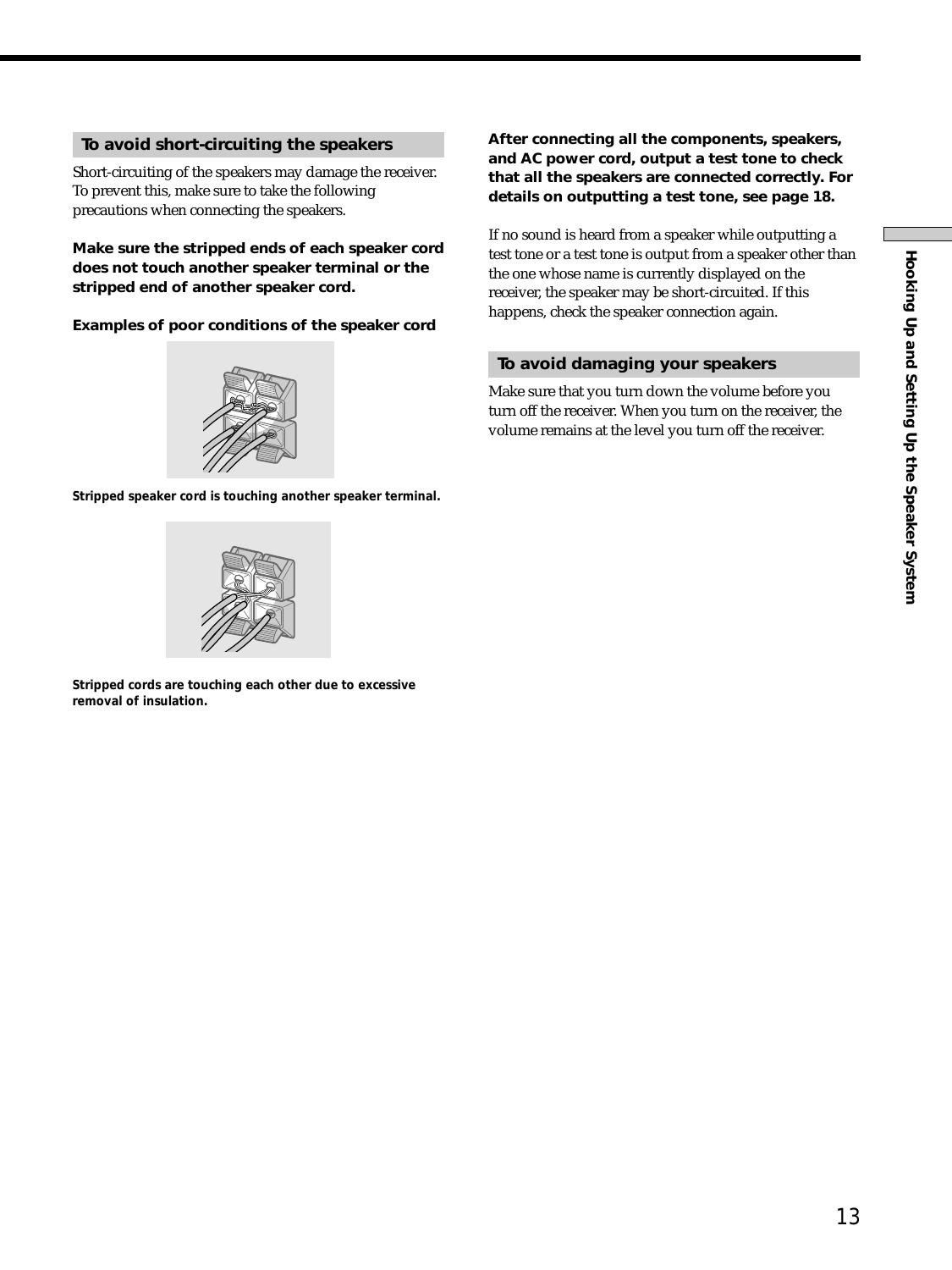## To avoid short-circuiting the speakers

Short-circuiting of the speakers may damage the receiver. To prevent this, make sure to take the following precautions when connecting the speakers.

**Make sure the stripped ends of each speaker cord does not touch another speaker terminal or the stripped end of another speaker cord.**

**Examples of poor conditions of the speaker cord**

**Stripped speaker cord is touching another speaker terminal.**

**Stripped cords are touching each other due to excessive removal of insulation.**

**After connecting all the components, speakers, and AC power cord, output a test tone to check that all the speakers are connected correctly. For details on outputting a test tone, see page 18.**

If no sound is heard from a speaker while outputting a test tone or a test tone is output from a speaker other than the one whose name is currently displayed on the receiver, the speaker may be short-circuited. If this happens, check the speaker connection again.

## To avoid damaging your speakers

Make sure that you turn down the volume before you turn off the receiver. When you turn on the receiver, the volume remains at the level you turn off the receiver.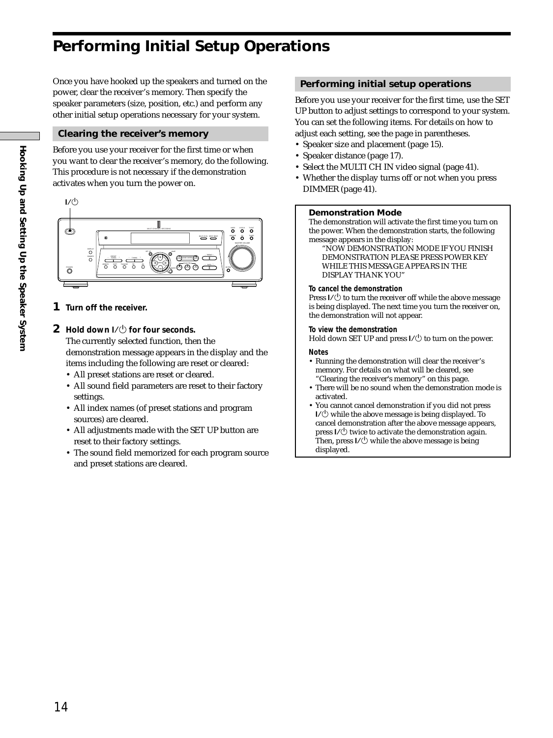# Performing Initial Setup Operations

Once you have hooked up the speakers and turned on the power, clear the receiver's memory. Then specify the speaker parameters (size, position, etc.) and perform any other initial setup operations necessary for your system.

## Clearing the receiver's memory

Before you use your receiver for the first time or when you want to clear the receiver's memory, do the following. This procedure is not necessary if the demonstration activates when you turn the power on.

**1 Turn off the receiver.**

**2 Hold down I/⏻ for four seconds.**

The currently selected function, then the demonstration message appears in the display and the items including the following are reset or cleared:

- All preset stations are reset or cleared.
- All sound field parameters are reset to their factory settings.
- All index names (of preset stations and program sources) are cleared.
- All adjustments made with the SET UP button are reset to their factory settings.
- The sound field memorized for each program source and preset stations are cleared.

## Performing initial setup operations

Before you use your receiver for the first time, use the SET UP button to adjust settings to correspond to your system. You can set the following items. For details on how to adjust each setting, see the page in parentheses.

- Speaker size and placement (page 15).
- Speaker distance (page 17).
- Select the MULTI CH IN video signal (page 41).
- Whether the display turns off or not when you press DIMMER (page 41).

### Demonstration Mode

The demonstration will activate the first time you turn on the power. When the demonstration starts, the following message appears in the display:

"NOW DEMONSTRATION MODE IF YOU FINISH DEMONSTRATION PLEASE PRESS POWER KEY WHILE THIS MESSAGE APPEARS IN THE DISPLAY THANK YOU"

**To cancel the demonstration**

Press I/⏻ to turn the receiver off while the above message is being displayed. The next time you turn the receiver on, the demonstration will not appear.

**To view the demonstration**

Hold down SET UP and press I/⏻ to turn on the power.

**Notes**

- Running the demonstration will clear the receiver's memory. For details on what will be cleared, see "Clearing the receiver's memory" on this page.
- There will be no sound when the demonstration mode is activated.
- You cannot cancel demonstration if you did not press I/⏻ while the above message is being displayed. To cancel demonstration after the above message appears, press I/⏻ twice to activate the demonstration again. Then, press I/⏻ while the above message is being displayed.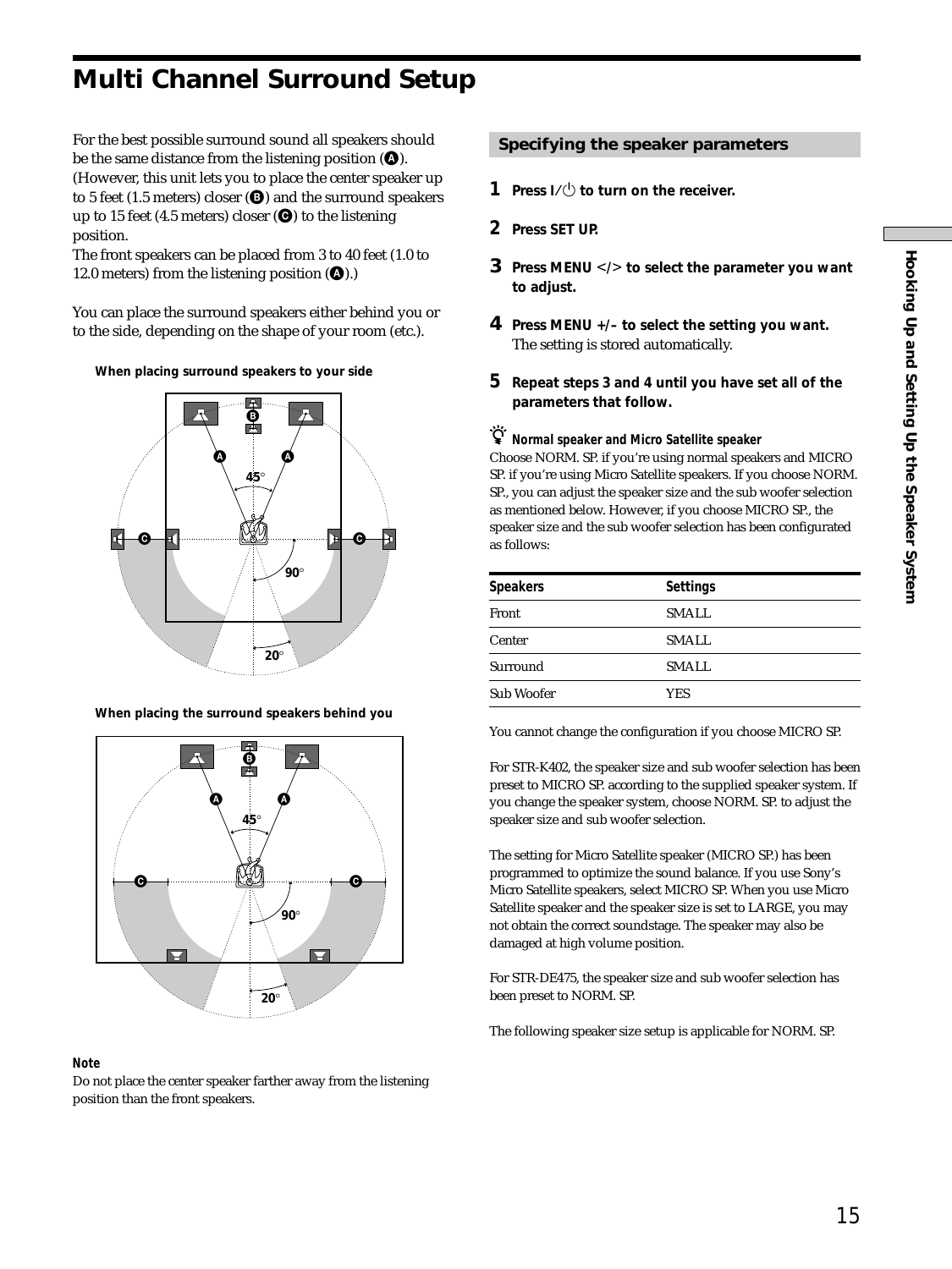# Multi Channel Surround Setup

For the best possible surround sound all speakers should be the same distance from the listening position (A). (However, this unit lets you to place the center speaker up to 5 feet (1.5 meters) closer (B) and the surround speakers up to 15 feet (4.5 meters) closer (C) to the listening position.
The front speakers can be placed from 3 to 40 feet (1.0 to 12.0 meters) from the listening position (A).)

You can place the surround speakers either behind you or to the side, depending on the shape of your room (etc.).

**When placing surround speakers to your side**

**When placing the surround speakers behind you**

**Note**

Do not place the center speaker farther away from the listening position than the front speakers.

## Specifying the speaker parameters

**1** **Press I/⏻ to turn on the receiver.**

**2** **Press SET UP.**

**3** **Press MENU </> to select the parameter you want to adjust.**

**4** **Press MENU +/– to select the setting you want.**
The setting is stored automatically.

**5** **Repeat steps 3 and 4 until you have set all of the parameters that follow.**

***Normal speaker and Micro Satellite speaker***

Choose NORM. SP. if you're using normal speakers and MICRO SP. if you're using Micro Satellite speakers. If you choose NORM. SP., you can adjust the speaker size and the sub woofer selection as mentioned below. However, if you choose MICRO SP., the speaker size and the sub woofer selection has been configurated as follows:

| Speakers | Settings |
|---|---|
| Front | SMALL |
| Center | SMALL |
| Surround | SMALL |
| Sub Woofer | YES |

You cannot change the configuration if you choose MICRO SP.

For STR-K402, the speaker size and sub woofer selection has been preset to MICRO SP. according to the supplied speaker system. If you change the speaker system, choose NORM. SP. to adjust the speaker size and sub woofer selection.

The setting for Micro Satellite speaker (MICRO SP.) has been programmed to optimize the sound balance. If you use Sony's Micro Satellite speakers, select MICRO SP. When you use Micro Satellite speaker and the speaker size is set to LARGE, you may not obtain the correct soundstage. The speaker may also be damaged at high volume position.

For STR-DE475, the speaker size and sub woofer selection has been preset to NORM. SP.

The following speaker size setup is applicable for NORM. SP.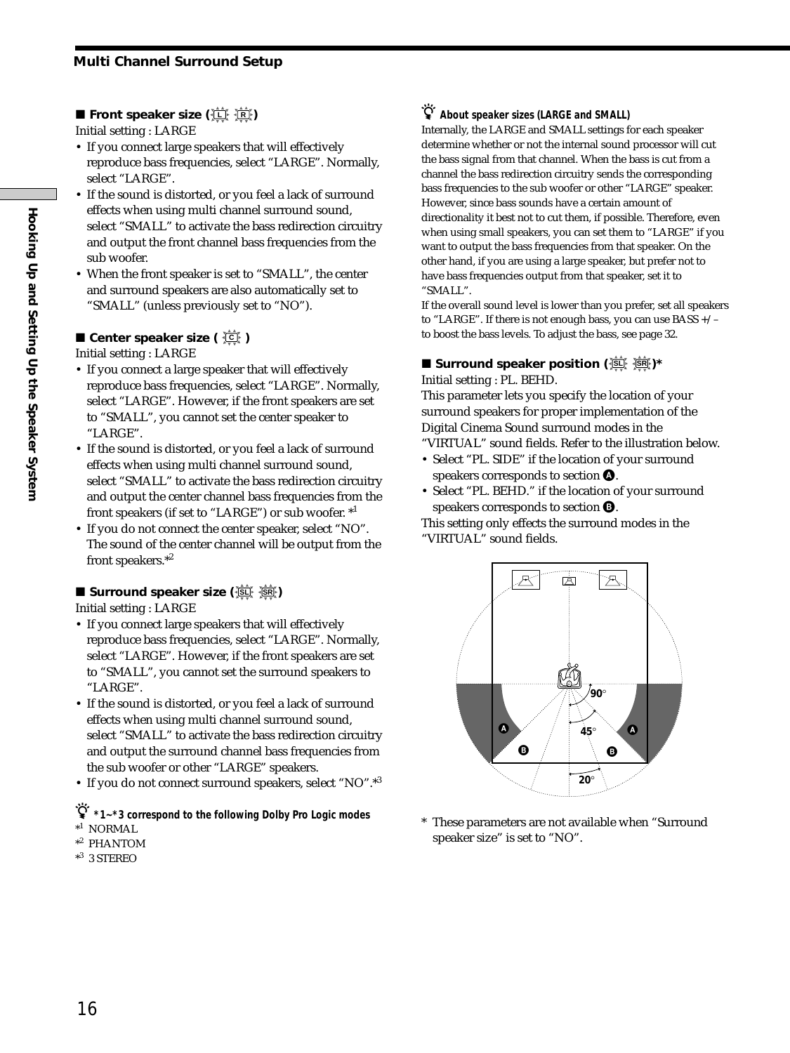## Multi Channel Surround Setup

### ■ Front speaker size (L R)

Initial setting : LARGE

- If you connect large speakers that will effectively reproduce bass frequencies, select "LARGE". Normally, select "LARGE".
- If the sound is distorted, or you feel a lack of surround effects when using multi channel surround sound, select "SMALL" to activate the bass redirection circuitry and output the front channel bass frequencies from the sub woofer.
- When the front speaker is set to "SMALL", the center and surround speakers are also automatically set to "SMALL" (unless previously set to "NO").

### ■ Center speaker size ( C )

Initial setting : LARGE

- If you connect a large speaker that will effectively reproduce bass frequencies, select "LARGE". Normally, select "LARGE". However, if the front speakers are set to "SMALL", you cannot set the center speaker to "LARGE".
- If the sound is distorted, or you feel a lack of surround effects when using multi channel surround sound, select "SMALL" to activate the bass redirection circuitry and output the center channel bass frequencies from the front speakers (if set to "LARGE") or sub woofer. *[1]
- If you do not connect the center speaker, select "NO". The sound of the center channel will be output from the front speakers.*[2]

### ■ Surround speaker size (SL SR)

Initial setting : LARGE

- If you connect large speakers that will effectively reproduce bass frequencies, select "LARGE". Normally, select "LARGE". However, if the front speakers are set to "SMALL", you cannot set the surround speakers to "LARGE".
- If the sound is distorted, or you feel a lack of surround effects when using multi channel surround sound, select "SMALL" to activate the bass redirection circuitry and output the surround channel bass frequencies from the sub woofer or other "LARGE" speakers.
- If you do not connect surround speakers, select "NO".*[3]

**\*1~\*3 correspond to the following Dolby Pro Logic modes**

*[1] NORMAL
*[2] PHANTOM
*[3] 3 STEREO

**About speaker sizes (LARGE and SMALL)**

Internally, the LARGE and SMALL settings for each speaker determine whether or not the internal sound processor will cut the bass signal from that channel. When the bass is cut from a channel the bass redirection circuitry sends the corresponding bass frequencies to the sub woofer or other "LARGE" speaker. However, since bass sounds have a certain amount of directionality it best not to cut them, if possible. Therefore, even when using small speakers, you can set them to "LARGE" if you want to output the bass frequencies from that speaker. On the other hand, if you are using a large speaker, but prefer not to have bass frequencies output from that speaker, set it to "SMALL".

If the overall sound level is lower than you prefer, set all speakers to "LARGE". If there is not enough bass, you can use BASS +/– to boost the bass levels. To adjust the bass, see page 32.

### ■ Surround speaker position (SL SR)*

Initial setting : PL. BEHD.

This parameter lets you specify the location of your surround speakers for proper implementation of the Digital Cinema Sound surround modes in the "VIRTUAL" sound fields. Refer to the illustration below.

- Select "PL. SIDE" if the location of your surround speakers corresponds to section A.
- Select "PL. BEHD." if the location of your surround speakers corresponds to section B.

This setting only effects the surround modes in the "VIRTUAL" sound fields.

\* These parameters are not available when "Surround speaker size" is set to "NO".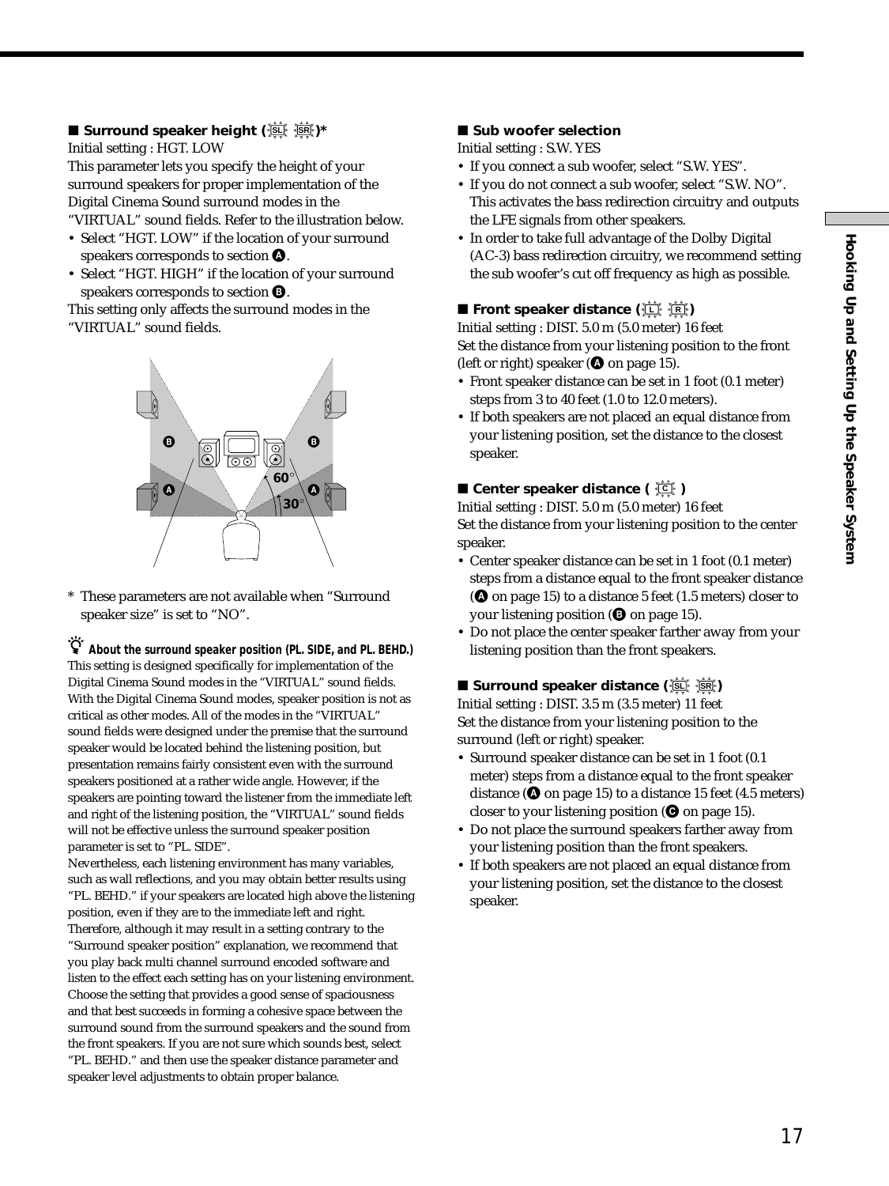## ■ Surrounding speaker height (SL SR)*

Initial setting : HGT. LOW

This parameter lets you specify the height of your surround speakers for proper implementation of the Digital Cinema Sound surround modes in the "VIRTUAL" sound fields. Refer to the illustration below.

- Select "HGT. LOW" if the location of your surround speakers corresponds to section Ⓐ.
- Select "HGT. HIGH" if the location of your surround speakers corresponds to section Ⓑ.

This setting only affects the surround modes in the "VIRTUAL" sound fields.

\* These parameters are not available when "Surround speaker size" is set to "NO".

**About the surround speaker position (PL. SIDE, and PL. BEHD.)**

This setting is designed specifically for implementation of the Digital Cinema Sound modes in the "VIRTUAL" sound fields. With the Digital Cinema Sound modes, speaker position is not as critical as other modes. All of the modes in the "VIRTUAL" sound fields were designed under the premise that the surround speaker would be located behind the listening position, but presentation remains fairly consistent even with the surround speakers positioned at a rather wide angle. However, if the speakers are pointing toward the listener from the immediate left and right of the listening position, the "VIRTUAL" sound fields will not be effective unless the surround speaker position parameter is set to "PL. SIDE".

Nevertheless, each listening environment has many variables, such as wall reflections, and you may obtain better results using "PL. BEHD." if your speakers are located high above the listening position, even if they are to the immediate left and right. Therefore, although it may result in a setting contrary to the "Surround speaker position" explanation, we recommend that you play back multi channel surround encoded software and listen to the effect each setting has on your listening environment. Choose the setting that provides a good sense of spaciousness and that best succeeds in forming a cohesive space between the surround sound from the surround speakers and the sound from the front speakers. If you are not sure which sounds best, select "PL. BEHD." and then use the speaker distance parameter and speaker level adjustments to obtain proper balance.

## ■ Sub woofer selection

Initial setting : S.W. YES

- If you connect a sub woofer, select "S.W. YES".
- If you do not connect a sub woofer, select "S.W. NO". This activates the bass redirection circuitry and outputs the LFE signals from other speakers.
- In order to take full advantage of the Dolby Digital (AC-3) bass redirection circuitry, we recommend setting the sub woofer's cut off frequency as high as possible.

## ■ Front speaker distance (L R)

Initial setting : DIST. 5.0 m (5.0 meter) 16 feet

Set the distance from your listening position to the front (left or right) speaker (Ⓐ on page 15).

- Front speaker distance can be set in 1 foot (0.1 meter) steps from 3 to 40 feet (1.0 to 12.0 meters).
- If both speakers are not placed an equal distance from your listening position, set the distance to the closest speaker.

## ■ Center speaker distance (C)

Initial setting : DIST. 5.0 m (5.0 meter) 16 feet

Set the distance from your listening position to the center speaker.

- Center speaker distance can be set in 1 foot (0.1 meter) steps from a distance equal to the front speaker distance (Ⓐ on page 15) to a distance 5 feet (1.5 meters) closer to your listening position (Ⓑ on page 15).
- Do not place the center speaker farther away from your listening position than the front speakers.

## ■ Surround speaker distance (SL SR)

Initial setting : DIST. 3.5 m (3.5 meter) 11 feet

Set the distance from your listening position to the surround (left or right) speaker.

- Surround speaker distance can be set in 1 foot (0.1 meter) steps from a distance equal to the front speaker distance (Ⓐ on page 15) to a distance 15 feet (4.5 meters) closer to your listening position (Ⓒ on page 15).
- Do not place the surround speakers farther away from your listening position than the front speakers.
- If both speakers are not placed an equal distance from your listening position, set the distance to the closest speaker.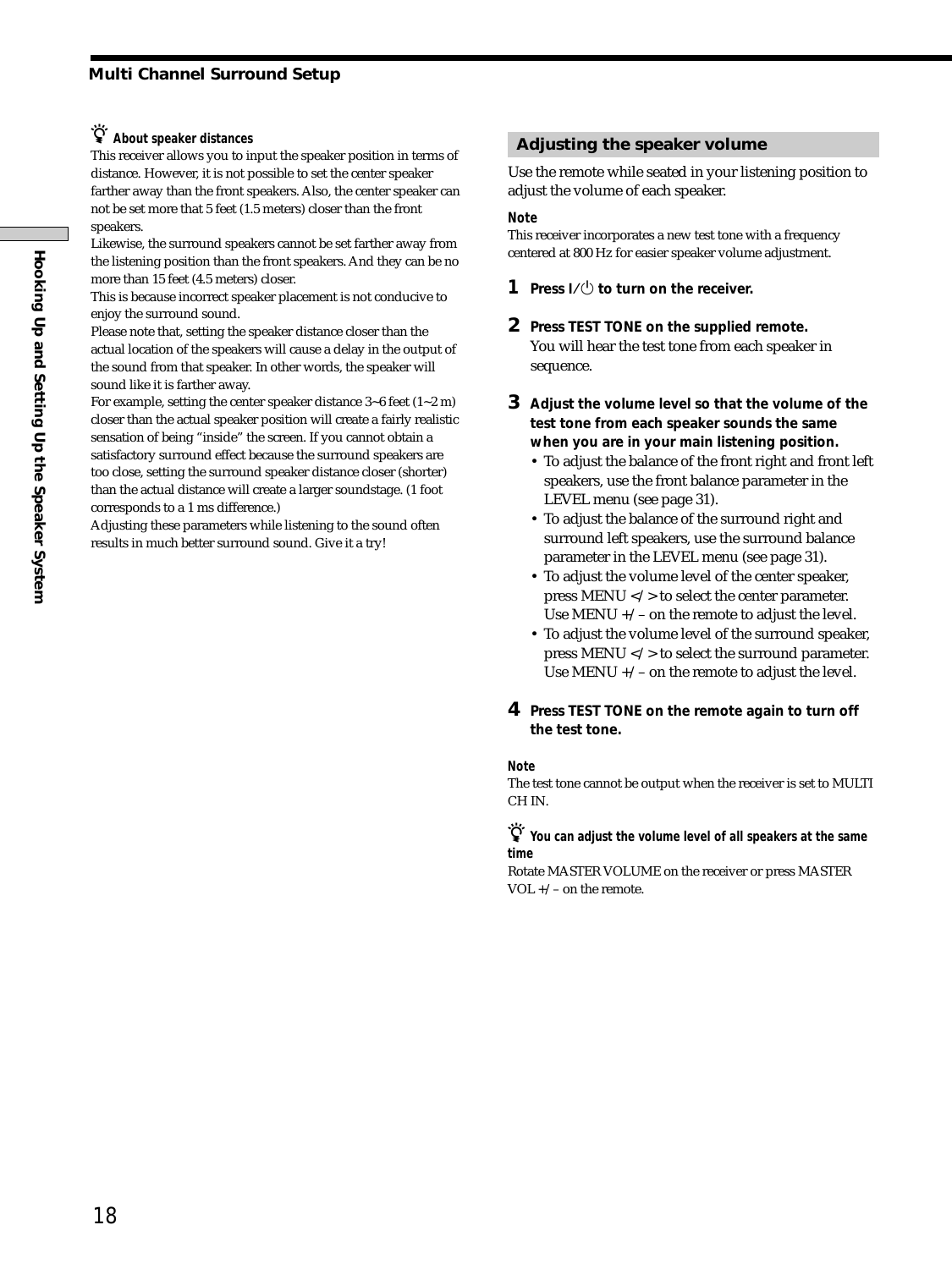**About speaker distances**

This receiver allows you to input the speaker position in terms of distance. However, it is not possible to set the center speaker farther away than the front speakers. Also, the center speaker can not be set more that 5 feet (1.5 meters) closer than the front speakers.

Likewise, the surround speakers cannot be set farther away from the listening position than the front speakers. And they can be no more than 15 feet (4.5 meters) closer.

This is because incorrect speaker placement is not conducive to enjoy the surround sound.

Please note that, setting the speaker distance closer than the actual location of the speakers will cause a delay in the output of the sound from that speaker. In other words, the speaker will sound like it is farther away.

For example, setting the center speaker distance 3~6 feet (1~2 m) closer than the actual speaker position will create a fairly realistic sensation of being "inside" the screen. If you cannot obtain a satisfactory surround effect because the surround speakers are too close, setting the surround speaker distance closer (shorter) than the actual distance will create a larger soundstage. (1 foot corresponds to a 1 ms difference.)

Adjusting these parameters while listening to the sound often results in much better surround sound. Give it a try!

## Adjusting the speaker volume

Use the remote while seated in your listening position to adjust the volume of each speaker.

**Note**

This receiver incorporates a new test tone with a frequency centered at 800 Hz for easier speaker volume adjustment.

**1 Press I/⏻ to turn on the receiver.**

**2 Press TEST TONE on the supplied remote.**

You will hear the test tone from each speaker in sequence.

**3 Adjust the volume level so that the volume of the test tone from each speaker sounds the same when you are in your main listening position.**

- To adjust the balance of the front right and front left speakers, use the front balance parameter in the LEVEL menu (see page 31).
- To adjust the balance of the surround right and surround left speakers, use the surround balance parameter in the LEVEL menu (see page 31).
- To adjust the volume level of the center speaker, press MENU < / > to select the center parameter. Use MENU +/ – on the remote to adjust the level.
- To adjust the volume level of the surround speaker, press MENU < / > to select the surround parameter. Use MENU +/ – on the remote to adjust the level.

**4 Press TEST TONE on the remote again to turn off the test tone.**

**Note**

The test tone cannot be output when the receiver is set to MULTI CH IN.

**You can adjust the volume level of all speakers at the same time**

Rotate MASTER VOLUME on the receiver or press MASTER VOL +/ – on the remote.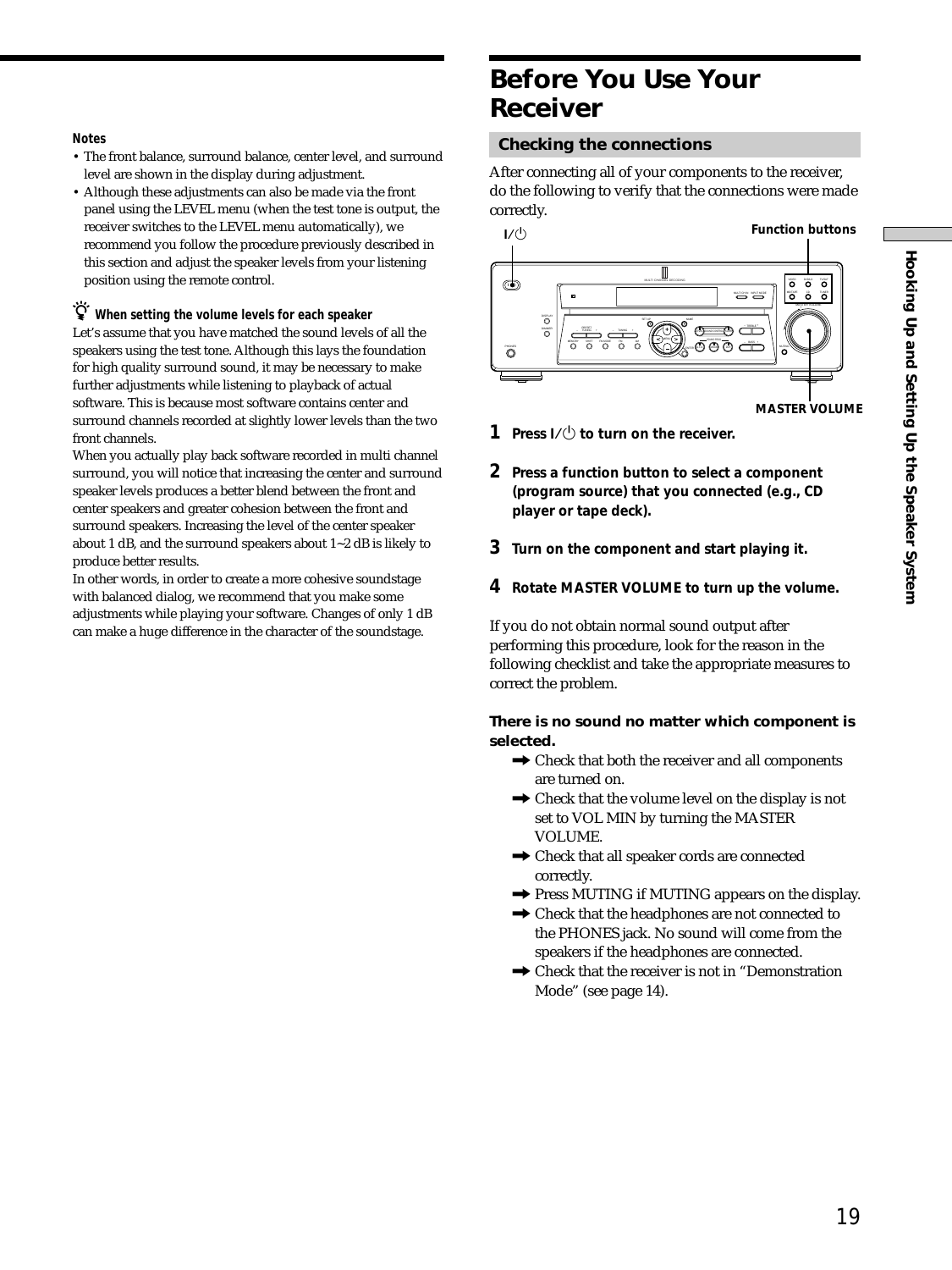**Notes**

- The front balance, surround balance, center level, and surround level are shown in the display during adjustment.
- Although these adjustments can also be made via the front panel using the LEVEL menu (when the test tone is output, the receiver switches to the LEVEL menu automatically), we recommend you follow the procedure previously described in this section and adjust the speaker levels from your listening position using the remote control.

**When setting the volume levels for each speaker**

Let's assume that you have matched the sound levels of all the speakers using the test tone. Although this lays the foundation for high quality surround sound, it may be necessary to make further adjustments while listening to playback of actual software. This is because most software contains center and surround channels recorded at slightly lower levels than the two front channels.

When you actually play back software recorded in multi channel surround, you will notice that increasing the center and surround speaker levels produces a better blend between the front and center speakers and greater cohesion between the front and surround speakers. Increasing the level of the center speaker about 1 dB, and the surround speakers about 1~2 dB is likely to produce better results.

In other words, in order to create a more cohesive soundstage with balanced dialog, we recommend that you make some adjustments while playing your software. Changes of only 1 dB can make a huge difference in the character of the soundstage.

# Before You Use Your Receiver

## Checking the connections

After connecting all of your components to the receiver, do the following to verify that the connections were made correctly.

I/⏻ — Function buttons — MASTER VOLUME

**1 Press I/⏻ to turn on the receiver.**

**2 Press a function button to select a component (program source) that you connected (e.g., CD player or tape deck).**

**3 Turn on the component and start playing it.**

**4 Rotate MASTER VOLUME to turn up the volume.**

If you do not obtain normal sound output after performing this procedure, look for the reason in the following checklist and take the appropriate measures to correct the problem.

**There is no sound no matter which component is selected.**

- ➡ Check that both the receiver and all components are turned on.
- ➡ Check that the volume level on the display is not set to VOL MIN by turning the MASTER VOLUME.
- ➡ Check that all speaker cords are connected correctly.
- ➡ Press MUTING if MUTING appears on the display.
- ➡ Check that the headphones are not connected to the PHONES jack. No sound will come from the speakers if the headphones are connected.
- ➡ Check that the receiver is not in "Demonstration Mode" (see page 14).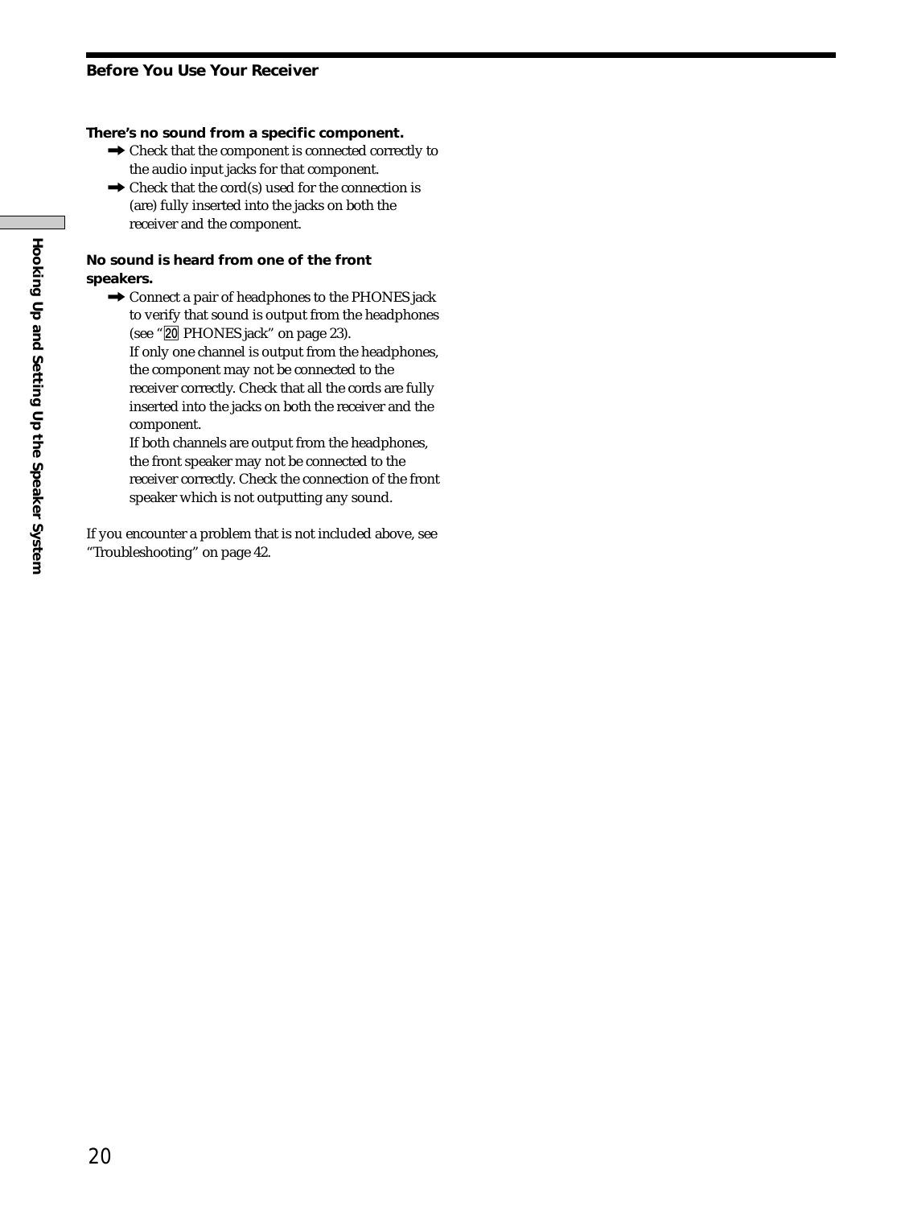**There's no sound from a specific component.**

➡ Check that the component is connected correctly to the audio input jacks for that component.

➡ Check that the cord(s) used for the connection is (are) fully inserted into the jacks on both the receiver and the component.

**No sound is heard from one of the front speakers.**

➡ Connect a pair of headphones to the PHONES jack to verify that sound is output from the headphones (see "20 PHONES jack" on page 23).
If only one channel is output from the headphones, the component may not be connected to the receiver correctly. Check that all the cords are fully inserted into the jacks on both the receiver and the component.
If both channels are output from the headphones, the front speaker may not be connected to the receiver correctly. Check the connection of the front speaker which is not outputting any sound.

If you encounter a problem that is not included above, see "Troubleshooting" on page 42.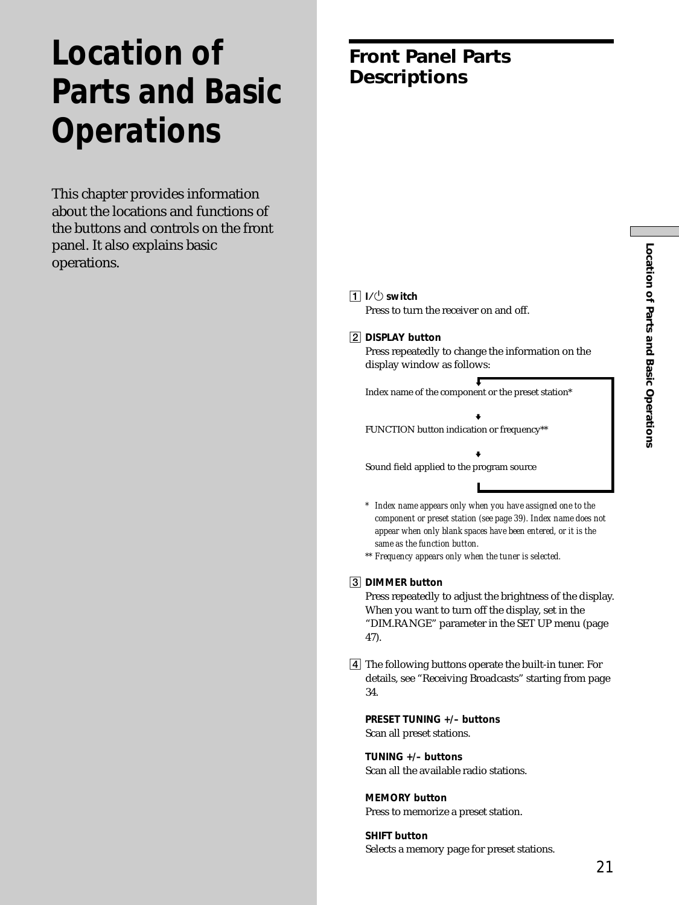# Location of Parts and Basic Operations

This chapter provides information about the locations and functions of the buttons and controls on the front panel. It also explains basic operations.

## Front Panel Parts Descriptions

1 **I/⏻ switch**
Press to turn the receiver on and off.

2 **DISPLAY button**
Press repeatedly to change the information on the display window as follows:

Index name of the component or the preset station*
↓
FUNCTION button indication or frequency**
↓
Sound field applied to the program source

*\* Index name appears only when you have assigned one to the component or preset station (see page 39). Index name does not appear when only blank spaces have been entered, or it is the same as the function button.*
*\*\* Frequency appears only when the tuner is selected.*

3 **DIMMER button**
Press repeatedly to adjust the brightness of the display. When you want to turn off the display, set in the "DIM.RANGE" parameter in the SET UP menu (page 47).

4 The following buttons operate the built-in tuner. For details, see "Receiving Broadcasts" starting from page 34.

**PRESET TUNING +/– buttons**
Scan all preset stations.

**TUNING +/– buttons**
Scan all the available radio stations.

**MEMORY button**
Press to memorize a preset station.

**SHIFT button**
Selects a memory page for preset stations.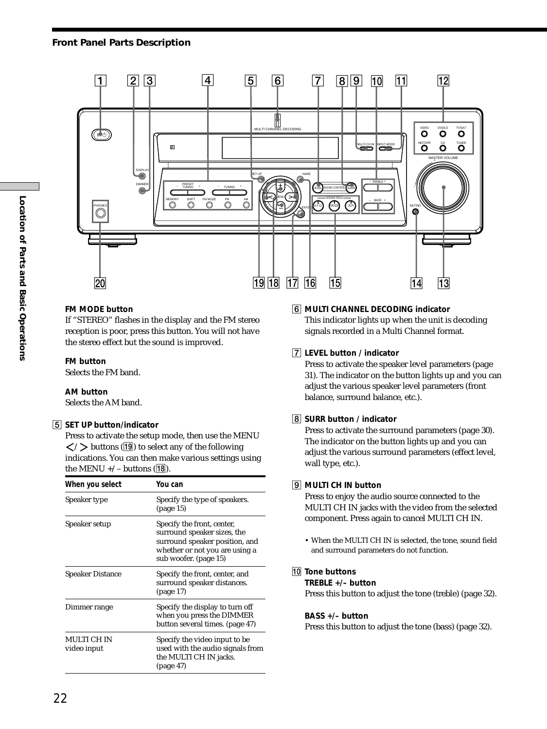## Front Panel Parts Description

**FM MODE button**
If "STEREO" flashes in the display and the FM stereo reception is poor, press this button. You will not have the stereo effect but the sound is improved.

**FM button**
Selects the FM band.

**AM button**
Selects the AM band.

**5 SET UP button/indicator**
Press to activate the setup mode, then use the MENU </> buttons (19) to select any of the following indications. You can then make various settings using the MENU +/– buttons (18).

| When you select | You can |
|---|---|
| Speaker type | Specify the type of speakers. (page 15) |
| Speaker setup | Specify the front, center, surround speaker sizes, the surround speaker position, and whether or not you are using a sub woofer. (page 15) |
| Speaker Distance | Specify the front, center, and surround speaker distances. (page 17) |
| Dimmer range | Specify the display to turn off when you press the DIMMER button several times. (page 47) |
| MULTI CH IN video input | Specify the video input to be used with the audio signals from the MULTI CH IN jacks. (page 47) |

**6 MULTI CHANNEL DECODING indicator**
This indicator lights up when the unit is decoding signals recorded in a Multi Channel format.

**7 LEVEL button / indicator**
Press to activate the speaker level parameters (page 31). The indicator on the button lights up and you can adjust the various speaker level parameters (front balance, surround balance, etc.).

**8 SURR button / indicator**
Press to activate the surround parameters (page 30). The indicator on the button lights up and you can adjust the various surround parameters (effect level, wall type, etc.).

**9 MULTI CH IN button**
Press to enjoy the audio source connected to the MULTI CH IN jacks with the video from the selected component. Press again to cancel MULTI CH IN.

- When the MULTI CH IN is selected, the tone, sound field and surround parameters do not function.

**10 Tone buttons**

**TREBLE +/– button**
Press this button to adjust the tone (treble) (page 32).

**BASS +/– button**
Press this button to adjust the tone (bass) (page 32).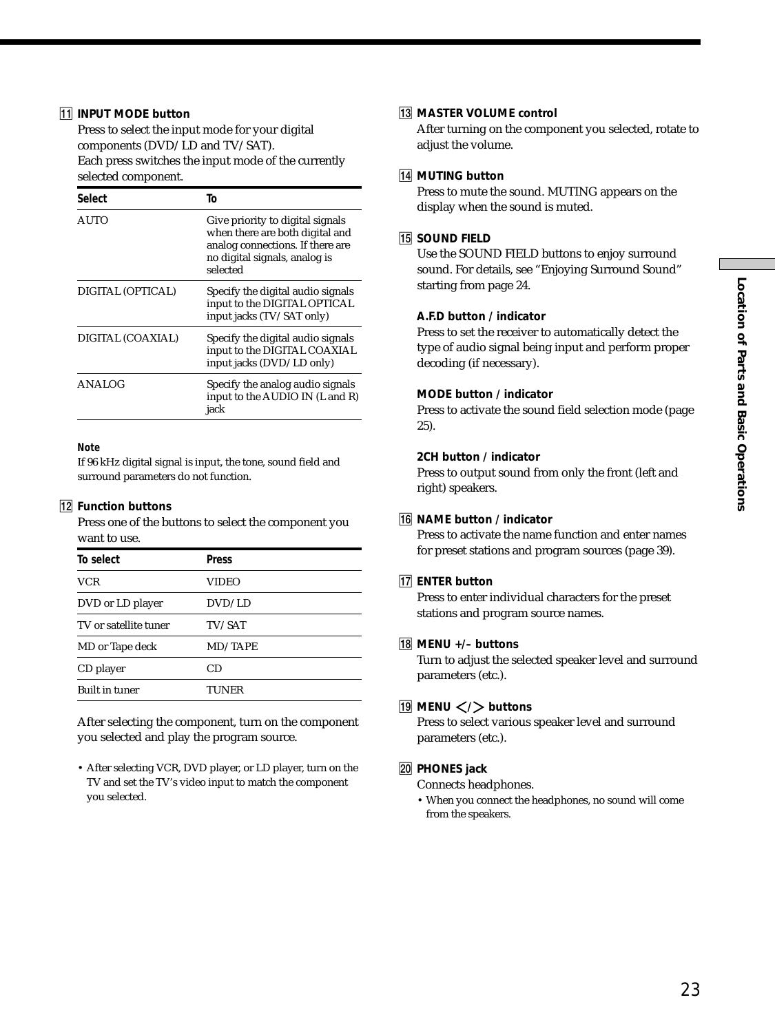**11 INPUT MODE button**

Press to select the input mode for your digital components (DVD/LD and TV/SAT).
Each press switches the input mode of the currently selected component.

| Select | To |
|---|---|
| AUTO | Give priority to digital signals when there are both digital and analog connections. If there are no digital signals, analog is selected |
| DIGITAL (OPTICAL) | Specify the digital audio signals input to the DIGITAL OPTICAL input jacks (TV/SAT only) |
| DIGITAL (COAXIAL) | Specify the digital audio signals input to the DIGITAL COAXIAL input jacks (DVD/LD only) |
| ANALOG | Specify the analog audio signals input to the AUDIO IN (L and R) jack |

**Note**

If 96 kHz digital signal is input, the tone, sound field and surround parameters do not function.

**12 Function buttons**

Press one of the buttons to select the component you want to use.

| To select | Press |
|---|---|
| VCR | VIDEO |
| DVD or LD player | DVD/LD |
| TV or satellite tuner | TV/SAT |
| MD or Tape deck | MD/TAPE |
| CD player | CD |
| Built in tuner | TUNER |

After selecting the component, turn on the component you selected and play the program source.

- After selecting VCR, DVD player, or LD player, turn on the TV and set the TV's video input to match the component you selected.

**13 MASTER VOLUME control**

After turning on the component you selected, rotate to adjust the volume.

**14 MUTING button**

Press to mute the sound. MUTING appears on the display when the sound is muted.

**15 SOUND FIELD**

Use the SOUND FIELD buttons to enjoy surround sound. For details, see "Enjoying Surround Sound" starting from page 24.

**A.F.D button / indicator**

Press to set the receiver to automatically detect the type of audio signal being input and perform proper decoding (if necessary).

**MODE button / indicator**

Press to activate the sound field selection mode (page 25).

**2CH button / indicator**

Press to output sound from only the front (left and right) speakers.

**16 NAME button / indicator**

Press to activate the name function and enter names for preset stations and program sources (page 39).

**17 ENTER button**

Press to enter individual characters for the preset stations and program source names.

**18 MENU +/– buttons**

Turn to adjust the selected speaker level and surround parameters (etc.).

**19 MENU </> buttons**

Press to select various speaker level and surround parameters (etc.).

**20 PHONES jack**

Connects headphones.

- When you connect the headphones, no sound will come from the speakers.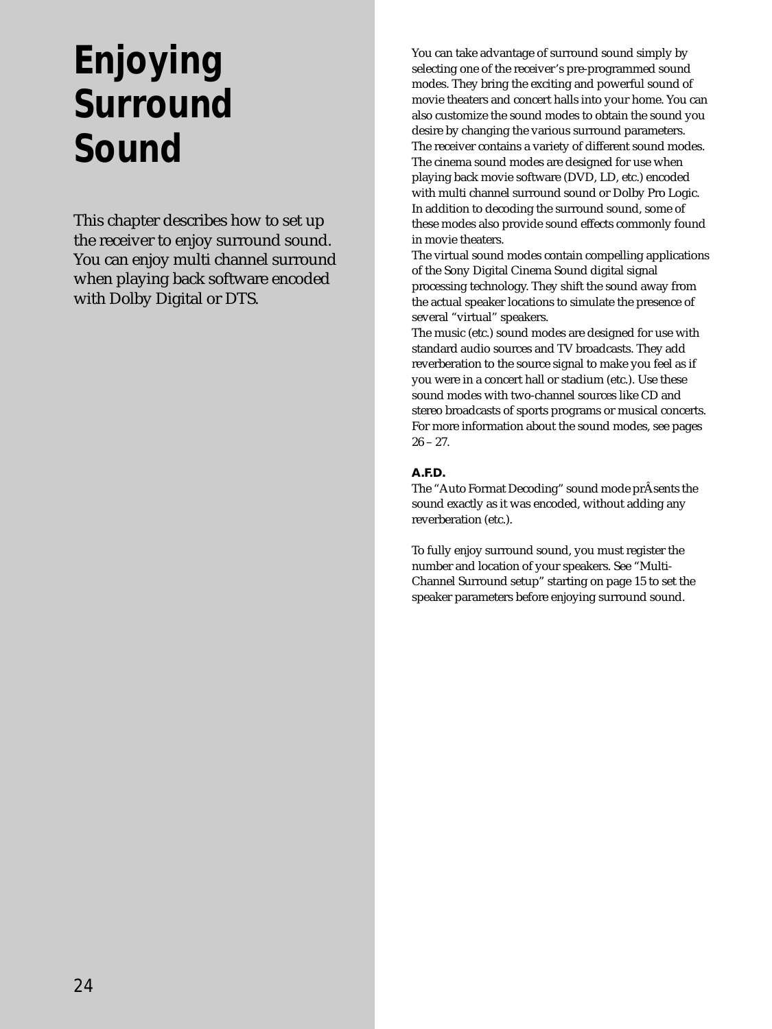# Enjoying Surround Sound

This chapter describes how to set up the receiver to enjoy surround sound. You can enjoy multi channel surround when playing back software encoded with Dolby Digital or DTS.

You can take advantage of surround sound simply by selecting one of the receiver's pre-programmed sound modes. They bring the exciting and powerful sound of movie theaters and concert halls into your home. You can also customize the sound modes to obtain the sound you desire by changing the various surround parameters.
The receiver contains a variety of different sound modes.
The cinema sound modes are designed for use when playing back movie software (DVD, LD, etc.) encoded with multi channel surround sound or Dolby Pro Logic. In addition to decoding the surround sound, some of these modes also provide sound effects commonly found in movie theaters.
The virtual sound modes contain compelling applications of the Sony Digital Cinema Sound digital signal processing technology. They shift the sound away from the actual speaker locations to simulate the presence of several "virtual" speakers.
The music (etc.) sound modes are designed for use with standard audio sources and TV broadcasts. They add reverberation to the source signal to make you feel as if you were in a concert hall or stadium (etc.). Use these sound modes with two-channel sources like CD and stereo broadcasts of sports programs or musical concerts.
For more information about the sound modes, see pages 26 – 27.

**A.F.D.**
The "Auto Format Decoding" sound mode prÂsents the sound exactly as it was encoded, without adding any reverberation (etc.).

To fully enjoy surround sound, you must register the number and location of your speakers. See "Multi-Channel Surround setup" starting on page 15 to set the speaker parameters before enjoying surround sound.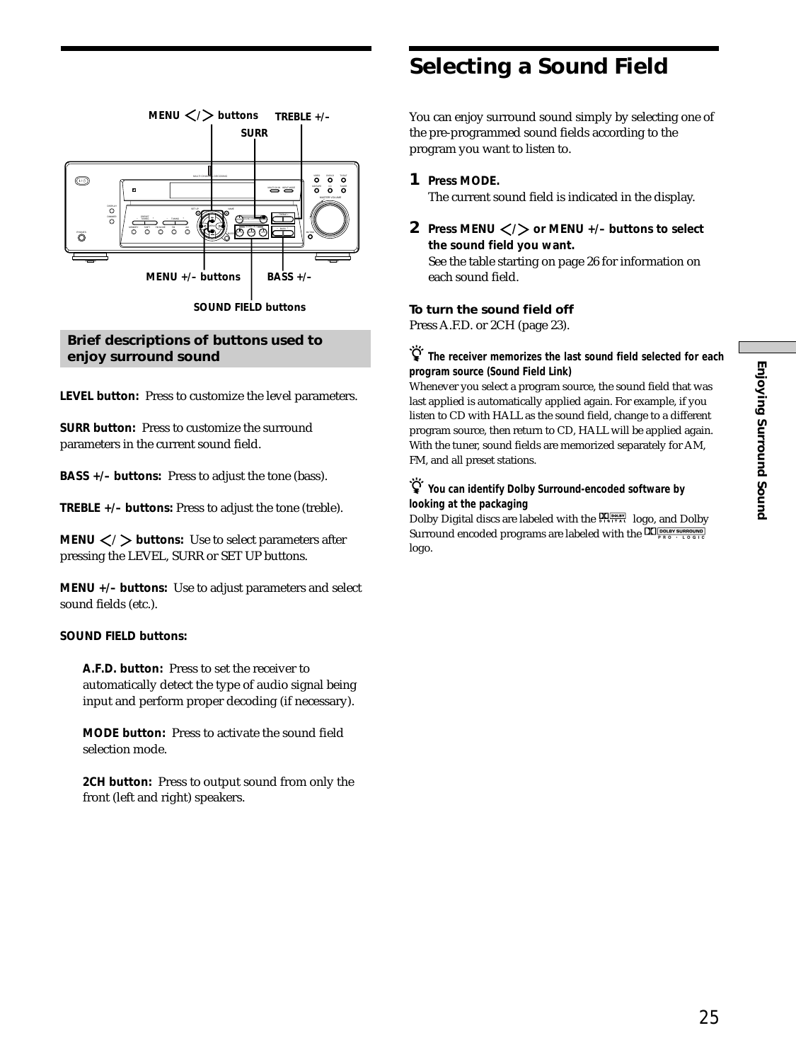MENU </> buttons

TREBLE +/–

SURR

MENU +/– buttons

BASS +/–

SOUND FIELD buttons

## Brief descriptions of buttons used to enjoy surround sound

**LEVEL button:** Press to customize the level parameters.

**SURR button:** Press to customize the surround parameters in the current sound field.

**BASS +/– buttons:** Press to adjust the tone (bass).

**TREBLE +/– buttons:** Press to adjust the tone (treble).

**MENU </> buttons:** Use to select parameters after pressing the LEVEL, SURR or SET UP buttons.

**MENU +/– buttons:** Use to adjust parameters and select sound fields (etc.).

**SOUND FIELD buttons:**

> **A.F.D. button:** Press to set the receiver to automatically detect the type of audio signal being input and perform proper decoding (if necessary).
>
> **MODE button:** Press to activate the sound field selection mode.
>
> **2CH button:** Press to output sound from only the front (left and right) speakers.

# Selecting a Sound Field

You can enjoy surround sound simply by selecting one of the pre-programmed sound fields according to the program you want to listen to.

**1 Press MODE.**
The current sound field is indicated in the display.

**2 Press MENU </> or MENU +/– buttons to select the sound field you want.**
See the table starting on page 26 for information on each sound field.

### To turn the sound field off

Press A.F.D. or 2CH (page 23).

**The receiver memorizes the last sound field selected for each program source (Sound Field Link)**
Whenever you select a program source, the sound field that was last applied is automatically applied again. For example, if you listen to CD with HALL as the sound field, change to a different program source, then return to CD, HALL will be applied again. With the tuner, sound fields are memorized separately for AM, FM, and all preset stations.

**You can identify Dolby Surround-encoded software by looking at the packaging**
Dolby Digital discs are labeled with the DOLBY DIGITAL logo, and Dolby Surround encoded programs are labeled with the DOLBY SURROUND PRO LOGIC logo.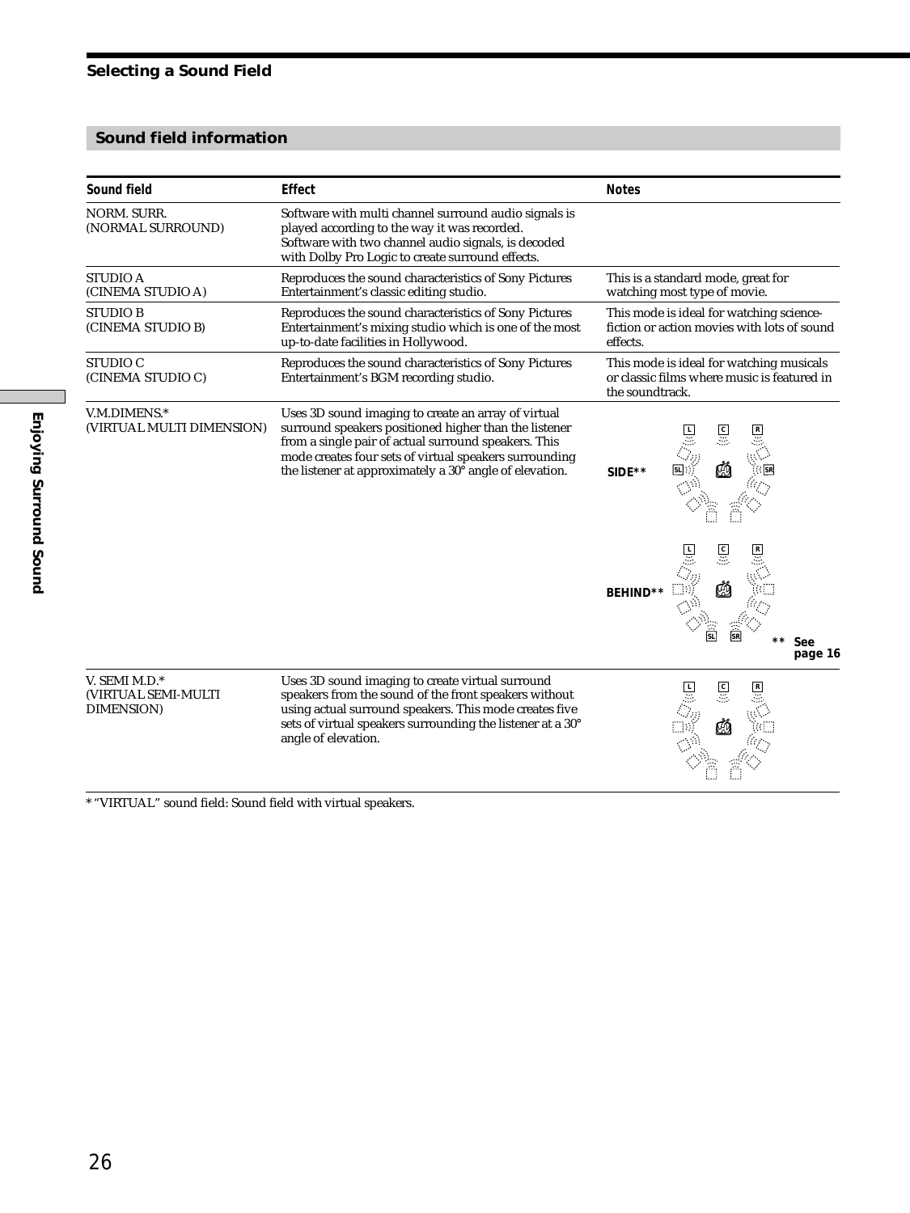## Selecting a Sound Field

### Sound field information

| Sound field | Effect | Notes |
|---|---|---|
| NORM. SURR. (NORMAL SURROUND) | Software with multi channel surround audio signals is played according to the way it was recorded. Software with two channel audio signals, is decoded with Dolby Pro Logic to create surround effects. | |
| STUDIO A (CINEMA STUDIO A) | Reproduces the sound characteristics of Sony Pictures Entertainment's classic editing studio. | This is a standard mode, great for watching most type of movie. |
| STUDIO B (CINEMA STUDIO B) | Reproduces the sound characteristics of Sony Pictures Entertainment's mixing studio which is one of the most up-to-date facilities in Hollywood. | This mode is ideal for watching science-fiction or action movies with lots of sound effects. |
| STUDIO C (CINEMA STUDIO C) | Reproduces the sound characteristics of Sony Pictures Entertainment's BGM recording studio. | This mode is ideal for watching musicals or classic films where music is featured in the soundtrack. |
| V.M.DIMENS.* (VIRTUAL MULTI DIMENSION) | Uses 3D sound imaging to create an array of virtual surround speakers positioned higher than the listener from a single pair of actual surround speakers. This mode creates four sets of virtual speakers surrounding the listener at approximately a 30° angle of elevation. | SIDE** / BEHIND** (** See page 16) |
| V. SEMI M.D.* (VIRTUAL SEMI-MULTI DIMENSION) | Uses 3D sound imaging to create virtual surround speakers from the sound of the front speakers without using actual surround speakers. This mode creates five sets of virtual speakers surrounding the listener at a 30° angle of elevation. | |

* "VIRTUAL" sound field: Sound field with virtual speakers.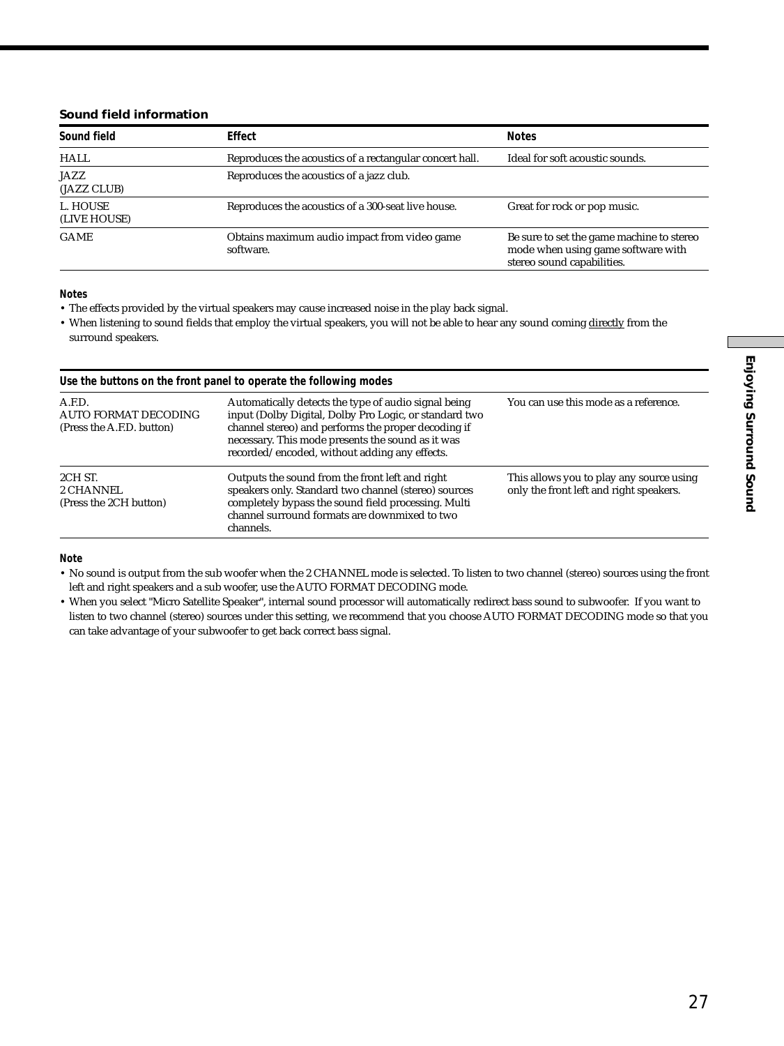### Sound field information

| Sound field | Effect | Notes |
|---|---|---|
| HALL | Reproduces the acoustics of a rectangular concert hall. | Ideal for soft acoustic sounds. |
| JAZZ (JAZZ CLUB) | Reproduces the acoustics of a jazz club. | |
| L. HOUSE (LIVE HOUSE) | Reproduces the acoustics of a 300-seat live house. | Great for rock or pop music. |
| GAME | Obtains maximum audio impact from video game software. | Be sure to set the game machine to stereo mode when using game software with stereo sound capabilities. |

**Notes**

- The effects provided by the virtual speakers may cause increased noise in the play back signal.
- When listening to sound fields that employ the virtual speakers, you will not be able to hear any sound coming directly from the surround speakers.

| Use the buttons on the front panel to operate the following modes | | |
|---|---|---|
| A.F.D. AUTO FORMAT DECODING (Press the A.F.D. button) | Automatically detects the type of audio signal being input (Dolby Digital, Dolby Pro Logic, or standard two channel stereo) and performs the proper decoding if necessary. This mode presents the sound as it was recorded/encoded, without adding any effects. | You can use this mode as a reference. |
| 2CH ST. 2 CHANNEL (Press the 2CH button) | Outputs the sound from the front left and right speakers only. Standard two channel (stereo) sources completely bypass the sound field processing. Multi channel surround formats are downmixed to two channels. | This allows you to play any source using only the front left and right speakers. |

**Note**

- No sound is output from the sub woofer when the 2 CHANNEL mode is selected. To listen to two channel (stereo) sources using the front left and right speakers and a sub woofer, use the AUTO FORMAT DECODING mode.
- When you select "Micro Satellite Speaker", internal sound processor will automatically redirect bass sound to subwoofer. If you want to listen to two channel (stereo) sources under this setting, we recommend that you choose AUTO FORMAT DECODING mode so that you can take advantage of your subwoofer to get back correct bass signal.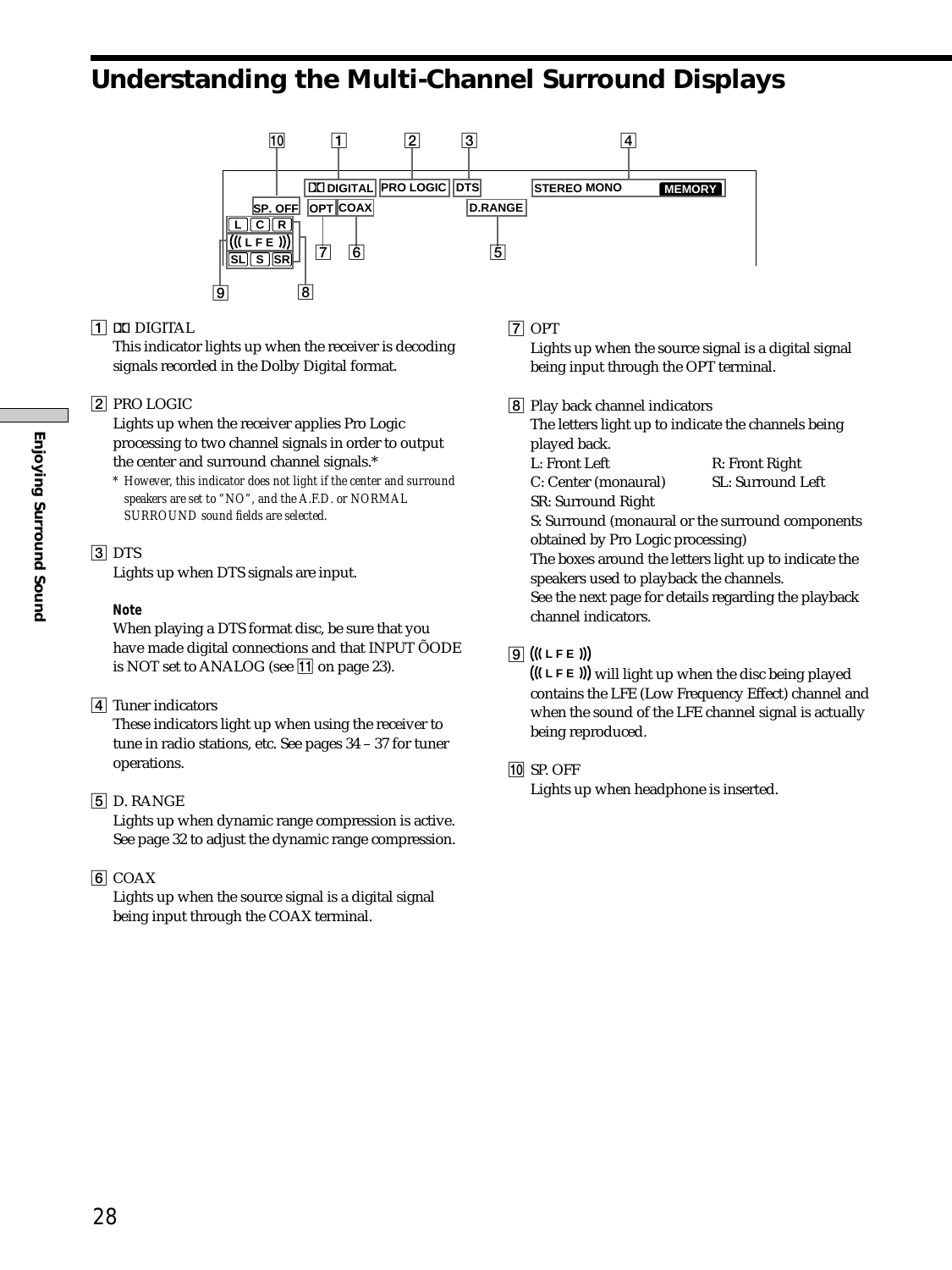# Understanding the Multi-Channel Surround Displays

1 ⫽ DIGITAL
This indicator lights up when the receiver is decoding signals recorded in the Dolby Digital format.

2 PRO LOGIC
Lights up when the receiver applies Pro Logic processing to two channel signals in order to output the center and surround channel signals.*

\* *However, this indicator does not light if the center and surround speakers are set to "NO", and the A.F.D. or NORMAL SURROUND sound fields are selected.*

3 DTS
Lights up when DTS signals are input.

**Note**
When playing a DTS format disc, be sure that you have made digital connections and that INPUT ÕODE is NOT set to ANALOG (see 11 on page 23).

4 Tuner indicators
These indicators light up when using the receiver to tune in radio stations, etc. See pages 34 – 37 for tuner operations.

5 D. RANGE
Lights up when dynamic range compression is active. See page 32 to adjust the dynamic range compression.

6 COAX
Lights up when the source signal is a digital signal being input through the COAX terminal.

7 OPT
Lights up when the source signal is a digital signal being input through the OPT terminal.

8 Play back channel indicators
The letters light up to indicate the channels being played back.
L: Front Left　R: Front Right
C: Center (monaural)　SL: Surround Left
SR: Surround Right
S: Surround (monaural or the surround components obtained by Pro Logic processing)
The boxes around the letters light up to indicate the speakers used to playback the channels.
See the next page for details regarding the playback channel indicators.

9 ((( L F E )))
((( L F E ))) will light up when the disc being played contains the LFE (Low Frequency Effect) channel and when the sound of the LFE channel signal is actually being reproduced.

10 SP. OFF
Lights up when headphone is inserted.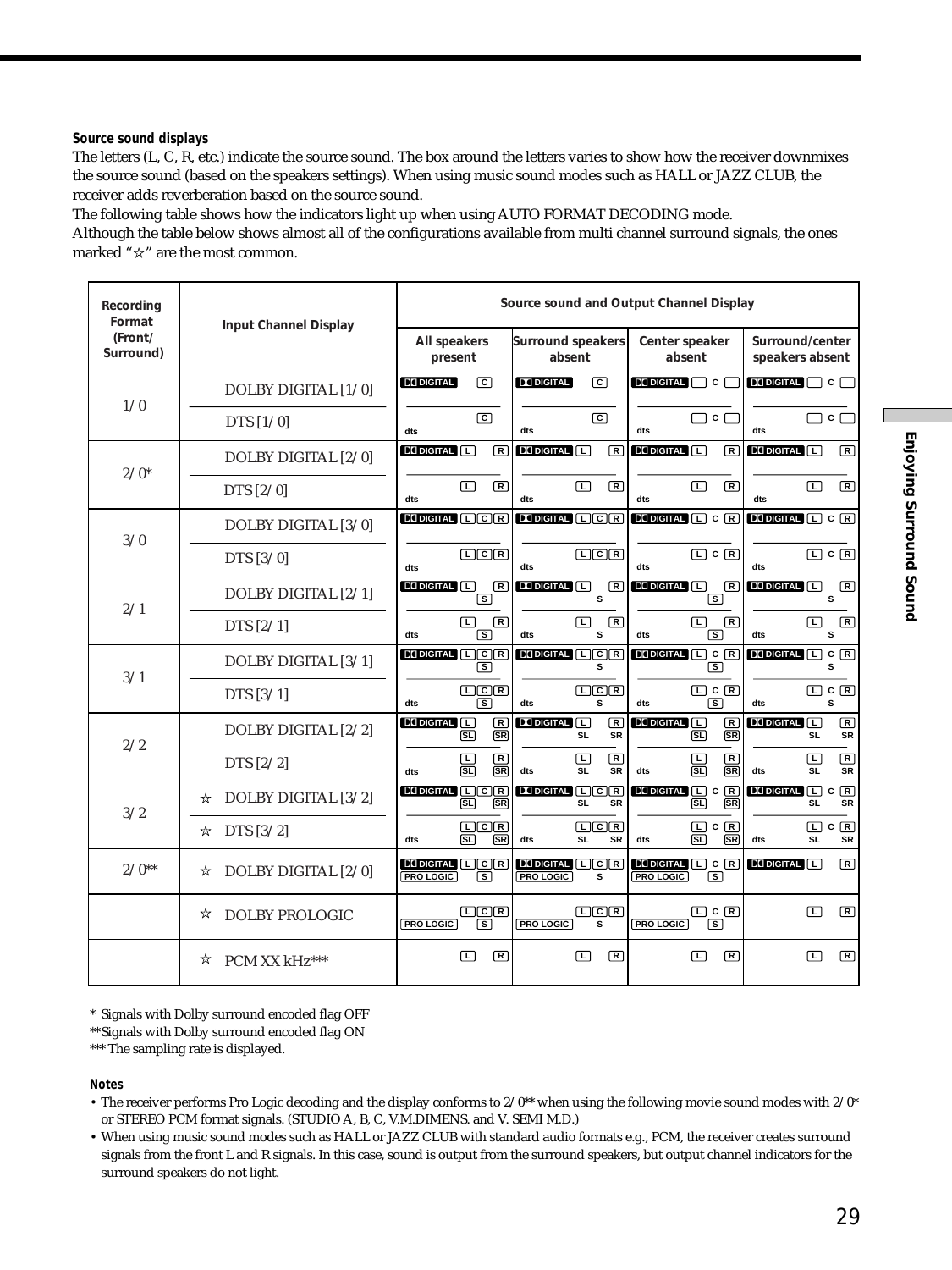**Source sound displays**

The letters (L, C, R, etc.) indicate the source sound. The box around the letters varies to show how the receiver downmixes the source sound (based on the speakers settings). When using music sound modes such as HALL or JAZZ CLUB, the receiver adds reverberation based on the source sound.

The following table shows how the indicators light up when using AUTO FORMAT DECODING mode.

Although the table below shows almost all of the configurations available from multi channel surround signals, the ones marked "☆" are the most common.

| Recording Format (Front/ Surround) | Input Channel Display | Source sound and Output Channel Display | | | |
|---|---|---|---|---|---|
| | | All speakers present | Surround speakers absent | Center speaker absent | Surround/center speakers absent |
| 1/0 | DOLBY DIGITAL [1/0] | DIGITAL [C] | DIGITAL [C] | DIGITAL [ ] C [ ] | DIGITAL [ ] C [ ] |
| | DTS [1/0] | dts [C] | dts [C] | dts [ ] C [ ] | dts [ ] C [ ] |
| 2/0* | DOLBY DIGITAL [2/0] | DIGITAL [L] [R] | DIGITAL [L] [R] | DIGITAL [L] [R] | DIGITAL [L] [R] |
| | DTS [2/0] | dts [L] [R] | dts [L] [R] | dts [L] [R] | dts [L] [R] |
| 3/0 | DOLBY DIGITAL [3/0] | DIGITAL [L][C][R] | DIGITAL [L][C][R] | DIGITAL [L] C [R] | DIGITAL [L] C [R] |
| | DTS [3/0] | dts [L][C][R] | dts [L][C][R] | dts [L] C [R] | dts [L] C [R] |
| 2/1 | DOLBY DIGITAL [2/1] | DIGITAL [L] [R] [S] | DIGITAL [L] [R] S | DIGITAL [L] [R] [S] | DIGITAL [L] [R] S |
| | DTS [2/1] | dts [L] [R] [S] | dts [L] [R] S | dts [L] [R] [S] | dts [L] [R] S |
| 3/1 | DOLBY DIGITAL [3/1] | DIGITAL [L][C][R] [S] | DIGITAL [L][C][R] S | DIGITAL [L] C [R] [S] | DIGITAL [L] C [R] S |
| | DTS [3/1] | dts [L][C][R] [S] | dts [L][C][R] S | dts [L] C [R] [S] | dts [L] C [R] S |
| 2/2 | DOLBY DIGITAL [2/2] | DIGITAL [L] [R] [SL] [SR] | DIGITAL [L] [R] SL SR | DIGITAL [L] [R] [SL] [SR] | DIGITAL [L] [R] SL SR |
| | DTS [2/2] | dts [L] [R] [SL] [SR] | dts [L] [R] SL SR | dts [L] [R] [SL] [SR] | dts [L] [R] SL SR |
| 3/2 | ☆ DOLBY DIGITAL [3/2] | DIGITAL [L][C][R] [SL] [SR] | DIGITAL [L][C][R] SL SR | DIGITAL [L] C [R] [SL] [SR] | DIGITAL [L] C [R] SL SR |
| | ☆ DTS [3/2] | dts [L][C][R] [SL] [SR] | dts [L][C][R] SL SR | dts [L] C [R] [SL] [SR] | dts [L] C [R] SL SR |
| 2/0** | ☆ DOLBY DIGITAL [2/0] | DIGITAL [L][C][R] PRO LOGIC [S] | DIGITAL [L][C][R] PRO LOGIC S | DIGITAL [L] C [R] PRO LOGIC [S] | DIGITAL [L] [R] |
| | ☆ DOLBY PROLOGIC | [L][C][R] PRO LOGIC [S] | [L][C][R] PRO LOGIC S | [L] C [R] PRO LOGIC [S] | [L] [R] |
| | ☆ PCM XX kHz*** | [L] [R] | [L] [R] | [L] [R] | [L] [R] |

\* Signals with Dolby surround encoded flag OFF

\*\* Signals with Dolby surround encoded flag ON

\*\*\* The sampling rate is displayed.

**Notes**

- The receiver performs Pro Logic decoding and the display conforms to 2/0** when using the following movie sound modes with 2/0* or STEREO PCM format signals. (STUDIO A, B, C, V.M.DIMENS. and V. SEMI M.D.)
- When using music sound modes such as HALL or JAZZ CLUB with standard audio formats e.g., PCM, the receiver creates surround signals from the front L and R signals. In this case, sound is output from the surround speakers, but output channel indicators for the surround speakers do not light.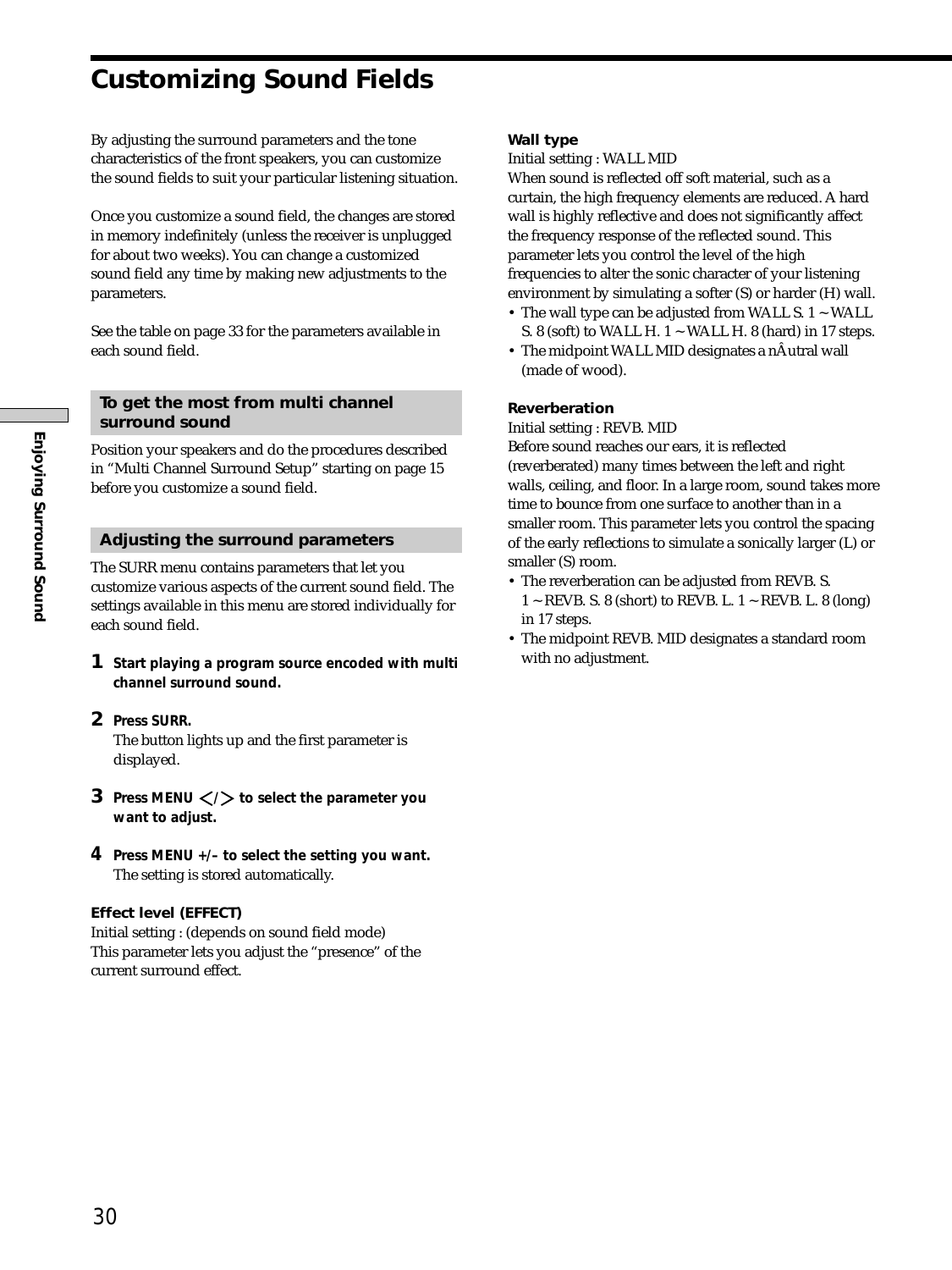# Customizing Sound Fields

By adjusting the surround parameters and the tone characteristics of the front speakers, you can customize the sound fields to suit your particular listening situation.

Once you customize a sound field, the changes are stored in memory indefinitely (unless the receiver is unplugged for about two weeks). You can change a customized sound field any time by making new adjustments to the parameters.

See the table on page 33 for the parameters available in each sound field.

## To get the most from multi channel surround sound

Position your speakers and do the procedures described in "Multi Channel Surround Setup" starting on page 15 before you customize a sound field.

## Adjusting the surround parameters

The SURR menu contains parameters that let you customize various aspects of the current sound field. The settings available in this menu are stored individually for each sound field.

**1** **Start playing a program source encoded with multi channel surround sound.**

**2** **Press SURR.**
The button lights up and the first parameter is displayed.

**3** **Press MENU </> to select the parameter you want to adjust.**

**4** **Press MENU +/– to select the setting you want.**
The setting is stored automatically.

**Effect level (EFFECT)**
Initial setting : (depends on sound field mode)
This parameter lets you adjust the "presence" of the current surround effect.

**Wall type**
Initial setting : WALL MID
When sound is reflected off soft material, such as a curtain, the high frequency elements are reduced. A hard wall is highly reflective and does not significantly affect the frequency response of the reflected sound. This parameter lets you control the level of the high frequencies to alter the sonic character of your listening environment by simulating a softer (S) or harder (H) wall.

- The wall type can be adjusted from WALL S. 1 ~ WALL S. 8 (soft) to WALL H. 1 ~ WALL H. 8 (hard) in 17 steps.
- The midpoint WALL MID designates a nÂutral wall (made of wood).

**Reverberation**
Initial setting : REVB. MID
Before sound reaches our ears, it is reflected (reverberated) many times between the left and right walls, ceiling, and floor. In a large room, sound takes more time to bounce from one surface to another than in a smaller room. This parameter lets you control the spacing of the early reflections to simulate a sonically larger (L) or smaller (S) room.

- The reverberation can be adjusted from REVB. S. 1 ~ REVB. S. 8 (short) to REVB. L. 1 ~ REVB. L. 8 (long) in 17 steps.
- The midpoint REVB. MID designates a standard room with no adjustment.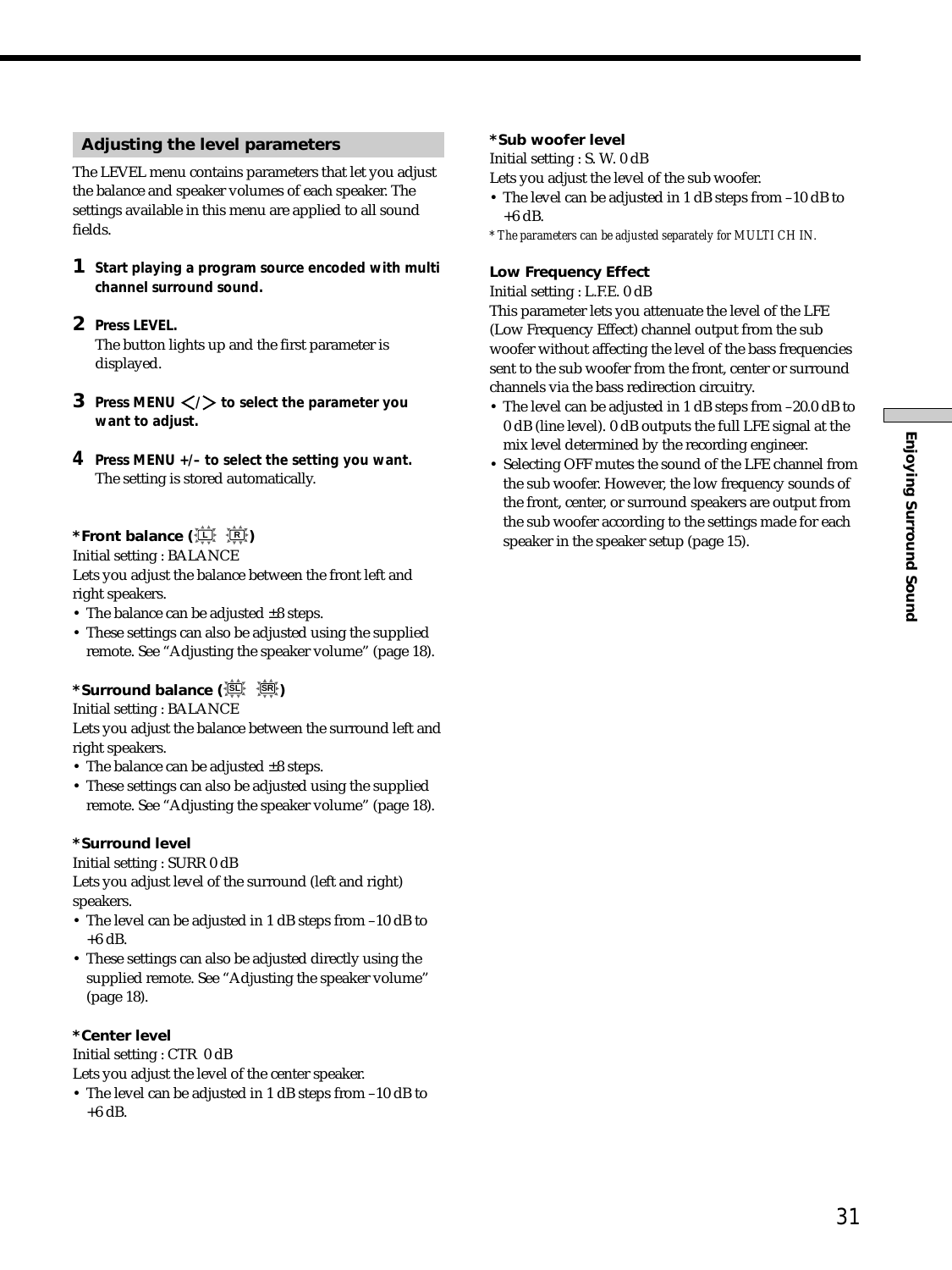## Adjusting the level parameters

The LEVEL menu contains parameters that let you adjust the balance and speaker volumes of each speaker. The settings available in this menu are applied to all sound fields.

**1** **Start playing a program source encoded with multi channel surround sound.**

**2** **Press LEVEL.**
The button lights up and the first parameter is displayed.

**3** **Press MENU </> to select the parameter you want to adjust.**

**4** **Press MENU +/– to select the setting you want.**
The setting is stored automatically.

### *Front balance (L R)

Initial setting : BALANCE

Lets you adjust the balance between the front left and right speakers.

- The balance can be adjusted ±8 steps.
- These settings can also be adjusted using the supplied remote. See "Adjusting the speaker volume" (page 18).

### *Surround balance (SL SR)

Initial setting : BALANCE

Lets you adjust the balance between the surround left and right speakers.

- The balance can be adjusted ±8 steps.
- These settings can also be adjusted using the supplied remote. See "Adjusting the speaker volume" (page 18).

### *Surround level

Initial setting : SURR 0 dB

Lets you adjust level of the surround (left and right) speakers.

- The level can be adjusted in 1 dB steps from –10 dB to +6 dB.
- These settings can also be adjusted directly using the supplied remote. See "Adjusting the speaker volume" (page 18).

### *Center level

Initial setting : CTR 0 dB

Lets you adjust the level of the center speaker.

- The level can be adjusted in 1 dB steps from –10 dB to +6 dB.

### *Sub woofer level

Initial setting : S. W. 0 dB

Lets you adjust the level of the sub woofer.

- The level can be adjusted in 1 dB steps from –10 dB to +6 dB.

*\* The parameters can be adjusted separately for MULTI CH IN.*

### Low Frequency Effect

Initial setting : L.F.E. 0 dB

This parameter lets you attenuate the level of the LFE (Low Frequency Effect) channel output from the sub woofer without affecting the level of the bass frequencies sent to the sub woofer from the front, center or surround channels via the bass redirection circuitry.

- The level can be adjusted in 1 dB steps from –20.0 dB to 0 dB (line level). 0 dB outputs the full LFE signal at the mix level determined by the recording engineer.
- Selecting OFF mutes the sound of the LFE channel from the sub woofer. However, the low frequency sounds of the front, center, or surround speakers are output from the sub woofer according to the settings made for each speaker in the speaker setup (page 15).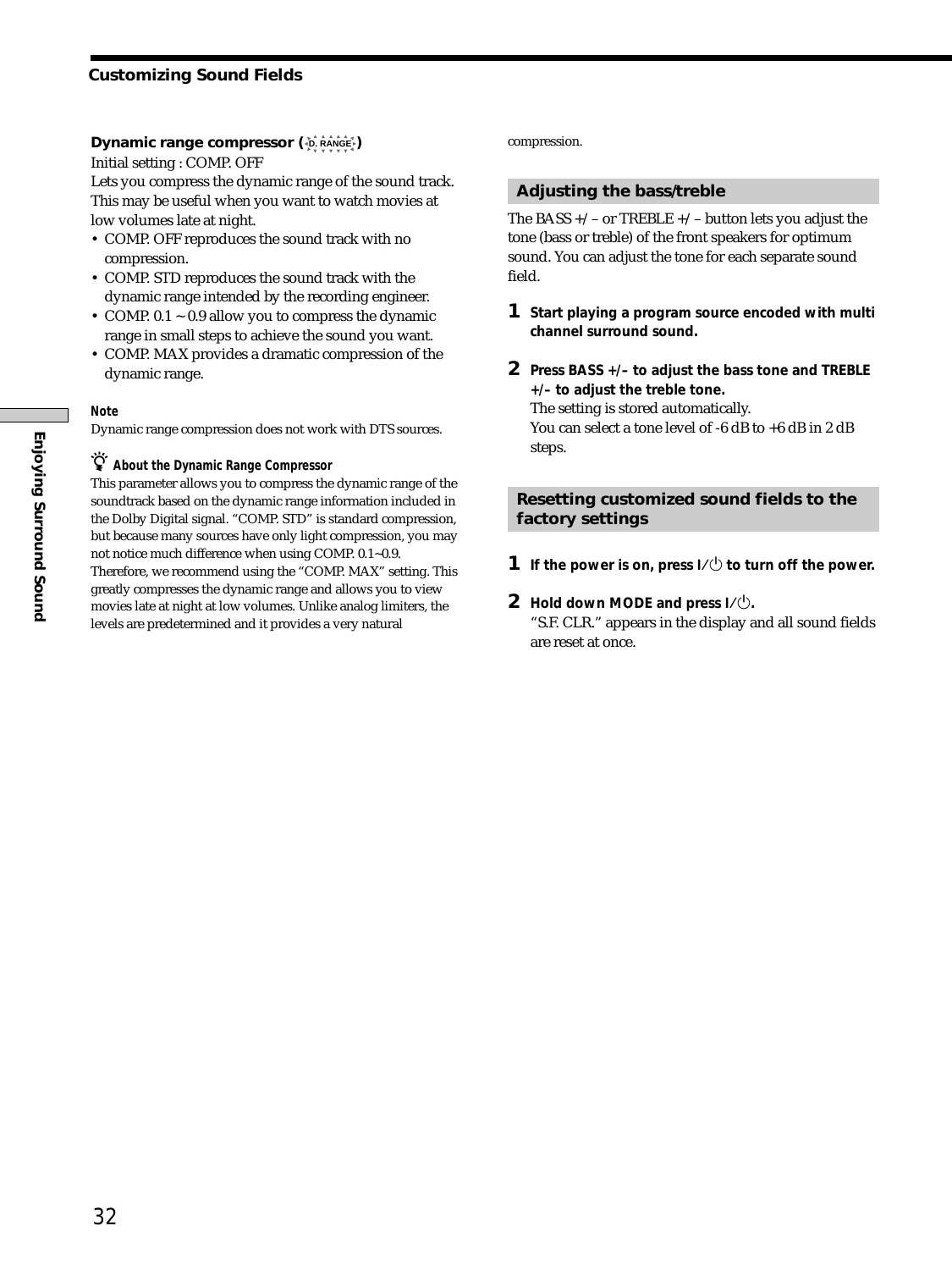### Dynamic range compressor (D. RANGE)

Initial setting : COMP. OFF

Lets you compress the dynamic range of the sound track. This may be useful when you want to watch movies at low volumes late at night.

- COMP. OFF reproduces the sound track with no compression.
- COMP. STD reproduces the sound track with the dynamic range intended by the recording engineer.
- COMP. 0.1 ~ 0.9 allow you to compress the dynamic range in small steps to achieve the sound you want.
- COMP. MAX provides a dramatic compression of the dynamic range.

**Note**

Dynamic range compression does not work with DTS sources.

**About the Dynamic Range Compressor**

This parameter allows you to compress the dynamic range of the soundtrack based on the dynamic range information included in the Dolby Digital signal. "COMP. STD" is standard compression, but because many sources have only light compression, you may not notice much difference when using COMP. 0.1~0.9. Therefore, we recommend using the "COMP. MAX" setting. This greatly compresses the dynamic range and allows you to view movies late at night at low volumes. Unlike analog limiters, the levels are predetermined and it provides a very natural compression.

## Adjusting the bass/treble

The BASS +/– or TREBLE +/– button lets you adjust the tone (bass or treble) of the front speakers for optimum sound. You can adjust the tone for each separate sound field.

**1** **Start playing a program source encoded with multi channel surround sound.**

**2** **Press BASS +/– to adjust the bass tone and TREBLE +/– to adjust the treble tone.**
The setting is stored automatically.
You can select a tone level of -6 dB to +6 dB in 2 dB steps.

## Resetting customized sound fields to the factory settings

**1** **If the power is on, press I/⏻ to turn off the power.**

**2** **Hold down MODE and press I/⏻.**
"S.F. CLR." appears in the display and all sound fields are reset at once.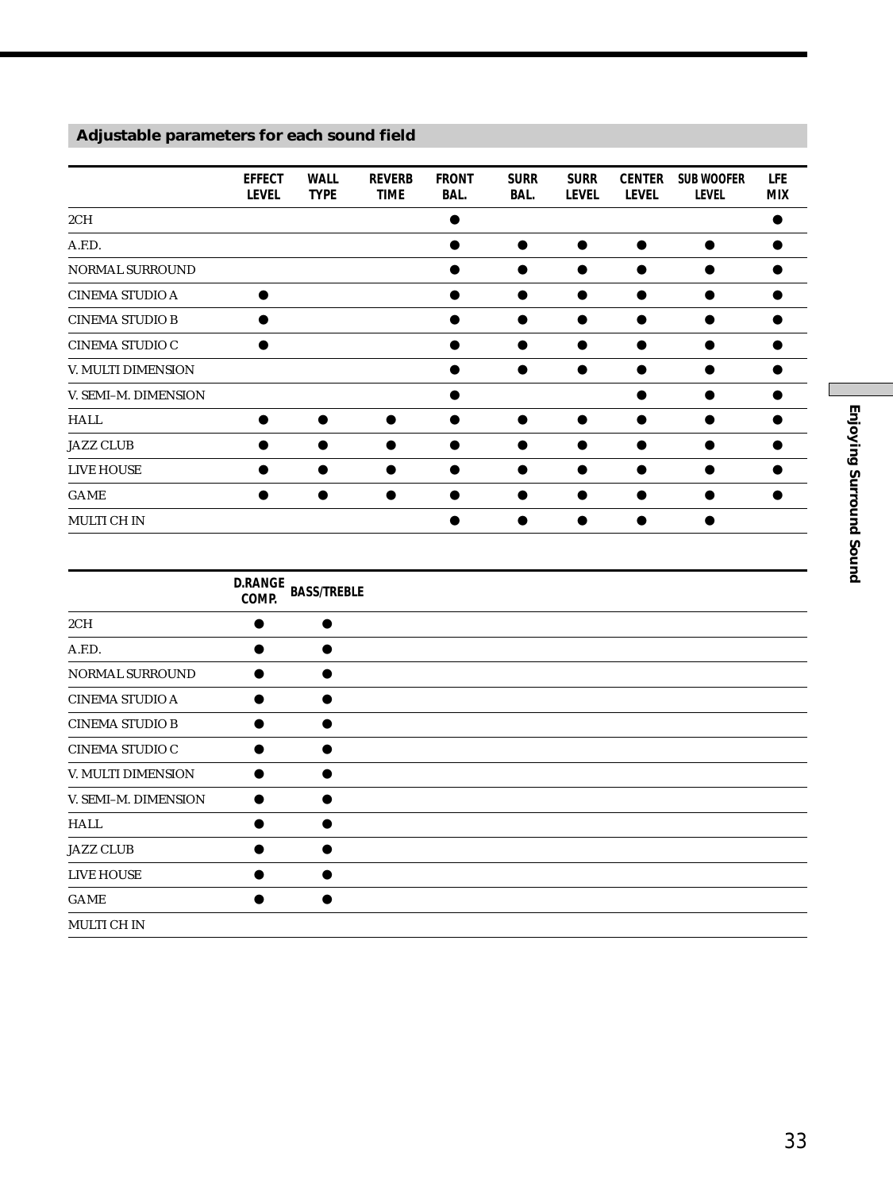## Adjustable parameters for each sound field

| | EFFECT LEVEL | WALL TYPE | REVERB TIME | FRONT BAL. | SURR BAL. | SURR LEVEL | CENTER LEVEL | SUB WOOFER LEVEL | LFE MIX |
|---|---|---|---|---|---|---|---|---|---|
| 2CH | | | | ● | | | | | ● |
| A.F.D. | | | | ● | ● | ● | ● | ● | ● |
| NORMAL SURROUND | | | | ● | ● | ● | ● | ● | ● |
| CINEMA STUDIO A | ● | | | ● | ● | ● | ● | ● | ● |
| CINEMA STUDIO B | ● | | | ● | ● | ● | ● | ● | ● |
| CINEMA STUDIO C | ● | | | ● | ● | ● | ● | ● | ● |
| V. MULTI DIMENSION | | | | ● | ● | ● | ● | ● | ● |
| V. SEMI–M. DIMENSION | | | | ● | | | ● | ● | ● |
| HALL | ● | ● | ● | ● | ● | ● | ● | ● | ● |
| JAZZ CLUB | ● | ● | ● | ● | ● | ● | ● | ● | ● |
| LIVE HOUSE | ● | ● | ● | ● | ● | ● | ● | ● | ● |
| GAME | ● | ● | ● | ● | ● | ● | ● | ● | ● |
| MULTI CH IN | | | | ● | ● | ● | ● | ● | |

| | D.RANGE COMP. | BASS/TREBLE |
|---|---|---|
| 2CH | ● | ● |
| A.F.D. | ● | ● |
| NORMAL SURROUND | ● | ● |
| CINEMA STUDIO A | ● | ● |
| CINEMA STUDIO B | ● | ● |
| CINEMA STUDIO C | ● | ● |
| V. MULTI DIMENSION | ● | ● |
| V. SEMI–M. DIMENSION | ● | ● |
| HALL | ● | ● |
| JAZZ CLUB | ● | ● |
| LIVE HOUSE | ● | ● |
| GAME | ● | ● |
| MULTI CH IN | | |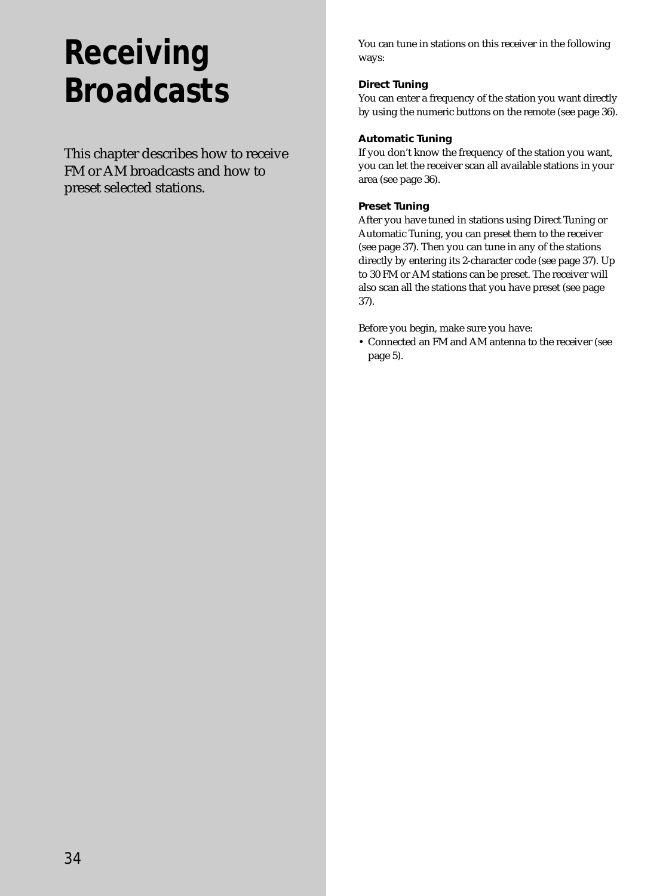# Receiving Broadcasts

This chapter describes how to receive FM or AM broadcasts and how to preset selected stations.

You can tune in stations on this receiver in the following ways:

**Direct Tuning**
You can enter a frequency of the station you want directly by using the numeric buttons on the remote (see page 36).

**Automatic Tuning**
If you don't know the frequency of the station you want, you can let the receiver scan all available stations in your area (see page 36).

**Preset Tuning**
After you have tuned in stations using Direct Tuning or Automatic Tuning, you can preset them to the receiver (see page 37). Then you can tune in any of the stations directly by entering its 2-character code (see page 37). Up to 30 FM or AM stations can be preset. The receiver will also scan all the stations that you have preset (see page 37).

Before you begin, make sure you have:
- Connected an FM and AM antenna to the receiver (see page 5).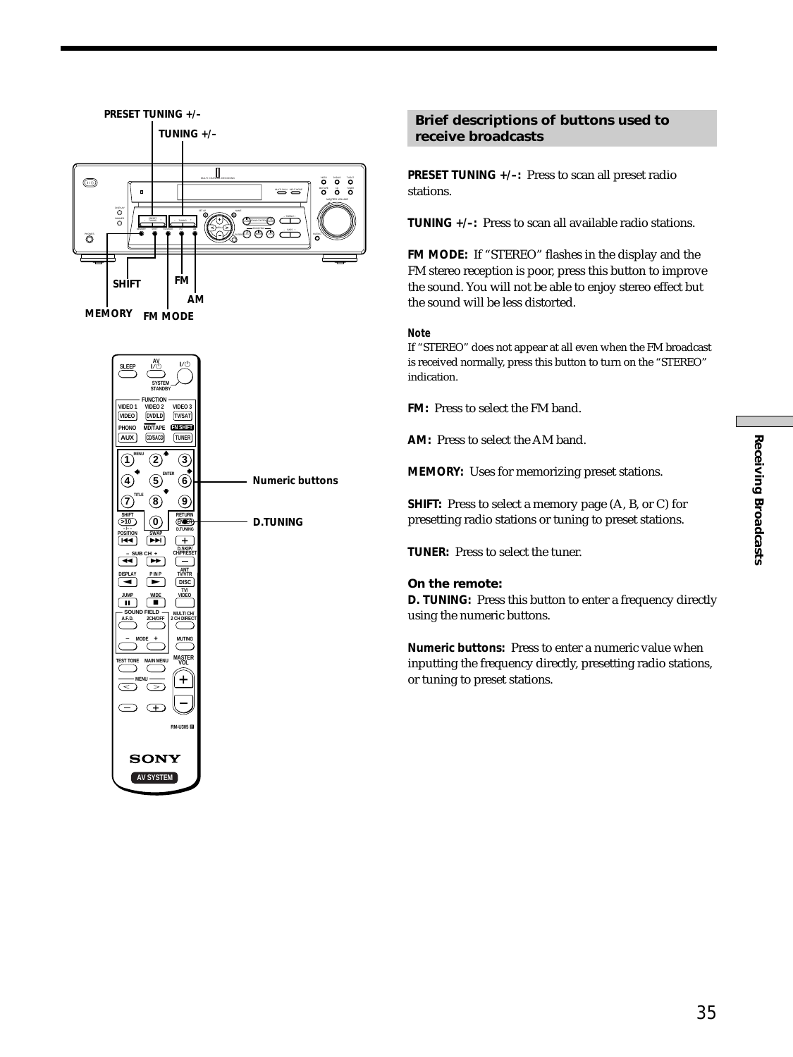## Brief descriptions of buttons used to receive broadcasts

**PRESET TUNING +/–:** Press to scan all preset radio stations.

**TUNING +/–:** Press to scan all available radio stations.

**FM MODE:** If "STEREO" flashes in the display and the FM stereo reception is poor, press this button to improve the sound. You will not be able to enjoy stereo effect but the sound will be less distorted.

**Note**

If "STEREO" does not appear at all even when the FM broadcast is received normally, press this button to turn on the "STEREO" indication.

**FM:** Press to select the FM band.

**AM:** Press to select the AM band.

**MEMORY:** Uses for memorizing preset stations.

**SHIFT:** Press to select a memory page (A, B, or C) for presetting radio stations or tuning to preset stations.

**TUNER:** Press to select the tuner.

### On the remote:

**D. TUNING:** Press this button to enter a frequency directly using the numeric buttons.

**Numeric buttons:** Press to enter a numeric value when inputting the frequency directly, presetting radio stations, or tuning to preset stations.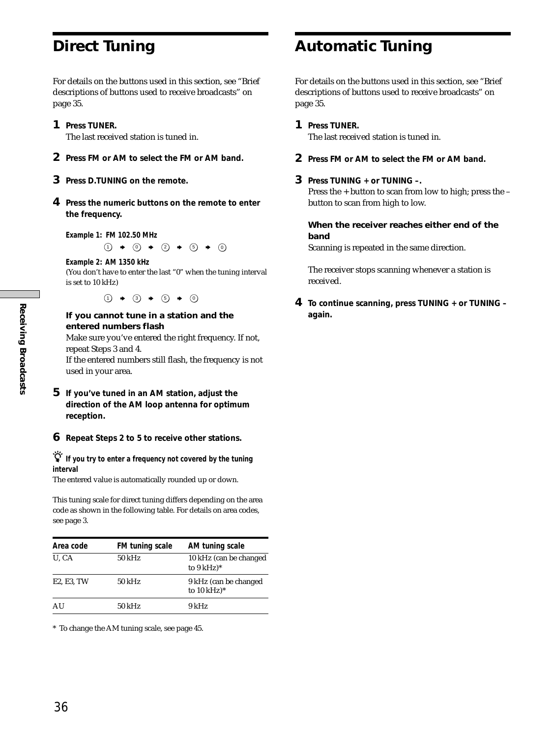# Direct Tuning

For details on the buttons used in this section, see "Brief descriptions of buttons used to receive broadcasts" on page 35.

**1 Press TUNER.**
The last received station is tuned in.

**2 Press FM or AM to select the FM or AM band.**

**3 Press D.TUNING on the remote.**

**4 Press the numeric buttons on the remote to enter the frequency.**

**Example 1: FM 102.50 MHz**

1 ➜ 0 ➜ 2 ➜ 5 ➜ 0

**Example 2: AM 1350 kHz**
(You don't have to enter the last "0" when the tuning interval is set to 10 kHz)

1 ➜ 3 ➜ 5 ➜ 0

**If you cannot tune in a station and the entered numbers flash**
Make sure you've entered the right frequency. If not, repeat Steps 3 and 4.
If the entered numbers still flash, the frequency is not used in your area.

**5 If you've tuned in an AM station, adjust the direction of the AM loop antenna for optimum reception.**

**6 Repeat Steps 2 to 5 to receive other stations.**

**If you try to enter a frequency not covered by the tuning interval**
The entered value is automatically rounded up or down.

This tuning scale for direct tuning differs depending on the area code as shown in the following table. For details on area codes, see page 3.

| Area code | FM tuning scale | AM tuning scale |
|---|---|---|
| U, CA | 50 kHz | 10 kHz (can be changed to 9 kHz)* |
| E2, E3, TW | 50 kHz | 9 kHz (can be changed to 10 kHz)* |
| AU | 50 kHz | 9 kHz |

* To change the AM tuning scale, see page 45.

# Automatic Tuning

For details on the buttons used in this section, see "Brief descriptions of buttons used to receive broadcasts" on page 35.

**1 Press TUNER.**
The last received station is tuned in.

**2 Press FM or AM to select the FM or AM band.**

**3 Press TUNING + or TUNING –.**
Press the + button to scan from low to high; press the – button to scan from high to low.

**When the receiver reaches either end of the band**
Scanning is repeated in the same direction.

The receiver stops scanning whenever a station is received.

**4 To continue scanning, press TUNING + or TUNING – again.**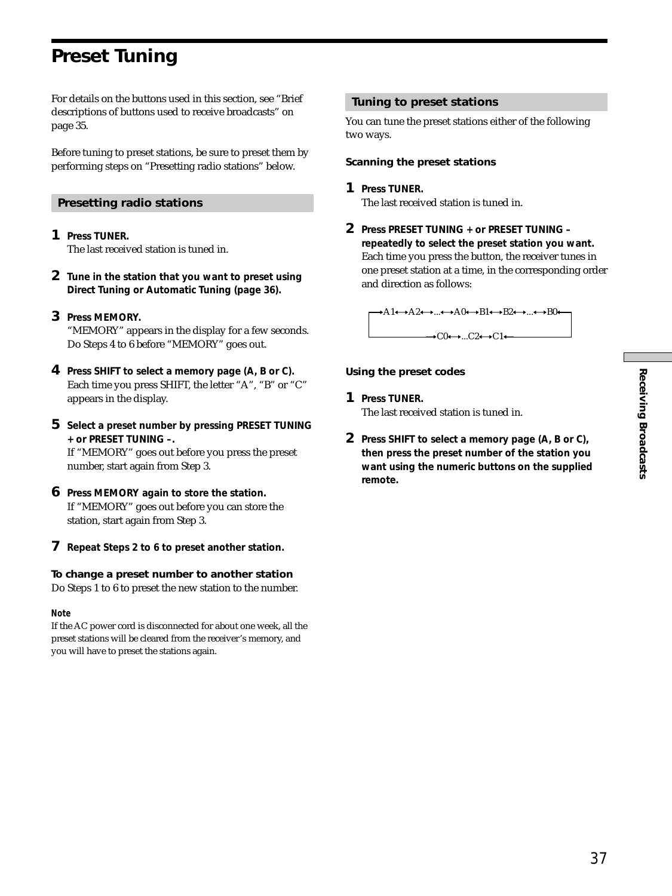# Preset Tuning

For details on the buttons used in this section, see "Brief descriptions of buttons used to receive broadcasts" on page 35.

Before tuning to preset stations, be sure to preset them by performing steps on "Presetting radio stations" below.

## Presetting radio stations

**1** **Press TUNER.**
The last received station is tuned in.

**2** **Tune in the station that you want to preset using Direct Tuning or Automatic Tuning (page 36).**

**3** **Press MEMORY.**
"MEMORY" appears in the display for a few seconds. Do Steps 4 to 6 before "MEMORY" goes out.

**4** **Press SHIFT to select a memory page (A, B or C).**
Each time you press SHIFT, the letter "A", "B" or "C" appears in the display.

**5** **Select a preset number by pressing PRESET TUNING + or PRESET TUNING –.**
If "MEMORY" goes out before you press the preset number, start again from Step 3.

**6** **Press MEMORY again to store the station.**
If "MEMORY" goes out before you can store the station, start again from Step 3.

**7** **Repeat Steps 2 to 6 to preset another station.**

### To change a preset number to another station

Do Steps 1 to 6 to preset the new station to the number.

**Note**

If the AC power cord is disconnected for about one week, all the preset stations will be cleared from the receiver's memory, and you will have to preset the stations again.

## Tuning to preset stations

You can tune the preset stations either of the following two ways.

### Scanning the preset stations

**1** **Press TUNER.**
The last received station is tuned in.

**2** **Press PRESET TUNING + or PRESET TUNING – repeatedly to select the preset station you want.**
Each time you press the button, the receiver tunes in one preset station at a time, in the corresponding order and direction as follows:

A1 ↔ A2 ↔ ... ↔ A0 ↔ B1 ↔ B2 ↔ ... ↔ B0 ↔ C1 ↔ C2 ↔ ... ↔ C0 ↔ (back to A1)

### Using the preset codes

**1** **Press TUNER.**
The last received station is tuned in.

**2** **Press SHIFT to select a memory page (A, B or C), then press the preset number of the station you want using the numeric buttons on the supplied remote.**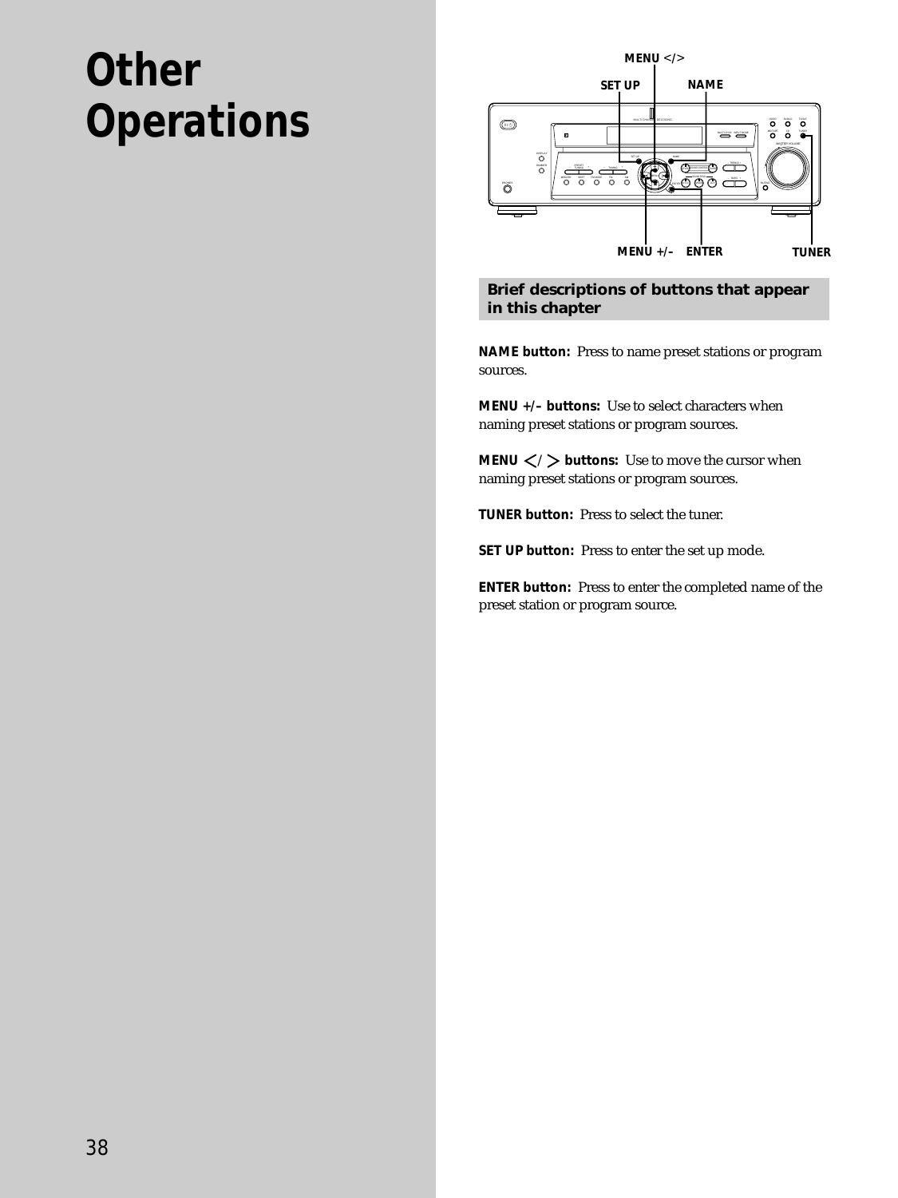# Other Operations

MENU </>

SET UP

NAME

MENU +/–

ENTER

TUNER

## Brief descriptions of buttons that appear in this chapter

**NAME button:** Press to name preset stations or program sources.

**MENU +/– buttons:** Use to select characters when naming preset stations or program sources.

**MENU < / > buttons:** Use to move the cursor when naming preset stations or program sources.

**TUNER button:** Press to select the tuner.

**SET UP button:** Press to enter the set up mode.

**ENTER button:** Press to enter the completed name of the preset station or program source.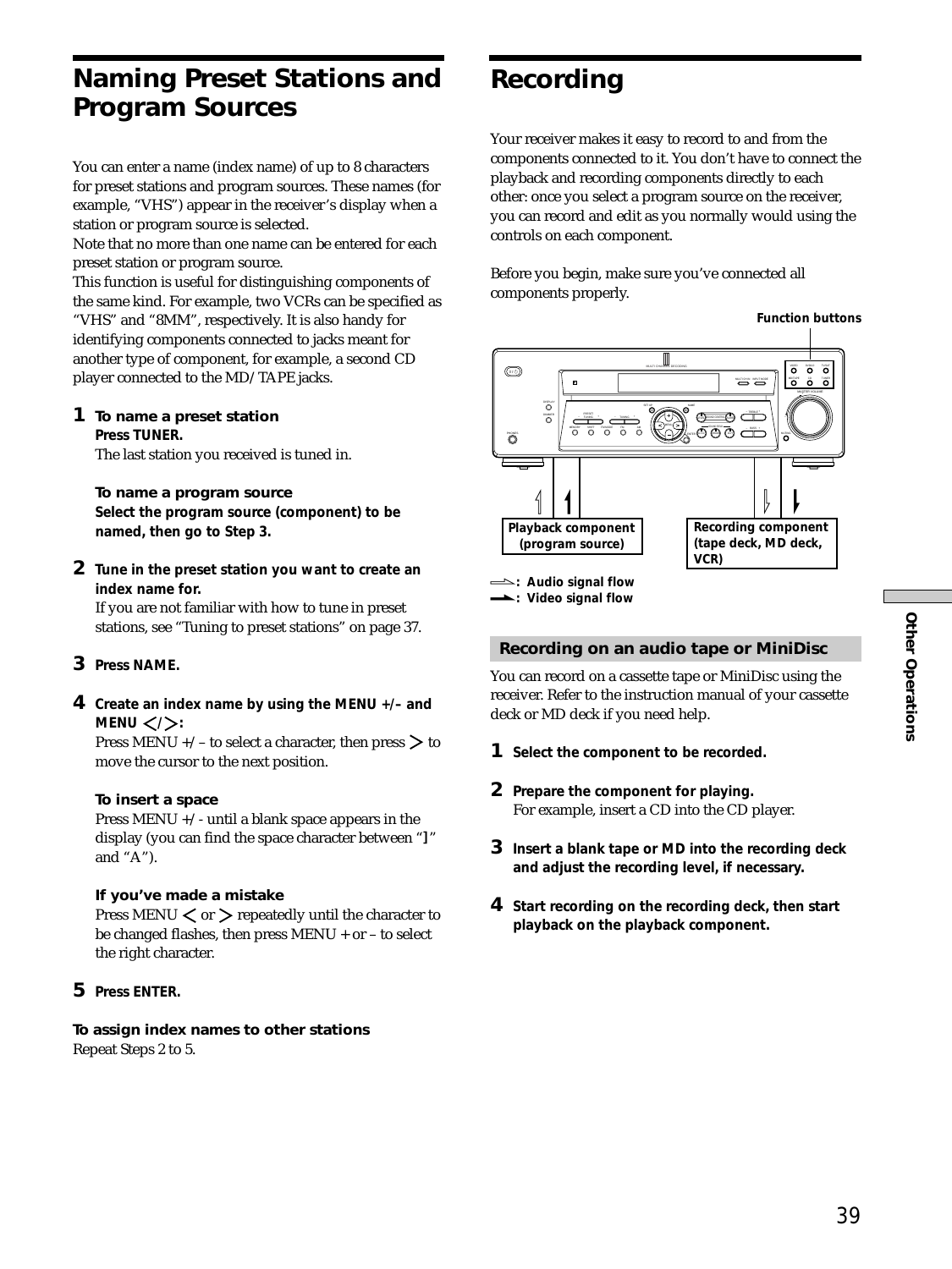# Naming Preset Stations and Program Sources

You can enter a name (index name) of up to 8 characters for preset stations and program sources. These names (for example, "VHS") appear in the receiver's display when a station or program source is selected.
Note that no more than one name can be entered for each preset station or program source.
This function is useful for distinguishing components of the same kind. For example, two VCRs can be specified as "VHS" and "8MM", respectively. It is also handy for identifying components connected to jacks meant for another type of component, for example, a second CD player connected to the MD/TAPE jacks.

**1 To name a preset station**
**Press TUNER.**
The last station you received is tuned in.

**To name a program source**
**Select the program source (component) to be named, then go to Step 3.**

**2 Tune in the preset station you want to create an index name for.**
If you are not familiar with how to tune in preset stations, see "Tuning to preset stations" on page 37.

**3 Press NAME.**

**4 Create an index name by using the MENU +/– and MENU </>:**
Press MENU +/– to select a character, then press > to move the cursor to the next position.

**To insert a space**
Press MENU +/- until a blank space appears in the display (you can find the space character between "]" and "A").

**If you've made a mistake**
Press MENU < or > repeatedly until the character to be changed flashes, then press MENU + or – to select the right character.

**5 Press ENTER.**

**To assign index names to other stations**
Repeat Steps 2 to 5.

# Recording

Your receiver makes it easy to record to and from the components connected to it. You don't have to connect the playback and recording components directly to each other: once you select a program source on the receiver, you can record and edit as you normally would using the controls on each component.

Before you begin, make sure you've connected all components properly.

**Function buttons**

**Playback component (program source)**

**Recording component (tape deck, MD deck, VCR)**

**: Audio signal flow**
**: Video signal flow**

## Recording on an audio tape or MiniDisc

You can record on a cassette tape or MiniDisc using the receiver. Refer to the instruction manual of your cassette deck or MD deck if you need help.

**1 Select the component to be recorded.**

**2 Prepare the component for playing.**
For example, insert a CD into the CD player.

**3 Insert a blank tape or MD into the recording deck and adjust the recording level, if necessary.**

**4 Start recording on the recording deck, then start playback on the playback component.**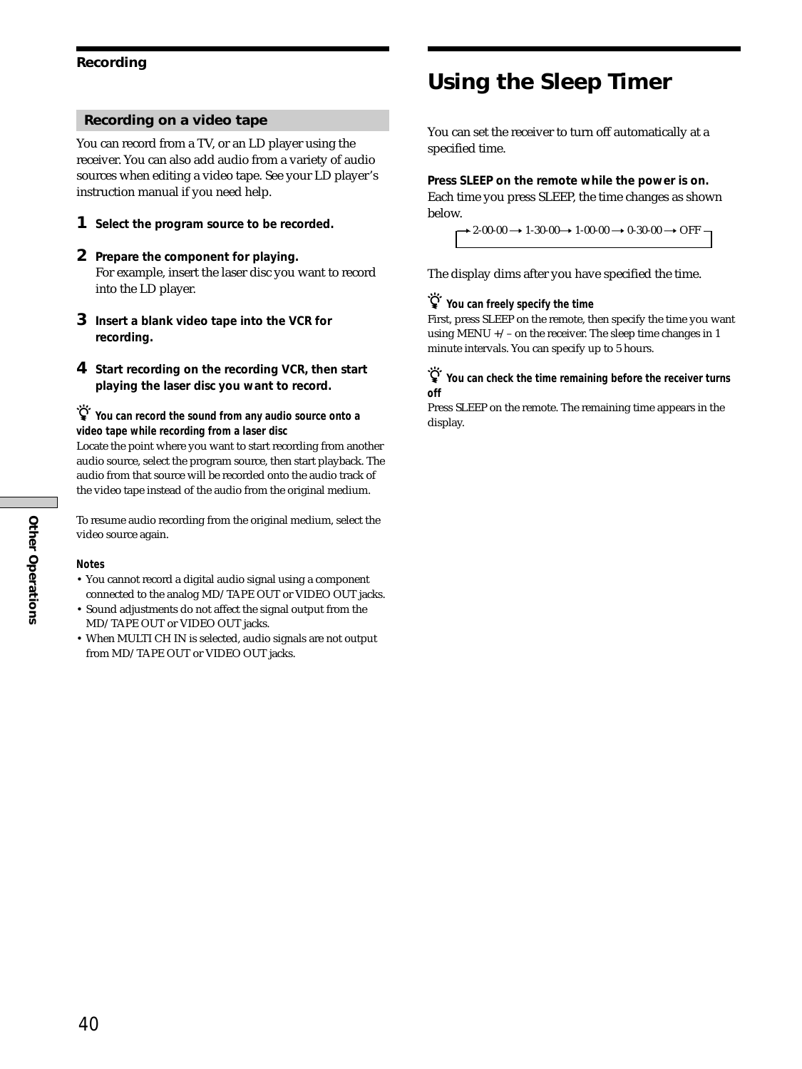## Recording

### Recording on a video tape

You can record from a TV, or an LD player using the receiver. You can also add audio from a variety of audio sources when editing a video tape. See your LD player's instruction manual if you need help.

1. **Select the program source to be recorded.**
2. **Prepare the component for playing.**
   For example, insert the laser disc you want to record into the LD player.
3. **Insert a blank video tape into the VCR for recording.**
4. **Start recording on the recording VCR, then start playing the laser disc you want to record.**

**You can record the sound from any audio source onto a video tape while recording from a laser disc**
Locate the point where you want to start recording from another audio source, select the program source, then start playback. The audio from that source will be recorded onto the audio track of the video tape instead of the audio from the original medium.

To resume audio recording from the original medium, select the video source again.

**Notes**

- You cannot record a digital audio signal using a component connected to the analog MD/TAPE OUT or VIDEO OUT jacks.
- Sound adjustments do not affect the signal output from the MD/TAPE OUT or VIDEO OUT jacks.
- When MULTI CH IN is selected, audio signals are not output from MD/TAPE OUT or VIDEO OUT jacks.

# Using the Sleep Timer

You can set the receiver to turn off automatically at a specified time.

**Press SLEEP on the remote while the power is on.**
Each time you press SLEEP, the time changes as shown below.

2-00-00 → 1-30-00 → 1-00-00 → 0-30-00 → OFF

The display dims after you have specified the time.

**You can freely specify the time**
First, press SLEEP on the remote, then specify the time you want using MENU +/– on the receiver. The sleep time changes in 1 minute intervals. You can specify up to 5 hours.

**You can check the time remaining before the receiver turns off**
Press SLEEP on the remote. The remaining time appears in the display.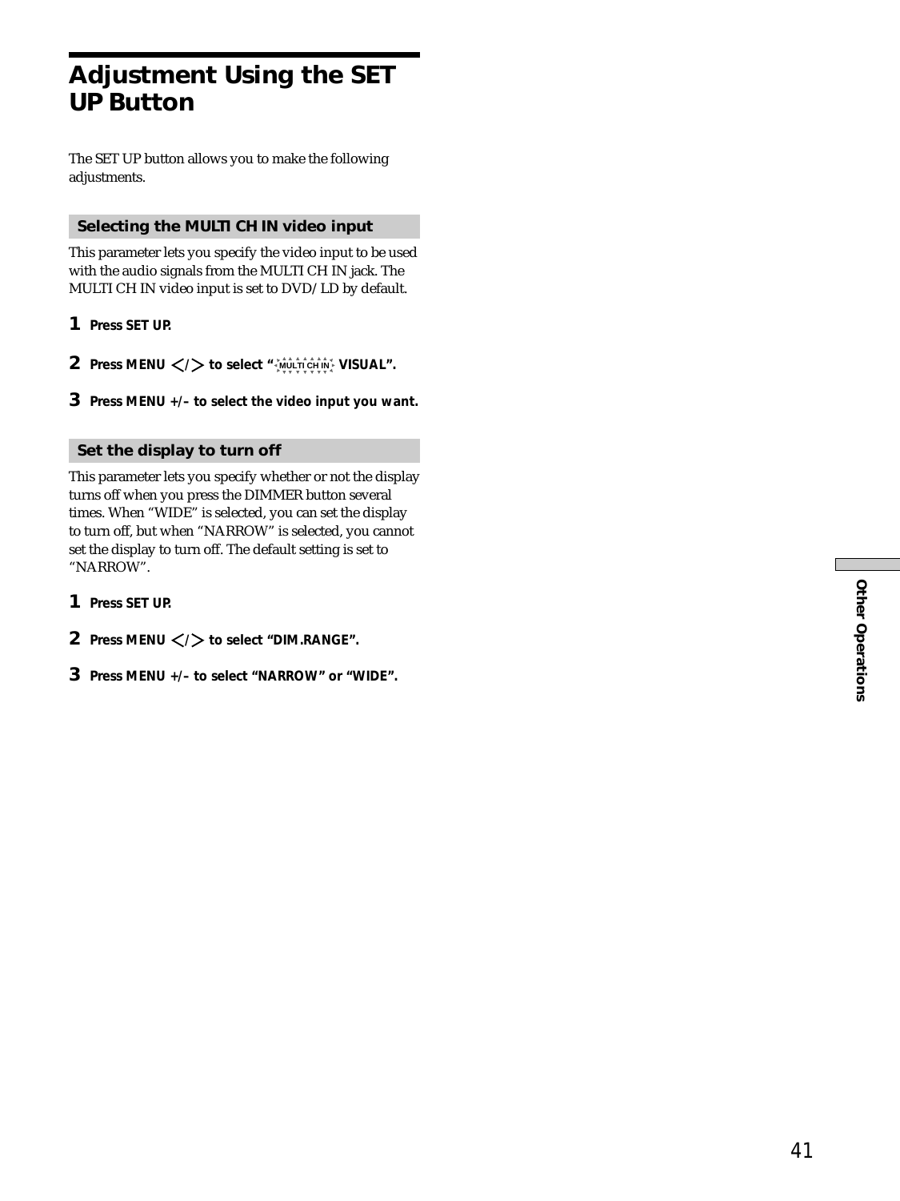# Adjustment Using the SET UP Button

The SET UP button allows you to make the following adjustments.

## Selecting the MULTI CH IN video input

This parameter lets you specify the video input to be used with the audio signals from the MULTI CH IN jack. The MULTI CH IN video input is set to DVD/LD by default.

1. **Press SET UP.**
2. **Press MENU </> to select "MULTI CH IN VISUAL".**
3. **Press MENU +/– to select the video input you want.**

## Set the display to turn off

This parameter lets you specify whether or not the display turns off when you press the DIMMER button several times. When "WIDE" is selected, you can set the display to turn off, but when "NARROW" is selected, you cannot set the display to turn off. The default setting is set to "NARROW".

1. **Press SET UP.**
2. **Press MENU </> to select "DIM.RANGE".**
3. **Press MENU +/– to select "NARROW" or "WIDE".**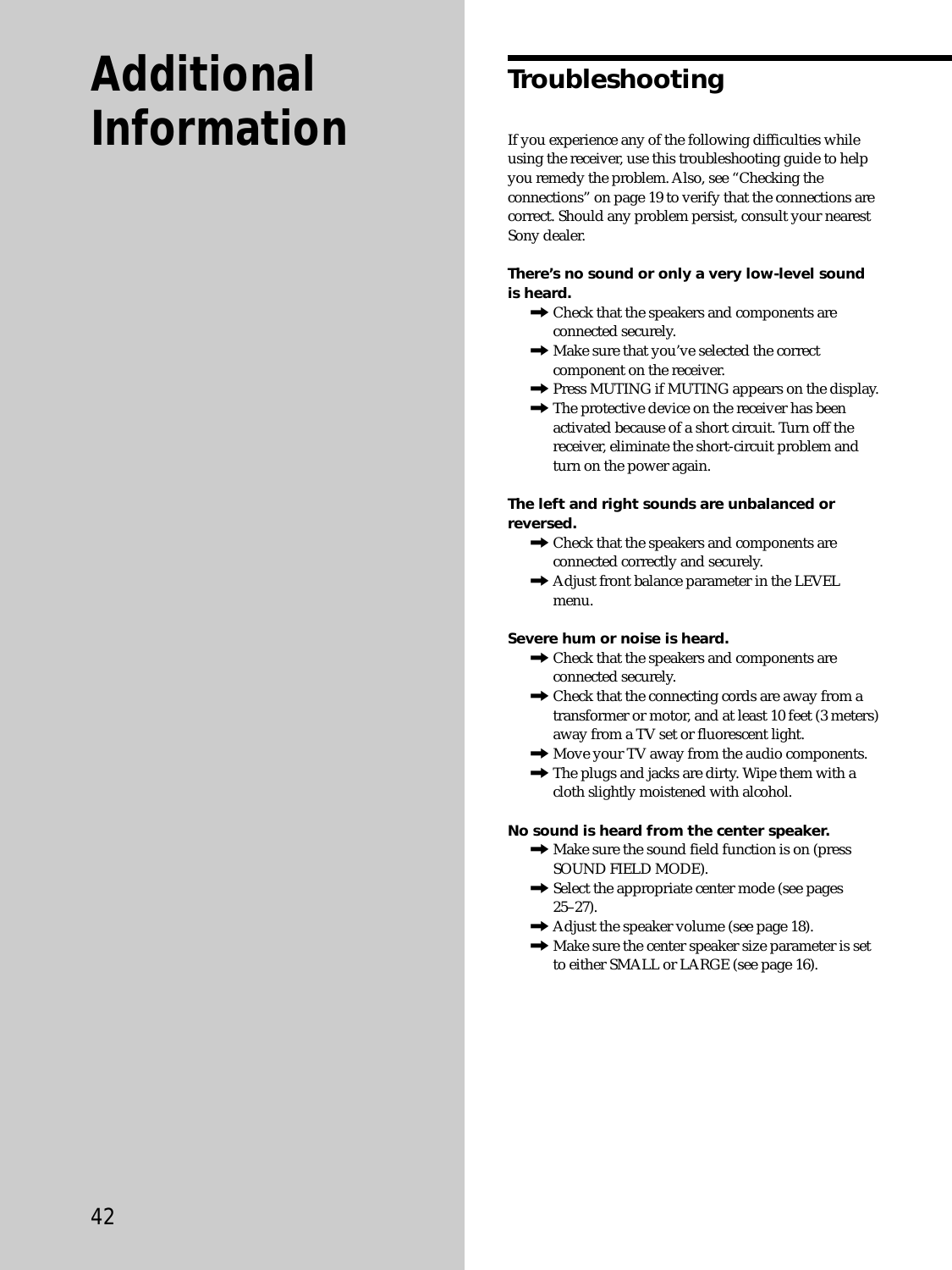# Additional Information

## Troubleshooting

If you experience any of the following difficulties while using the receiver, use this troubleshooting guide to help you remedy the problem. Also, see "Checking the connections" on page 19 to verify that the connections are correct. Should any problem persist, consult your nearest Sony dealer.

**There's no sound or only a very low-level sound is heard.**

- ➡ Check that the speakers and components are connected securely.
- ➡ Make sure that you've selected the correct component on the receiver.
- ➡ Press MUTING if MUTING appears on the display.
- ➡ The protective device on the receiver has been activated because of a short circuit. Turn off the receiver, eliminate the short-circuit problem and turn on the power again.

**The left and right sounds are unbalanced or reversed.**

- ➡ Check that the speakers and components are connected correctly and securely.
- ➡ Adjust front balance parameter in the LEVEL menu.

**Severe hum or noise is heard.**

- ➡ Check that the speakers and components are connected securely.
- ➡ Check that the connecting cords are away from a transformer or motor, and at least 10 feet (3 meters) away from a TV set or fluorescent light.
- ➡ Move your TV away from the audio components.
- ➡ The plugs and jacks are dirty. Wipe them with a cloth slightly moistened with alcohol.

**No sound is heard from the center speaker.**

- ➡ Make sure the sound field function is on (press SOUND FIELD MODE).
- ➡ Select the appropriate center mode (see pages 25–27).
- ➡ Adjust the speaker volume (see page 18).
- ➡ Make sure the center speaker size parameter is set to either SMALL or LARGE (see page 16).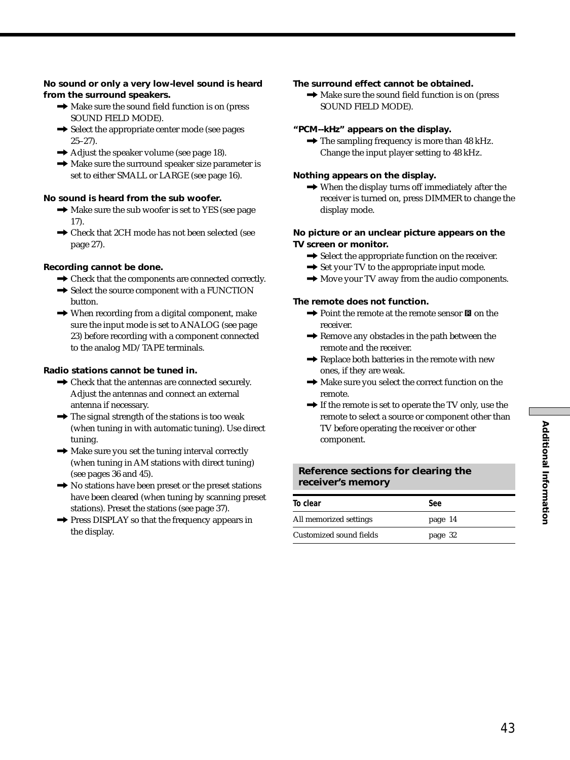**No sound or only a very low-level sound is heard from the surrounding speakers.**

- ➡ Make sure the sound field function is on (press SOUND FIELD MODE).
- ➡ Select the appropriate center mode (see pages 25–27).
- ➡ Adjust the speaker volume (see page 18).
- ➡ Make sure the surround speaker size parameter is set to either SMALL or LARGE (see page 16).

**No sound is heard from the sub woofer.**

- ➡ Make sure the sub woofer is set to YES (see page 17).
- ➡ Check that 2CH mode has not been selected (see page 27).

**Recording cannot be done.**

- ➡ Check that the components are connected correctly.
- ➡ Select the source component with a FUNCTION button.
- ➡ When recording from a digital component, make sure the input mode is set to ANALOG (see page 23) before recording with a component connected to the analog MD/TAPE terminals.

**Radio stations cannot be tuned in.**

- ➡ Check that the antennas are connected securely. Adjust the antennas and connect an external antenna if necessary.
- ➡ The signal strength of the stations is too weak (when tuning in with automatic tuning). Use direct tuning.
- ➡ Make sure you set the tuning interval correctly (when tuning in AM stations with direct tuning) (see pages 36 and 45).
- ➡ No stations have been preset or the preset stations have been cleared (when tuning by scanning preset stations). Preset the stations (see page 37).
- ➡ Press DISPLAY so that the frequency appears in the display.

**The surround effect cannot be obtained.**

- ➡ Make sure the sound field function is on (press SOUND FIELD MODE).

**"PCM--kHz" appears on the display.**

- ➡ The sampling frequency is more than 48 kHz. Change the input player setting to 48 kHz.

**Nothing appears on the display.**

- ➡ When the display turns off immediately after the receiver is turned on, press DIMMER to change the display mode.

**No picture or an unclear picture appears on the TV screen or monitor.**

- ➡ Select the appropriate function on the receiver.
- ➡ Set your TV to the appropriate input mode.
- ➡ Move your TV away from the audio components.

**The remote does not function.**

- ➡ Point the remote at the remote sensor ▣ on the receiver.
- ➡ Remove any obstacles in the path between the remote and the receiver.
- ➡ Replace both batteries in the remote with new ones, if they are weak.
- ➡ Make sure you select the correct function on the remote.
- ➡ If the remote is set to operate the TV only, use the remote to select a source or component other than TV before operating the receiver or other component.

## Reference sections for clearing the receiver's memory

| To clear | See |
|---|---|
| All memorized settings | page 14 |
| Customized sound fields | page 32 |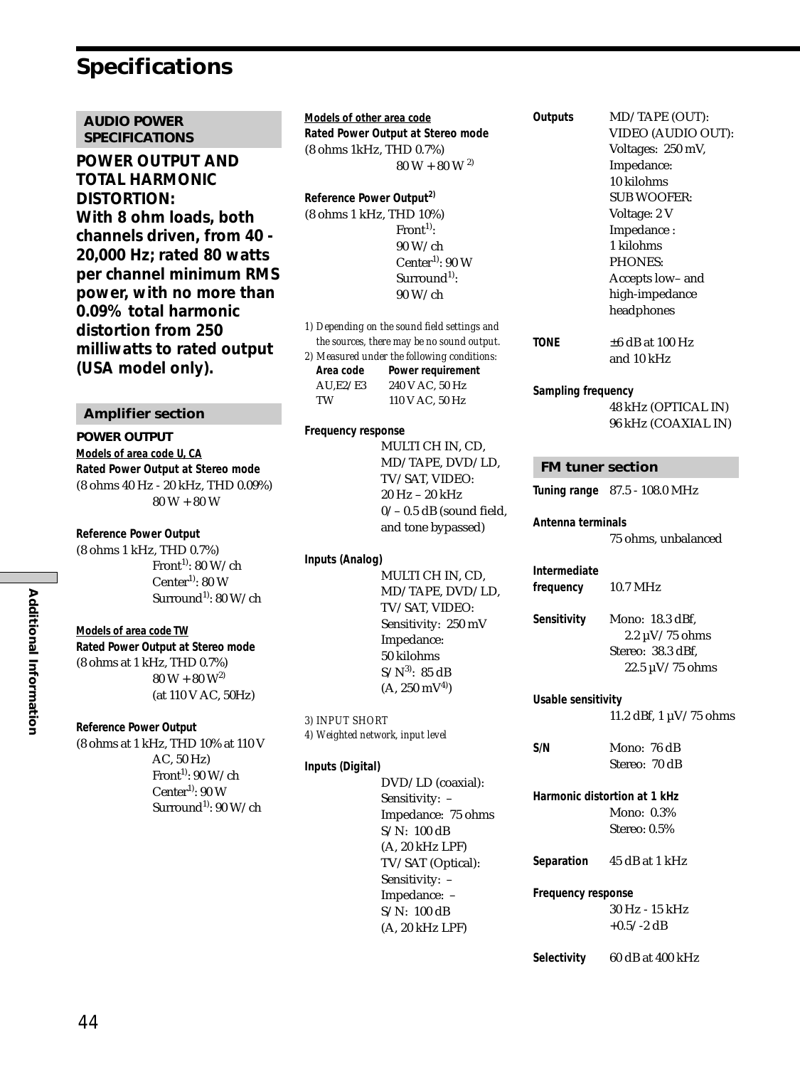# Specifications

## AUDIO POWER SPECIFICATIONS

**POWER OUTPUT AND TOTAL HARMONIC DISTORTION:**
**With 8 ohm loads, both channels driven, from 40 - 20,000 Hz; rated 80 watts per channel minimum RMS power, with no more than 0.09% total harmonic distortion from 250 milliwatts to rated output (USA model only).**

## Amplifier section

**POWER OUTPUT**

**Models of area code U, CA**

**Rated Power Output at Stereo mode**
(8 ohms 40 Hz - 20 kHz, THD 0.09%)
80 W + 80 W

**Reference Power Output**
(8 ohms 1 kHz, THD 0.7%)
Front[1]: 80 W/ch
Center[1]: 80 W
Surround[1]: 80 W/ch

**Models of area code TW**

**Rated Power Output at Stereo mode**
(8 ohms at 1 kHz, THD 0.7%)
80 W + 80 W[2]
(at 110 V AC, 50Hz)

**Reference Power Output**
(8 ohms at 1 kHz, THD 10% at 110 V AC, 50 Hz)
Front[1]: 90 W/ch
Center[1]: 90 W
Surround[1]: 90 W/ch

**Models of other area code**

**Rated Power Output at Stereo mode**
(8 ohms 1kHz, THD 0.7%)
80 W + 80 W [2]

**Reference Power Output[2]**
(8 ohms 1 kHz, THD 10%)
Front[1]: 90 W/ch
Center[1]: 90 W
Surround[1]: 90 W/ch

*1) Depending on the sound field settings and the sources, there may be no sound output.*
*2) Measured under the following conditions:*

| Area code | Power requirement |
|---|---|
| AU,E2/E3 | 240 V AC, 50 Hz |
| TW | 110 V AC, 50 Hz |

**Frequency response**
MULTI CH IN, CD, MD/TAPE, DVD/LD, TV/SAT, VIDEO:
20 Hz – 20 kHz
0/– 0.5 dB (sound field, and tone bypassed)

**Inputs (Analog)**
MULTI CH IN, CD, MD/TAPE, DVD/LD, TV/SAT, VIDEO:
Sensitivity: 250 mV
Impedance: 50 kilohms
S/N[3]: 85 dB
(A, 250 mV[4])

*3) INPUT SHORT*
*4) Weighted network, input level*

**Inputs (Digital)**
DVD/LD (coaxial):
Sensitivity: –
Impedance: 75 ohms
S/N: 100 dB
(A, 20 kHz LPF)
TV/SAT (Optical):
Sensitivity: –
Impedance: –
S/N: 100 dB
(A, 20 kHz LPF)

**Outputs**
MD/TAPE (OUT):
VIDEO (AUDIO OUT):
Voltages: 250 mV,
Impedance: 10 kilohms
SUB WOOFER:
Voltage: 2 V
Impedance : 1 kilohms
PHONES:
Accepts low– and high-impedance headphones

**TONE** ±6 dB at 100 Hz and 10 kHz

**Sampling frequency**
48 kHz (OPTICAL IN)
96 kHz (COAXIAL IN)

## FM tuner section

**Tuning range** 87.5 - 108.0 MHz

**Antenna terminals**
75 ohms, unbalanced

**Intermediate frequency** 10.7 MHz

**Sensitivity**
Mono: 18.3 dBf, 2.2 µV/75 ohms
Stereo: 38.3 dBf, 22.5 µV/75 ohms

**Usable sensitivity**
11.2 dBf, 1 µV/75 ohms

**S/N**
Mono: 76 dB
Stereo: 70 dB

**Harmonic distortion at 1 kHz**
Mono: 0.3%
Stereo: 0.5%

**Separation** 45 dB at 1 kHz

**Frequency response**
30 Hz - 15 kHz
+0.5/-2 dB

**Selectivity** 60 dB at 400 kHz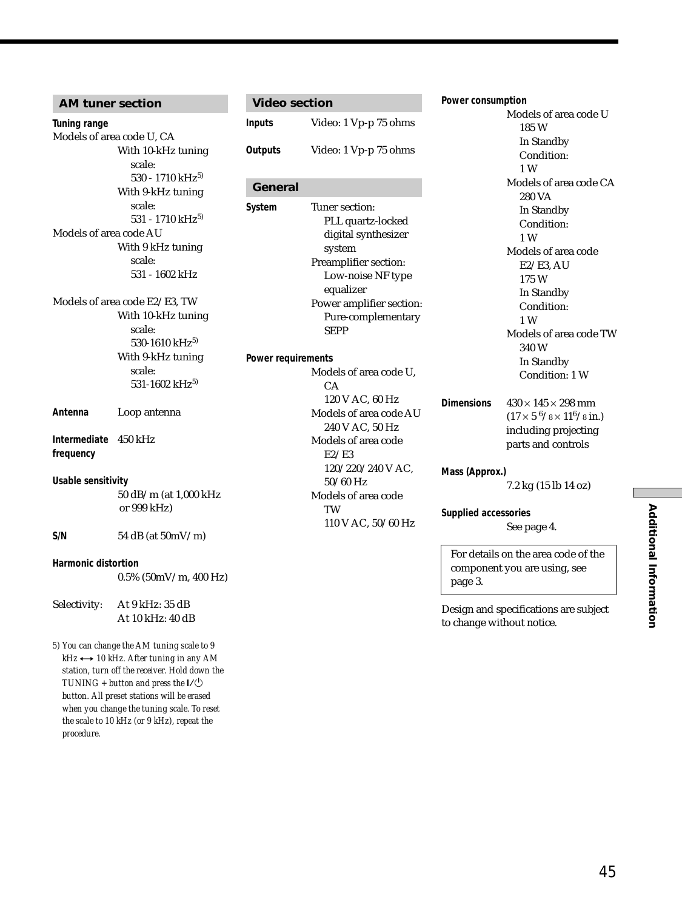## AM tuner section

**Tuning range**

Models of area code U, CA
- With 10-kHz tuning scale: 530 - 1710 kHz[5)]
- With 9-kHz tuning scale: 531 - 1710 kHz[5)]

Models of area code AU
- With 9 kHz tuning scale: 531 - 1602 kHz

Models of area code E2/E3, TW
- With 10-kHz tuning scale: 530-1610 kHz[5)]
- With 9-kHz tuning scale: 531-1602 kHz[5)]

**Antenna** Loop antenna

**Intermediate frequency** 450 kHz

**Usable sensitivity**
50 dB/m (at 1,000 kHz or 999 kHz)

**S/N** 54 dB (at 50mV/m)

**Harmonic distortion**
0.5% (50mV/m, 400 Hz)

Selectivity: At 9 kHz: 35 dB
At 10 kHz: 40 dB

*5) You can change the AM tuning scale to 9 kHz ⟷ 10 kHz. After tuning in any AM station, turn off the receiver. Hold down the TUNING + button and press the I/⏻ button. All preset stations will be erased when you change the tuning scale. To reset the scale to 10 kHz (or 9 kHz), repeat the procedure.*

## Video section

**Inputs** Video: 1 Vp-p 75 ohms

**Outputs** Video: 1 Vp-p 75 ohms

## General

**System**
- Tuner section: PLL quartz-locked digital synthesizer system
- Preamplifier section: Low-noise NF type equalizer
- Power amplifier section: Pure-complementary SEPP

**Power requirements**
- Models of area code U, CA: 120 V AC, 60 Hz
- Models of area code AU: 240 V AC, 50 Hz
- Models of area code E2/E3: 120/220/240 V AC, 50/60 Hz
- Models of area code TW: 110 V AC, 50/60 Hz

**Power consumption**
- Models of area code U: 185 W; In Standby Condition: 1 W
- Models of area code CA: 280 VA; In Standby Condition: 1 W
- Models of area code E2/E3, AU: 175 W; In Standby Condition: 1 W
- Models of area code TW: 340 W; In Standby Condition: 1 W

**Dimensions** 430 × 145 × 298 mm (17 × 5 6/8 × 11 6/8 in.) including projecting parts and controls

**Mass (Approx.)**
7.2 kg (15 lb 14 oz)

**Supplied accessories**
See page 4.

For details on the area code of the component you are using, see page 3.

Design and specifications are subject to change without notice.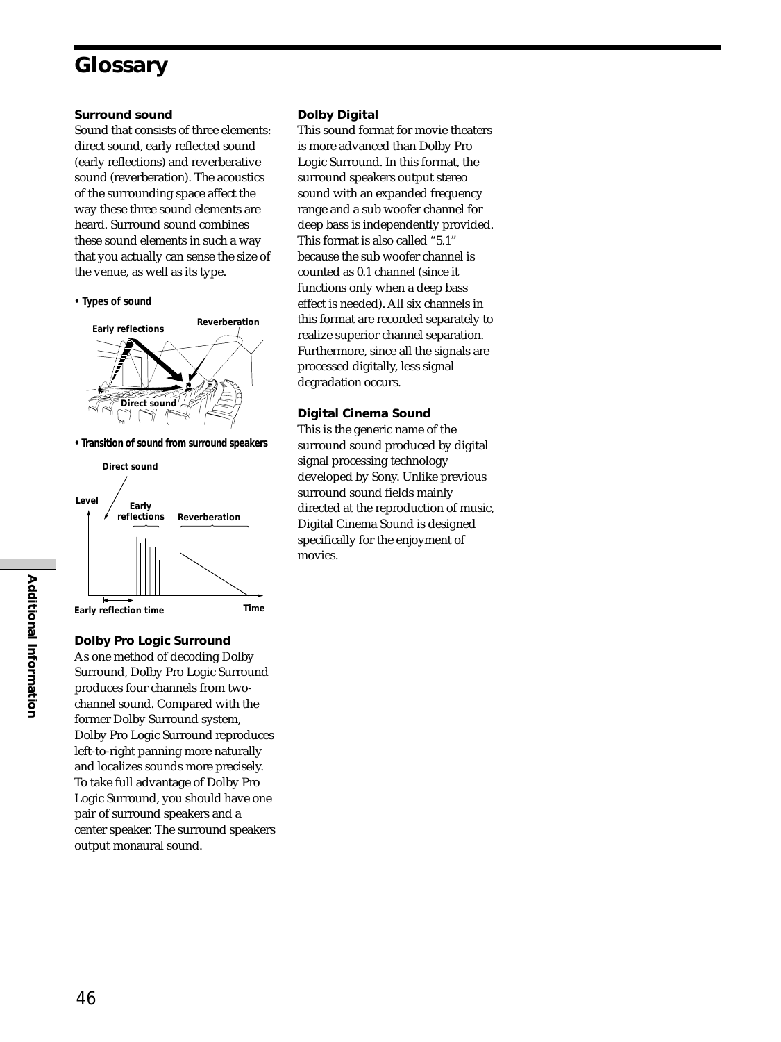# Glossary

### Surround sound

Sound that consists of three elements: direct sound, early reflected sound (early reflections) and reverberative sound (reverberation). The acoustics of the surrounding space affect the way these three sound elements are heard. Surround sound combines these sound elements in such a way that you actually can sense the size of the venue, as well as its type.

**• Types of sound**

**• Transition of sound from surround speakers**

### Dolby Pro Logic Surround

As one method of decoding Dolby Surround, Dolby Pro Logic Surround produces four channels from two-channel sound. Compared with the former Dolby Surround system, Dolby Pro Logic Surround reproduces left-to-right panning more naturally and localizes sounds more precisely. To take full advantage of Dolby Pro Logic Surround, you should have one pair of surround speakers and a center speaker. The surround speakers output monaural sound.

### Dolby Digital

This sound format for movie theaters is more advanced than Dolby Pro Logic Surround. In this format, the surround speakers output stereo sound with an expanded frequency range and a sub woofer channel for deep bass is independently provided. This format is also called "5.1" because the sub woofer channel is counted as 0.1 channel (since it functions only when a deep bass effect is needed). All six channels in this format are recorded separately to realize superior channel separation. Furthermore, since all the signals are processed digitally, less signal degradation occurs.

### Digital Cinema Sound

This is the generic name of the surround sound produced by digital signal processing technology developed by Sony. Unlike previous surround sound fields mainly directed at the reproduction of music, Digital Cinema Sound is designed specifically for the enjoyment of movies.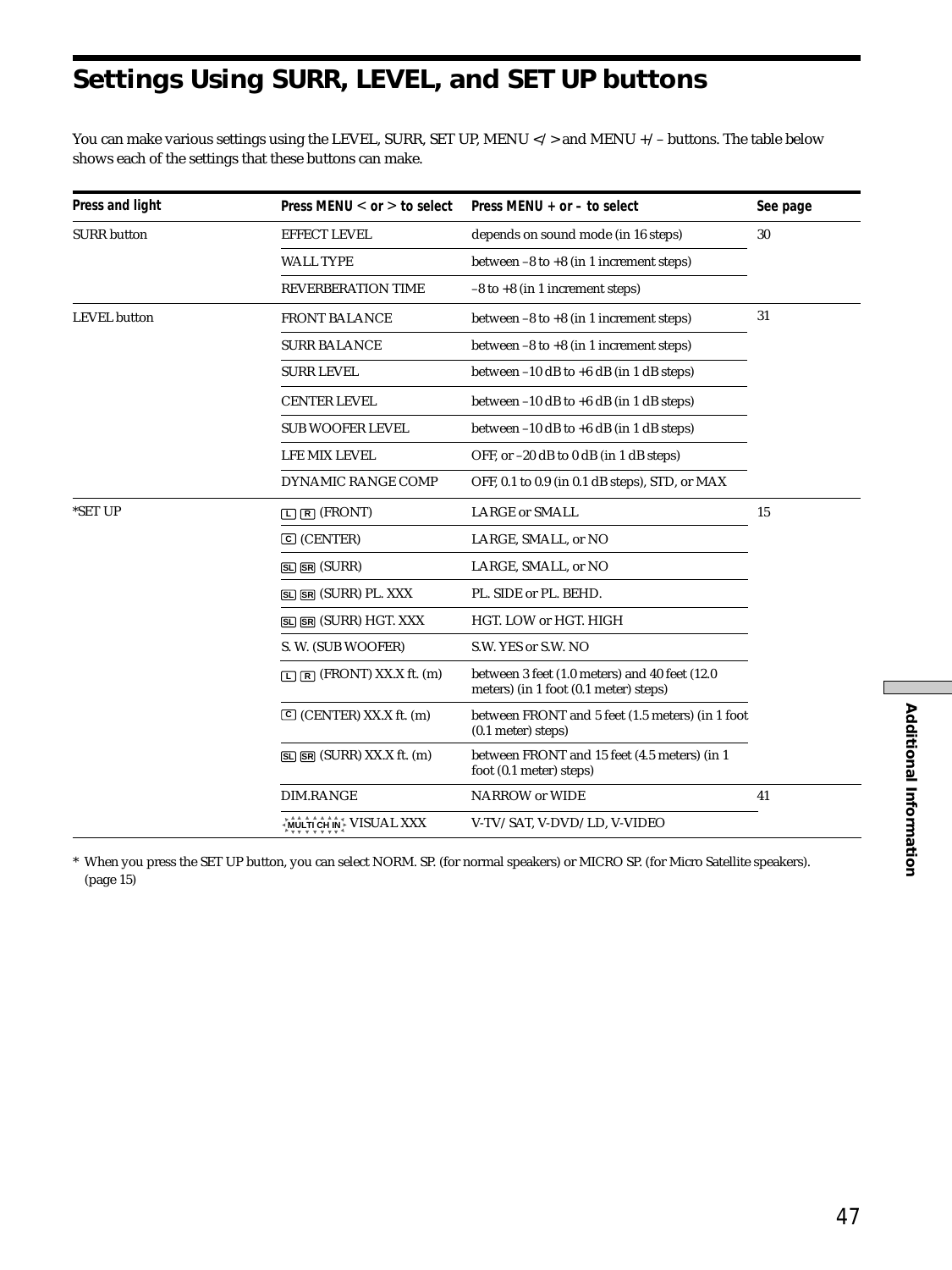# Settings Using SURR, LEVEL, and SET UP buttons

You can make various settings using the LEVEL, SURR, SET UP, MENU </> and MENU +/– buttons. The table below shows each of the settings that these buttons can make.

| Press and light | Press MENU < or > to select | Press MENU + or – to select | See page |
|---|---|---|---|
| SURR button | EFFECT LEVEL | depends on sound mode (in 16 steps) | 30 |
| | WALL TYPE | between –8 to +8 (in 1 increment steps) | |
| | REVERBERATION TIME | –8 to +8 (in 1 increment steps) | |
| LEVEL button | FRONT BALANCE | between –8 to +8 (in 1 increment steps) | 31 |
| | SURR BALANCE | between –8 to +8 (in 1 increment steps) | |
| | SURR LEVEL | between –10 dB to +6 dB (in 1 dB steps) | |
| | CENTER LEVEL | between –10 dB to +6 dB (in 1 dB steps) | |
| | SUB WOOFER LEVEL | between –10 dB to +6 dB (in 1 dB steps) | |
| | LFE MIX LEVEL | OFF, or –20 dB to 0 dB (in 1 dB steps) | |
| | DYNAMIC RANGE COMP | OFF, 0.1 to 0.9 (in 0.1 dB steps), STD, or MAX | |
| *SET UP | L R (FRONT) | LARGE or SMALL | 15 |
| | C (CENTER) | LARGE, SMALL, or NO | |
| | SL SR (SURR) | LARGE, SMALL, or NO | |
| | SL SR (SURR) PL. XXX | PL. SIDE or PL. BEHD. | |
| | SL SR (SURR) HGT. XXX | HGT. LOW or HGT. HIGH | |
| | S. W. (SUB WOOFER) | S.W. YES or S.W. NO | |
| | L R (FRONT) XX.X ft. (m) | between 3 feet (1.0 meters) and 40 feet (12.0 meters) (in 1 foot (0.1 meter) steps) | |
| | C (CENTER) XX.X ft. (m) | between FRONT and 5 feet (1.5 meters) (in 1 foot (0.1 meter) steps) | |
| | SL SR (SURR) XX.X ft. (m) | between FRONT and 15 feet (4.5 meters) (in 1 foot (0.1 meter) steps) | |
| | DIM.RANGE | NARROW or WIDE | 41 |
| | MULTI CH IN VISUAL XXX | V-TV/SAT, V-DVD/LD, V-VIDEO | |

* When you press the SET UP button, you can select NORM. SP. (for normal speakers) or MICRO SP. (for Micro Satellite speakers). (page 15)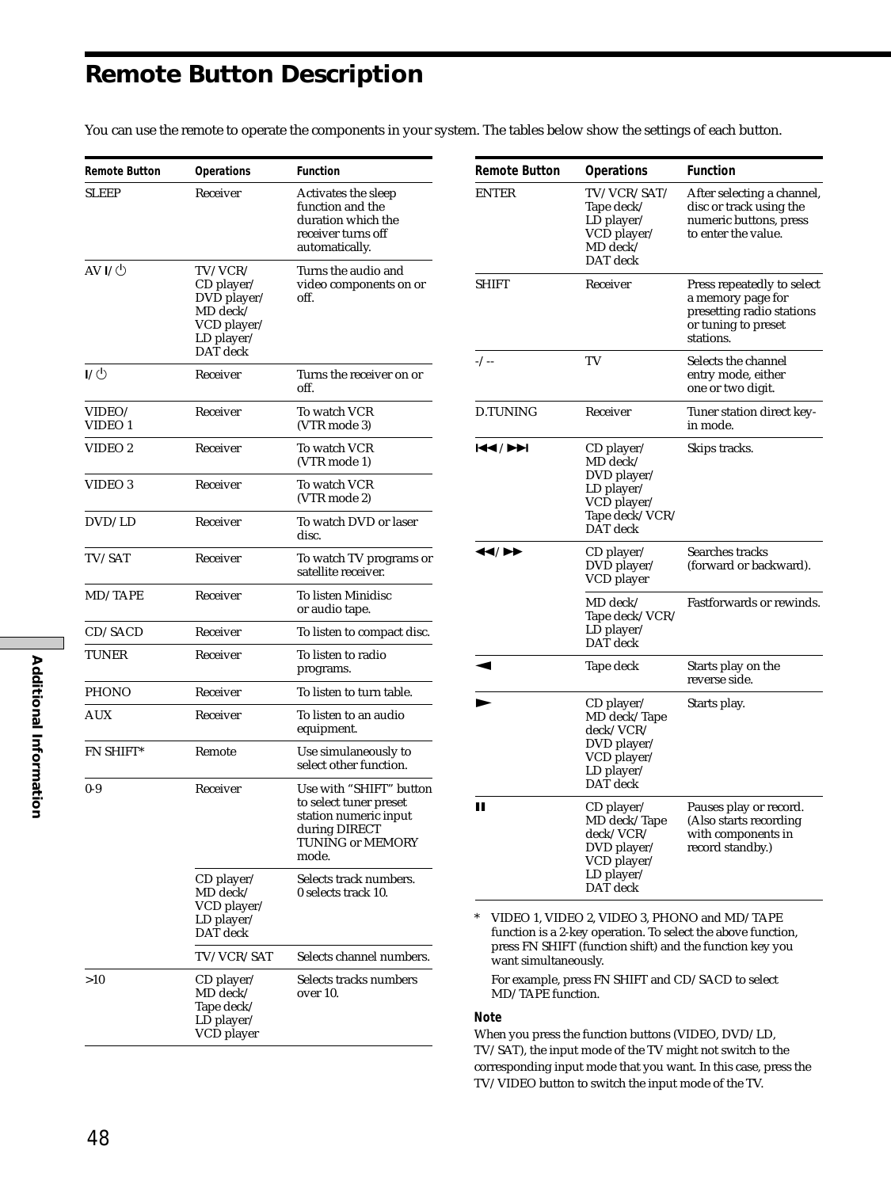# Remote Button Description

You can use the remote to operate the components in your system. The tables below show the settings of each button.

| Remote Button | Operations | Function |
|---|---|---|
| SLEEP | Receiver | Activates the sleep function and the duration which the receiver turns off automatically. |
| AV I/⏻ | TV/VCR/ CD player/ DVD player/ MD deck/ VCD player/ LD player/ DAT deck | Turns the audio and video components on or off. |
| I/⏻ | Receiver | Turns the receiver on or off. |
| VIDEO/ VIDEO 1 | Receiver | To watch VCR (VTR mode 3) |
| VIDEO 2 | Receiver | To watch VCR (VTR mode 1) |
| VIDEO 3 | Receiver | To watch VCR (VTR mode 2) |
| DVD/LD | Receiver | To watch DVD or laser disc. |
| TV/SAT | Receiver | To watch TV programs or satellite receiver. |
| MD/TAPE | Receiver | To listen Minidisc or audio tape. |
| CD/SACD | Receiver | To listen to compact disc. |
| TUNER | Receiver | To listen to radio programs. |
| PHONO | Receiver | To listen to turn table. |
| AUX | Receiver | To listen to an audio equipment. |
| FN SHIFT* | Remote | Use simulaneously to select other function. |
| 0-9 | Receiver | Use with “SHIFT” button to select tuner preset station numeric input during DIRECT TUNING or MEMORY mode. |
| | CD player/ MD deck/ VCD player/ LD player/ DAT deck | Selects track numbers. 0 selects track 10. |
| | TV/VCR/SAT | Selects channel numbers. |
| >10 | CD player/ MD deck/ Tape deck/ LD player/ VCD player | Selects tracks numbers over 10. |
| ENTER | TV/VCR/SAT/ Tape deck/ LD player/ VCD player/ MD deck/ DAT deck | After selecting a channel, disc or track using the numeric buttons, press to enter the value. |
| SHIFT | Receiver | Press repeatedly to select a memory page for presetting radio stations or tuning to preset stations. |
| -/-- | TV | Selects the channel entry mode, either one or two digit. |
| D.TUNING | Receiver | Tuner station direct key-in mode. |
| ⏮/⏭ | CD player/ MD deck/ DVD player/ LD player/ VCD player/ Tape deck/VCR/ DAT deck | Skips tracks. |
| ◀◀/▶▶ | CD player/ DVD player/ VCD player | Searches tracks (forward or backward). |
| | MD deck/ Tape deck/VCR/ LD player/ DAT deck | Fastforwards or rewinds. |
| ◀ | Tape deck | Starts play on the reverse side. |
| ▶ | CD player/ MD deck/Tape deck/VCR/ DVD player/ VCD player/ LD player/ DAT deck | Starts play. |
| ❚❚ | CD player/ MD deck/Tape deck/VCR/ DVD player/ VCD player/ LD player/ DAT deck | Pauses play or record. (Also starts recording with components in record standby.) |

\* VIDEO 1, VIDEO 2, VIDEO 3, PHONO and MD/TAPE function is a 2-key operation. To select the above function, press FN SHIFT (function shift) and the function key you want simultaneously.

For example, press FN SHIFT and CD/SACD to select MD/TAPE function.

**Note**

When you press the function buttons (VIDEO, DVD/LD, TV/SAT), the input mode of the TV might not switch to the corresponding input mode that you want. In this case, press the TV/VIDEO button to switch the input mode of the TV.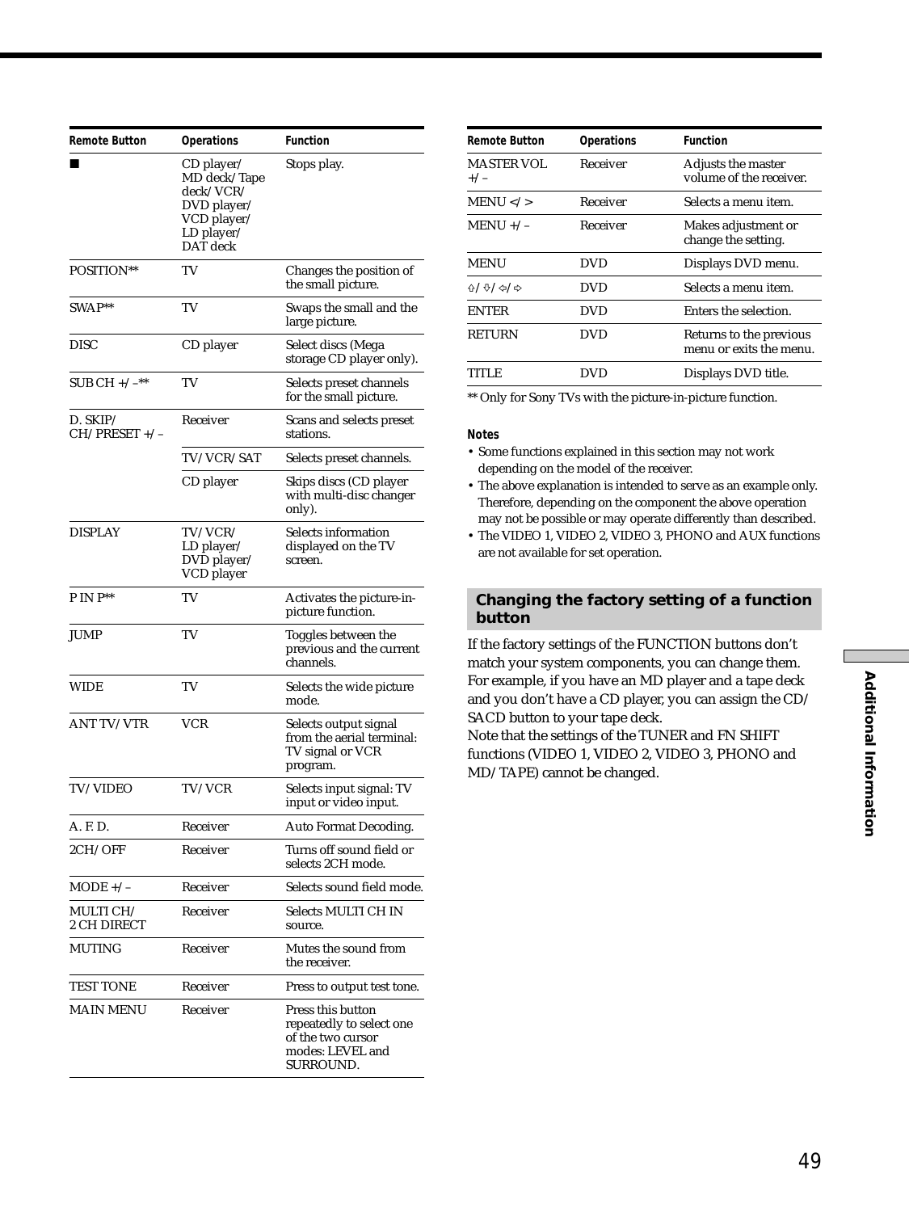| Remote Button | Operations | Function |
|---|---|---|
| ■ | CD player/ MD deck/Tape deck/VCR/ DVD player/ VCD player/ LD player/ DAT deck | Stops play. |
| POSITION** | TV | Changes the position of the small picture. |
| SWAP** | TV | Swaps the small and the large picture. |
| DISC | CD player | Select discs (Mega storage CD player only). |
| SUB CH +/–** | TV | Selects preset channels for the small picture. |
| D. SKIP/ CH/PRESET +/– | Receiver | Scans and selects preset stations. |
| | TV/VCR/SAT | Selects preset channels. |
| | CD player | Skips discs (CD player with multi-disc changer only). |
| DISPLAY | TV/VCR/ LD player/ DVD player/ VCD player | Selects information displayed on the TV screen. |
| P IN P** | TV | Activates the picture-in-picture function. |
| JUMP | TV | Toggles between the previous and the current channels. |
| WIDE | TV | Selects the wide picture mode. |
| ANT TV/VTR | VCR | Selects output signal from the aerial terminal: TV signal or VCR program. |
| TV/VIDEO | TV/VCR | Selects input signal: TV input or video input. |
| A. F. D. | Receiver | Auto Format Decoding. |
| 2CH/OFF | Receiver | Turns off sound field or selects 2CH mode. |
| MODE +/– | Receiver | Selects sound field mode. |
| MULTI CH/ 2 CH DIRECT | Receiver | Selects MULTI CH IN source. |
| MUTING | Receiver | Mutes the sound from the receiver. |
| TEST TONE | Receiver | Press to output test tone. |
| MAIN MENU | Receiver | Press this button repeatedly to select one of the two cursor modes: LEVEL and SURROUND. |
| MASTER VOL +/– | Receiver | Adjusts the master volume of the receiver. |
| MENU </> | Receiver | Selects a menu item. |
| MENU +/– | Receiver | Makes adjustment or change the setting. |
| MENU | DVD | Displays DVD menu. |
| ⇧/⇩/⇦/⇨ | DVD | Selects a menu item. |
| ENTER | DVD | Enters the selection. |
| RETURN | DVD | Returns to the previous menu or exits the menu. |
| TITLE | DVD | Displays DVD title. |

** Only for Sony TVs with the picture-in-picture function.

**Notes**

- Some functions explained in this section may not work depending on the model of the receiver.
- The above explanation is intended to serve as an example only. Therefore, depending on the component the above operation may not be possible or may operate differently than described.
- The VIDEO 1, VIDEO 2, VIDEO 3, PHONO and AUX functions are not available for set operation.

## Changing the factory setting of a function button

If the factory settings of the FUNCTION buttons don't match your system components, you can change them. For example, if you have an MD player and a tape deck and you don't have a CD player, you can assign the CD/SACD button to your tape deck.
Note that the settings of the TUNER and FN SHIFT functions (VIDEO 1, VIDEO 2, VIDEO 3, PHONO and MD/TAPE) cannot be changed.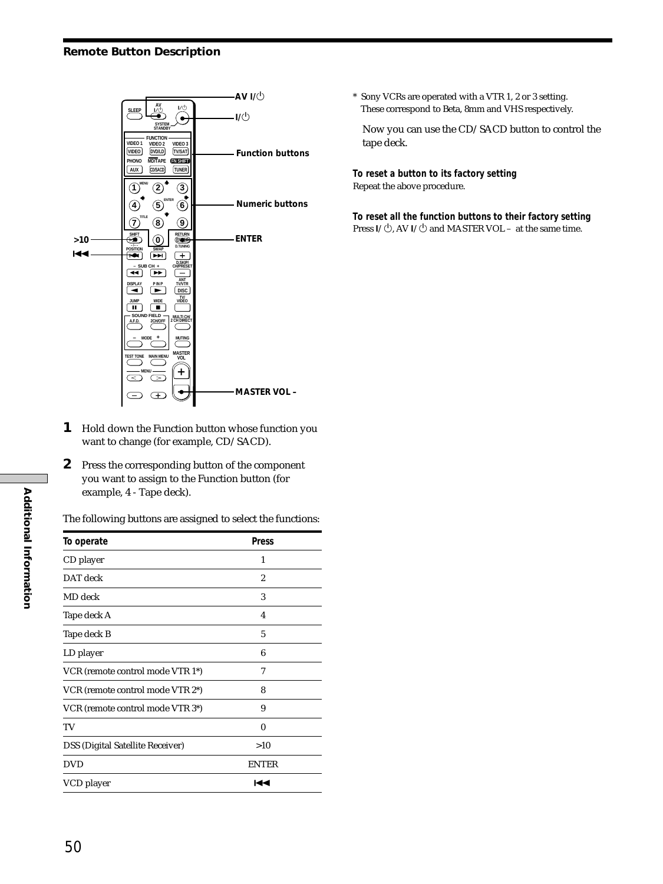## Remote Button Description

1 Hold down the Function button whose function you want to change (for example, CD/SACD).

2 Press the corresponding button of the component you want to assign to the Function button (for example, 4 - Tape deck).

The following buttons are assigned to select the functions:

| To operate | Press |
|---|---|
| CD player | 1 |
| DAT deck | 2 |
| MD deck | 3 |
| Tape deck A | 4 |
| Tape deck B | 5 |
| LD player | 6 |
| VCR (remote control mode VTR 1*) | 7 |
| VCR (remote control mode VTR 2*) | 8 |
| VCR (remote control mode VTR 3*) | 9 |
| TV | 0 |
| DSS (Digital Satellite Receiver) | >10 |
| DVD | ENTER |
| VCD player | ⏮ |

\* Sony VCRs are operated with a VTR 1, 2 or 3 setting. These correspond to Beta, 8mm and VHS respectively.

Now you can use the CD/SACD button to control the tape deck.

**To reset a button to its factory setting**
Repeat the above procedure.

**To reset all the function buttons to their factory setting**
Press I/⏻, AV I/⏻ and MASTER VOL – at the same time.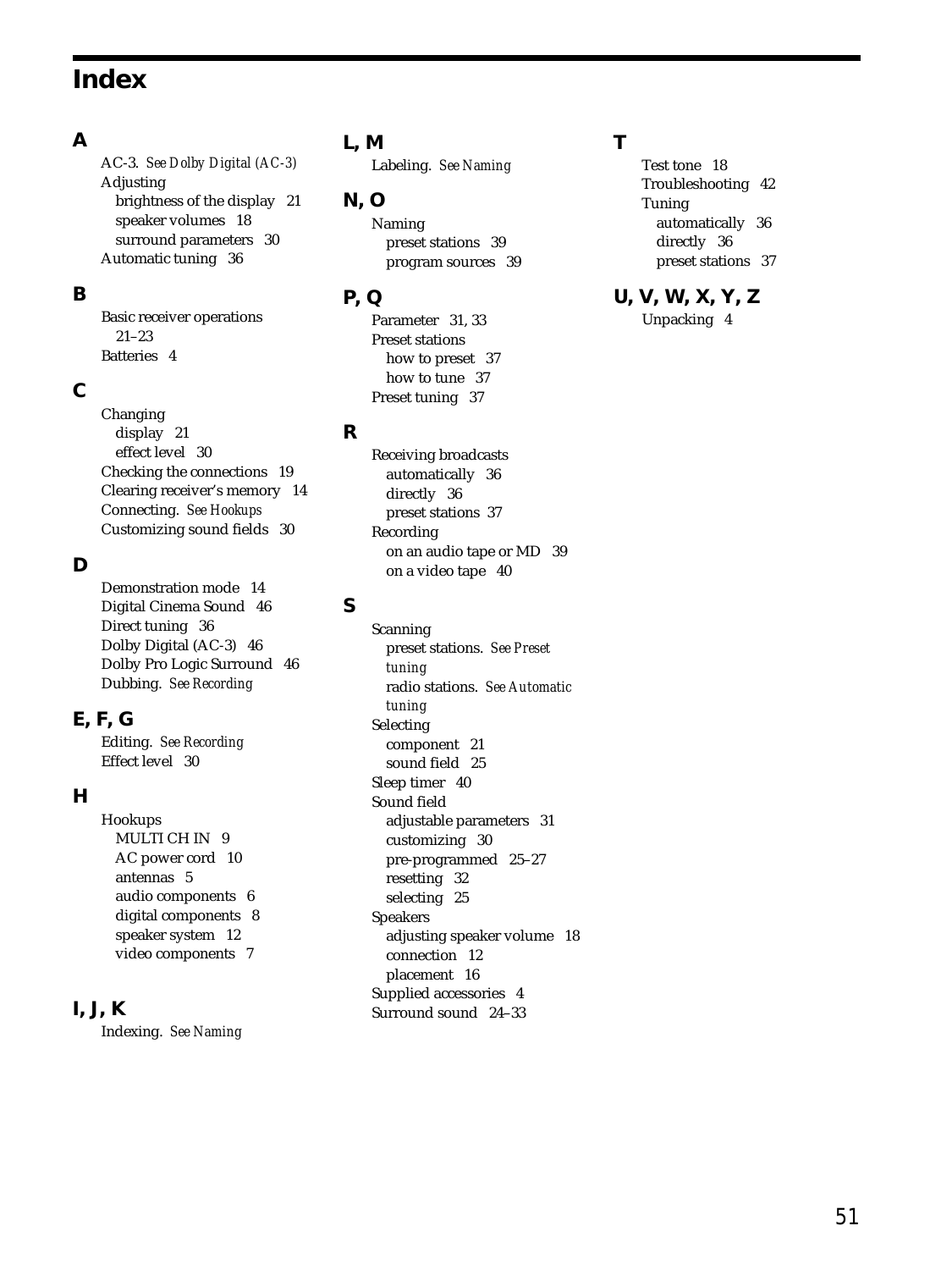# Index

## A

AC-3. *See Dolby Digital (AC-3)*
Adjusting
- brightness of the display 21
- speaker volumes 18
- surround parameters 30

Automatic tuning 36

## B

Basic receiver operations 21–23
Batteries 4

## C

Changing
- display 21
- effect level 30

Checking the connections 19
Clearing receiver's memory 14
Connecting. *See Hookups*
Customizing sound fields 30

## D

Demonstration mode 14
Digital Cinema Sound 46
Direct tuning 36
Dolby Digital (AC-3) 46
Dolby Pro Logic Surround 46
Dubbing. *See Recording*

## E, F, G

Editing. *See Recording*
Effect level 30

## H

Hookups
- MULTI CH IN 9
- AC power cord 10
- antennas 5
- audio components 6
- digital components 8
- speaker system 12
- video components 7

## I, J, K

Indexing. *See Naming*

## L, M

Labeling. *See Naming*

## N, O

Naming
- preset stations 39
- program sources 39

## P, Q

Parameter 31, 33
Preset stations
- how to preset 37
- how to tune 37

Preset tuning 37

## R

Receiving broadcasts
- automatically 36
- directly 36
- preset stations 37

Recording
- on an audio tape or MD 39
- on a video tape 40

## S

Scanning
- preset stations. *See Preset tuning*
- radio stations. *See Automatic tuning*

Selecting
- component 21
- sound field 25

Sleep timer 40
Sound field
- adjustable parameters 31
- customizing 30
- pre-programmed 25–27
- resetting 32
- selecting 25

Speakers
- adjusting speaker volume 18
- connection 12
- placement 16

Supplied accessories 4
Surround sound 24–33

## T

Test tone 18
Troubleshooting 42
Tuning
- automatically 36
- directly 36
- preset stations 37

## U, V, W, X, Y, Z

Unpacking 4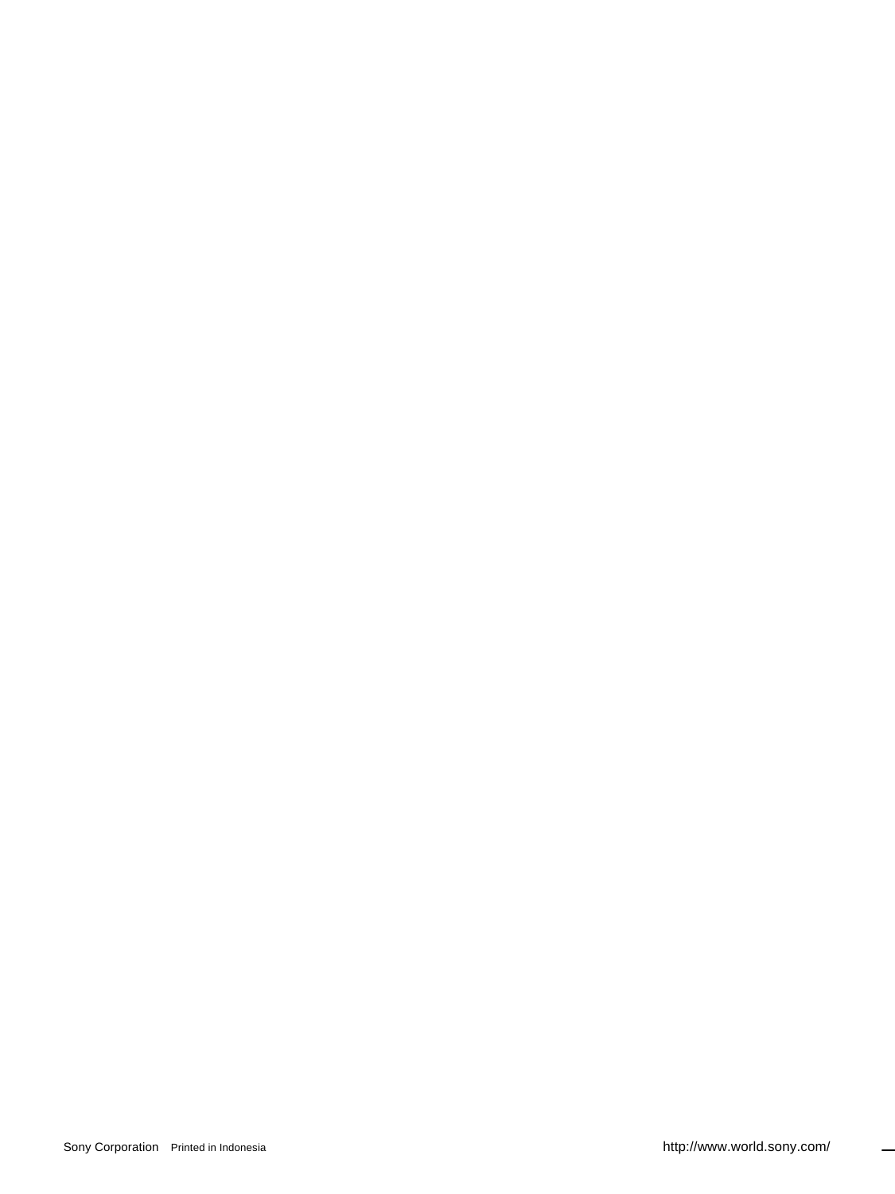Sony Corporation Printed in Indonesia

http://www.world.sony.com/